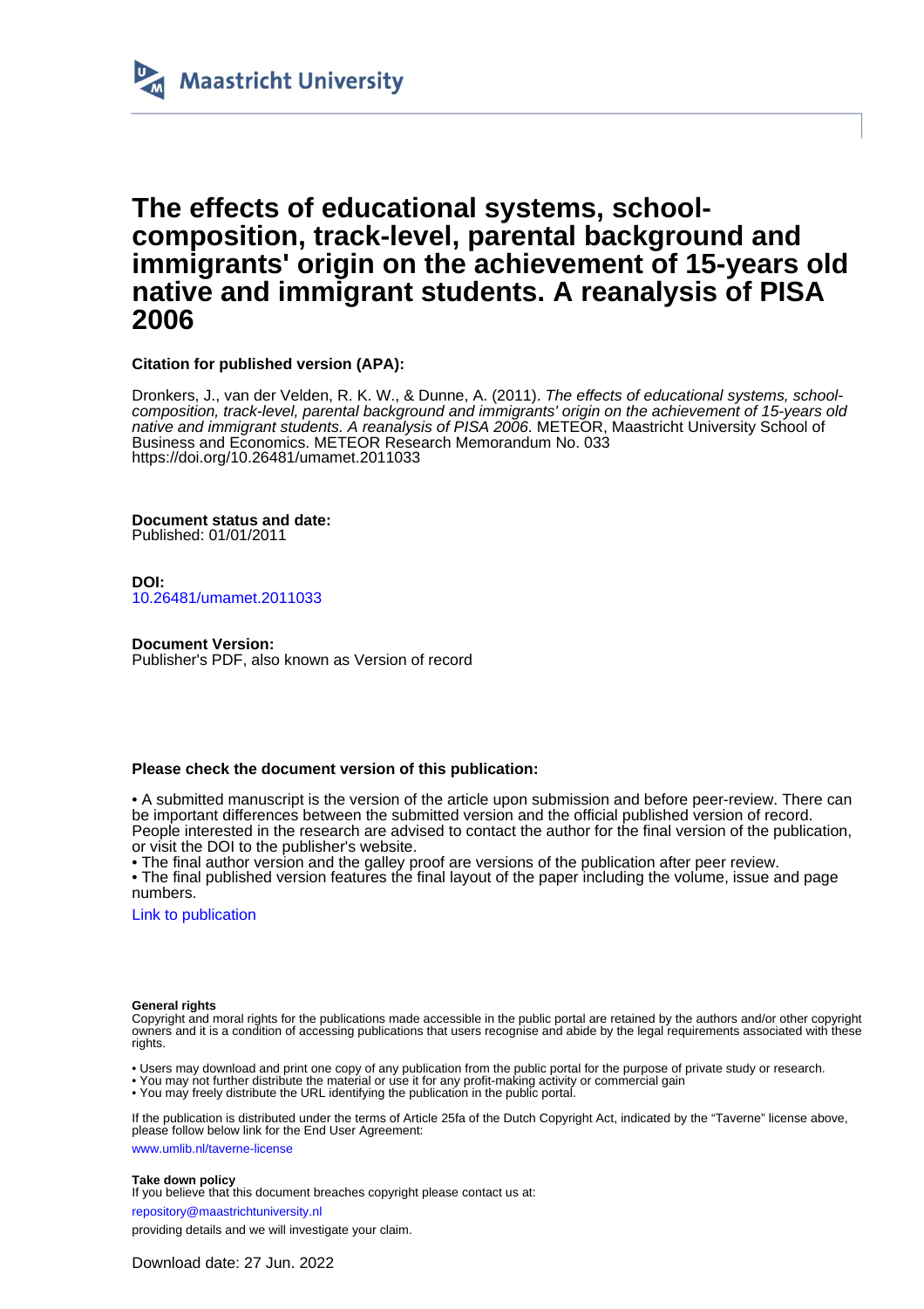Maastricht University

# The effects of educational systems, school-composition, track-level, parental background and immigrants' origin on the achievement of 15-years old native and immigrant students. A reanalysis of PISA 2006

**Citation for published version (APA):**

Dronkers, J., van der Velden, R. K. W., & Dunne, A. (2011). *The effects of educational systems, school-composition, track-level, parental background and immigrants' origin on the achievement of 15-years old native and immigrant students. A reanalysis of PISA 2006*. METEOR, Maastricht University School of Business and Economics. METEOR Research Memorandum No. 033
https://doi.org/10.26481/umamet.2011033

**Document status and date:**
Published: 01/01/2011

**DOI:**
10.26481/umamet.2011033

**Document Version:**
Publisher's PDF, also known as Version of record

**Please check the document version of this publication:**

• A submitted manuscript is the version of the article upon submission and before peer-review. There can be important differences between the submitted version and the official published version of record. People interested in the research are advised to contact the author for the final version of the publication, or visit the DOI to the publisher's website.
• The final author version and the galley proof are versions of the publication after peer review.
• The final published version features the final layout of the paper including the volume, issue and page numbers.

Link to publication

**General rights**
Copyright and moral rights for the publications made accessible in the public portal are retained by the authors and/or other copyright owners and it is a condition of accessing publications that users recognise and abide by the legal requirements associated with these rights.

• Users may download and print one copy of any publication from the public portal for the purpose of private study or research.
• You may not further distribute the material or use it for any profit-making activity or commercial gain
• You may freely distribute the URL identifying the publication in the public portal.

If the publication is distributed under the terms of Article 25fa of the Dutch Copyright Act, indicated by the "Taverne" license above, please follow below link for the End User Agreement:

www.umlib.nl/taverne-license

**Take down policy**
If you believe that this document breaches copyright please contact us at:

repository@maastrichtuniversity.nl

providing details and we will investigate your claim.

Download date: 27 Jun. 2022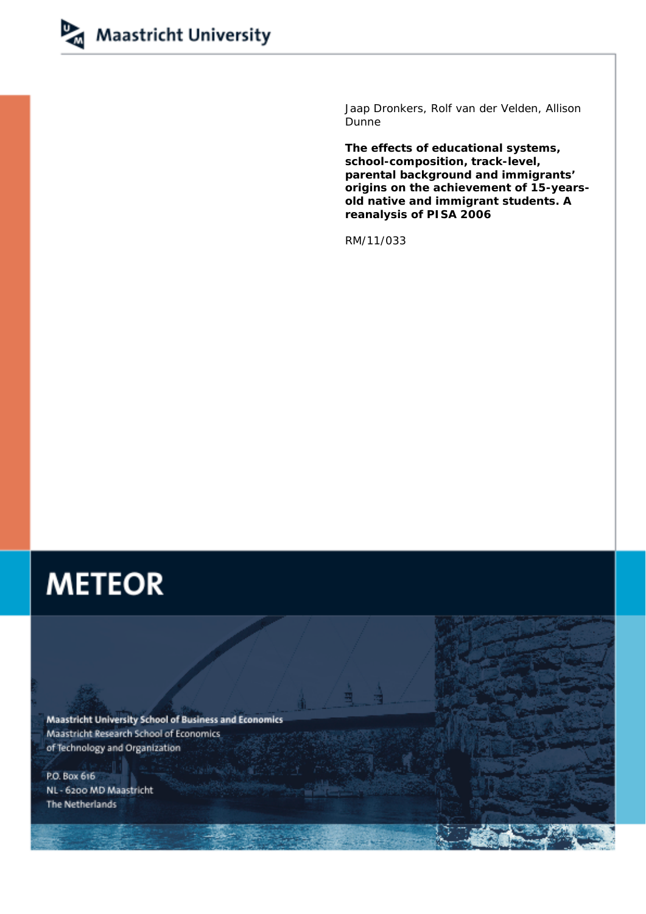Maastricht University

Jaap Dronkers, Rolf van der Velden, Allison Dunne

**The effects of educational systems, school-composition, track-level, parental background and immigrants' origins on the achievement of 15-years-old native and immigrant students. A reanalysis of PISA 2006**

RM/11/033

# METEOR

Maastricht University School of Business and Economics
Maastricht Research School of Economics
of Technology and Organization

P.O. Box 616
NL - 6200 MD Maastricht
The Netherlands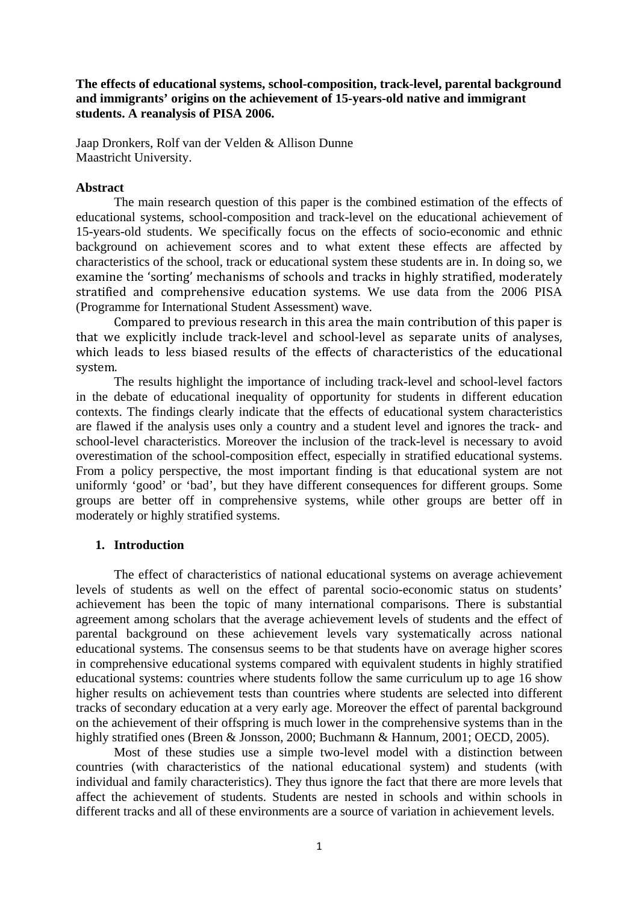**The effects of educational systems, school-composition, track-level, parental background and immigrants' origins on the achievement of 15-years-old native and immigrant students. A reanalysis of PISA 2006.**

Jaap Dronkers, Rolf van der Velden & Allison Dunne
Maastricht University.

**Abstract**

The main research question of this paper is the combined estimation of the effects of educational systems, school-composition and track-level on the educational achievement of 15-years-old students. We specifically focus on the effects of socio-economic and ethnic background on achievement scores and to what extent these effects are affected by characteristics of the school, track or educational system these students are in. In doing so, we examine the 'sorting' mechanisms of schools and tracks in highly stratified, moderately stratified and comprehensive education systems. We use data from the 2006 PISA (Programme for International Student Assessment) wave.

Compared to previous research in this area the main contribution of this paper is that we explicitly include track-level and school-level as separate units of analyses, which leads to less biased results of the effects of characteristics of the educational system.

The results highlight the importance of including track-level and school-level factors in the debate of educational inequality of opportunity for students in different education contexts. The findings clearly indicate that the effects of educational system characteristics are flawed if the analysis uses only a country and a student level and ignores the track- and school-level characteristics. Moreover the inclusion of the track-level is necessary to avoid overestimation of the school-composition effect, especially in stratified educational systems. From a policy perspective, the most important finding is that educational system are not uniformly 'good' or 'bad', but they have different consequences for different groups. Some groups are better off in comprehensive systems, while other groups are better off in moderately or highly stratified systems.

## 1. Introduction

The effect of characteristics of national educational systems on average achievement levels of students as well on the effect of parental socio-economic status on students' achievement has been the topic of many international comparisons. There is substantial agreement among scholars that the average achievement levels of students and the effect of parental background on these achievement levels vary systematically across national educational systems. The consensus seems to be that students have on average higher scores in comprehensive educational systems compared with equivalent students in highly stratified educational systems: countries where students follow the same curriculum up to age 16 show higher results on achievement tests than countries where students are selected into different tracks of secondary education at a very early age. Moreover the effect of parental background on the achievement of their offspring is much lower in the comprehensive systems than in the highly stratified ones (Breen & Jonsson, 2000; Buchmann & Hannum, 2001; OECD, 2005).

Most of these studies use a simple two-level model with a distinction between countries (with characteristics of the national educational system) and students (with individual and family characteristics). They thus ignore the fact that there are more levels that affect the achievement of students. Students are nested in schools and within schools in different tracks and all of these environments are a source of variation in achievement levels.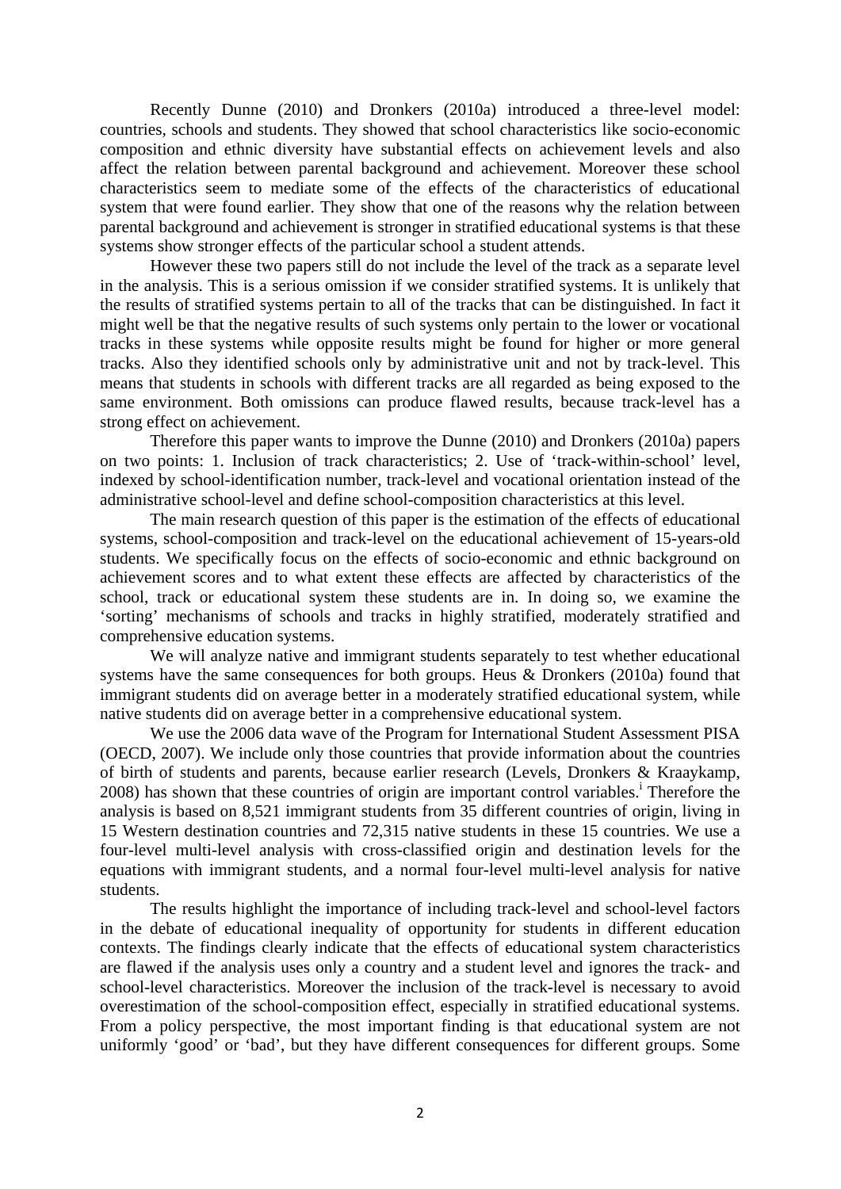Recently Dunne (2010) and Dronkers (2010a) introduced a three-level model: countries, schools and students. They showed that school characteristics like socio-economic composition and ethnic diversity have substantial effects on achievement levels and also affect the relation between parental background and achievement. Moreover these school characteristics seem to mediate some of the effects of the characteristics of educational system that were found earlier. They show that one of the reasons why the relation between parental background and achievement is stronger in stratified educational systems is that these systems show stronger effects of the particular school a student attends.

However these two papers still do not include the level of the track as a separate level in the analysis. This is a serious omission if we consider stratified systems. It is unlikely that the results of stratified systems pertain to all of the tracks that can be distinguished. In fact it might well be that the negative results of such systems only pertain to the lower or vocational tracks in these systems while opposite results might be found for higher or more general tracks. Also they identified schools only by administrative unit and not by track-level. This means that students in schools with different tracks are all regarded as being exposed to the same environment. Both omissions can produce flawed results, because track-level has a strong effect on achievement.

Therefore this paper wants to improve the Dunne (2010) and Dronkers (2010a) papers on two points: 1. Inclusion of track characteristics; 2. Use of 'track-within-school' level, indexed by school-identification number, track-level and vocational orientation instead of the administrative school-level and define school-composition characteristics at this level.

The main research question of this paper is the estimation of the effects of educational systems, school-composition and track-level on the educational achievement of 15-years-old students. We specifically focus on the effects of socio-economic and ethnic background on achievement scores and to what extent these effects are affected by characteristics of the school, track or educational system these students are in. In doing so, we examine the 'sorting' mechanisms of schools and tracks in highly stratified, moderately stratified and comprehensive education systems.

We will analyze native and immigrant students separately to test whether educational systems have the same consequences for both groups. Heus & Dronkers (2010a) found that immigrant students did on average better in a moderately stratified educational system, while native students did on average better in a comprehensive educational system.

We use the 2006 data wave of the Program for International Student Assessment PISA (OECD, 2007). We include only those countries that provide information about the countries of birth of students and parents, because earlier research (Levels, Dronkers & Kraaykamp, 2008) has shown that these countries of origin are important control variables.[i] Therefore the analysis is based on 8,521 immigrant students from 35 different countries of origin, living in 15 Western destination countries and 72,315 native students in these 15 countries. We use a four-level multi-level analysis with cross-classified origin and destination levels for the equations with immigrant students, and a normal four-level multi-level analysis for native students.

The results highlight the importance of including track-level and school-level factors in the debate of educational inequality of opportunity for students in different education contexts. The findings clearly indicate that the effects of educational system characteristics are flawed if the analysis uses only a country and a student level and ignores the track- and school-level characteristics. Moreover the inclusion of the track-level is necessary to avoid overestimation of the school-composition effect, especially in stratified educational systems. From a policy perspective, the most important finding is that educational system are not uniformly 'good' or 'bad', but they have different consequences for different groups. Some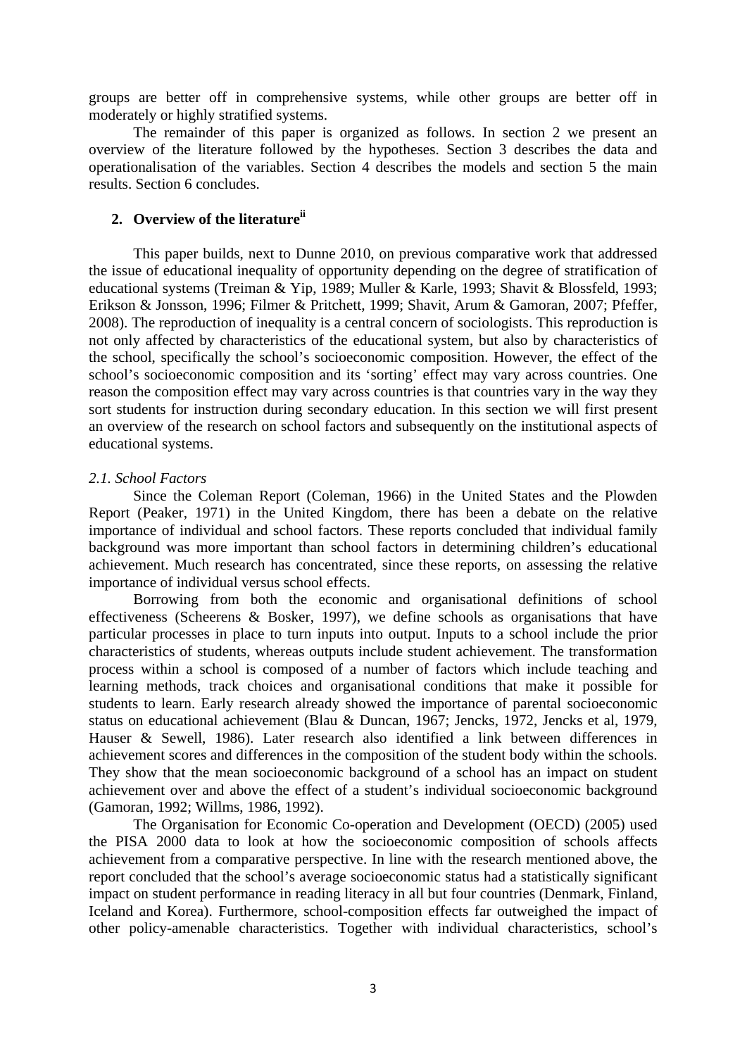groups are better off in comprehensive systems, while other groups are better off in moderately or highly stratified systems.

The remainder of this paper is organized as follows. In section 2 we present an overview of the literature followed by the hypotheses. Section 3 describes the data and operationalisation of the variables. Section 4 describes the models and section 5 the main results. Section 6 concludes.

## 2. Overview of the literature[ii]

This paper builds, next to Dunne 2010, on previous comparative work that addressed the issue of educational inequality of opportunity depending on the degree of stratification of educational systems (Treiman & Yip, 1989; Muller & Karle, 1993; Shavit & Blossfeld, 1993; Erikson & Jonsson, 1996; Filmer & Pritchett, 1999; Shavit, Arum & Gamoran, 2007; Pfeffer, 2008). The reproduction of inequality is a central concern of sociologists. This reproduction is not only affected by characteristics of the educational system, but also by characteristics of the school, specifically the school's socioeconomic composition. However, the effect of the school's socioeconomic composition and its 'sorting' effect may vary across countries. One reason the composition effect may vary across countries is that countries vary in the way they sort students for instruction during secondary education. In this section we will first present an overview of the research on school factors and subsequently on the institutional aspects of educational systems.

### *2.1. School Factors*

Since the Coleman Report (Coleman, 1966) in the United States and the Plowden Report (Peaker, 1971) in the United Kingdom, there has been a debate on the relative importance of individual and school factors. These reports concluded that individual family background was more important than school factors in determining children's educational achievement. Much research has concentrated, since these reports, on assessing the relative importance of individual versus school effects.

Borrowing from both the economic and organisational definitions of school effectiveness (Scheerens & Bosker, 1997), we define schools as organisations that have particular processes in place to turn inputs into output. Inputs to a school include the prior characteristics of students, whereas outputs include student achievement. The transformation process within a school is composed of a number of factors which include teaching and learning methods, track choices and organisational conditions that make it possible for students to learn. Early research already showed the importance of parental socioeconomic status on educational achievement (Blau & Duncan, 1967; Jencks, 1972, Jencks et al, 1979, Hauser & Sewell, 1986). Later research also identified a link between differences in achievement scores and differences in the composition of the student body within the schools. They show that the mean socioeconomic background of a school has an impact on student achievement over and above the effect of a student's individual socioeconomic background (Gamoran, 1992; Willms, 1986, 1992).

The Organisation for Economic Co-operation and Development (OECD) (2005) used the PISA 2000 data to look at how the socioeconomic composition of schools affects achievement from a comparative perspective. In line with the research mentioned above, the report concluded that the school's average socioeconomic status had a statistically significant impact on student performance in reading literacy in all but four countries (Denmark, Finland, Iceland and Korea). Furthermore, school-composition effects far outweighed the impact of other policy-amenable characteristics. Together with individual characteristics, school's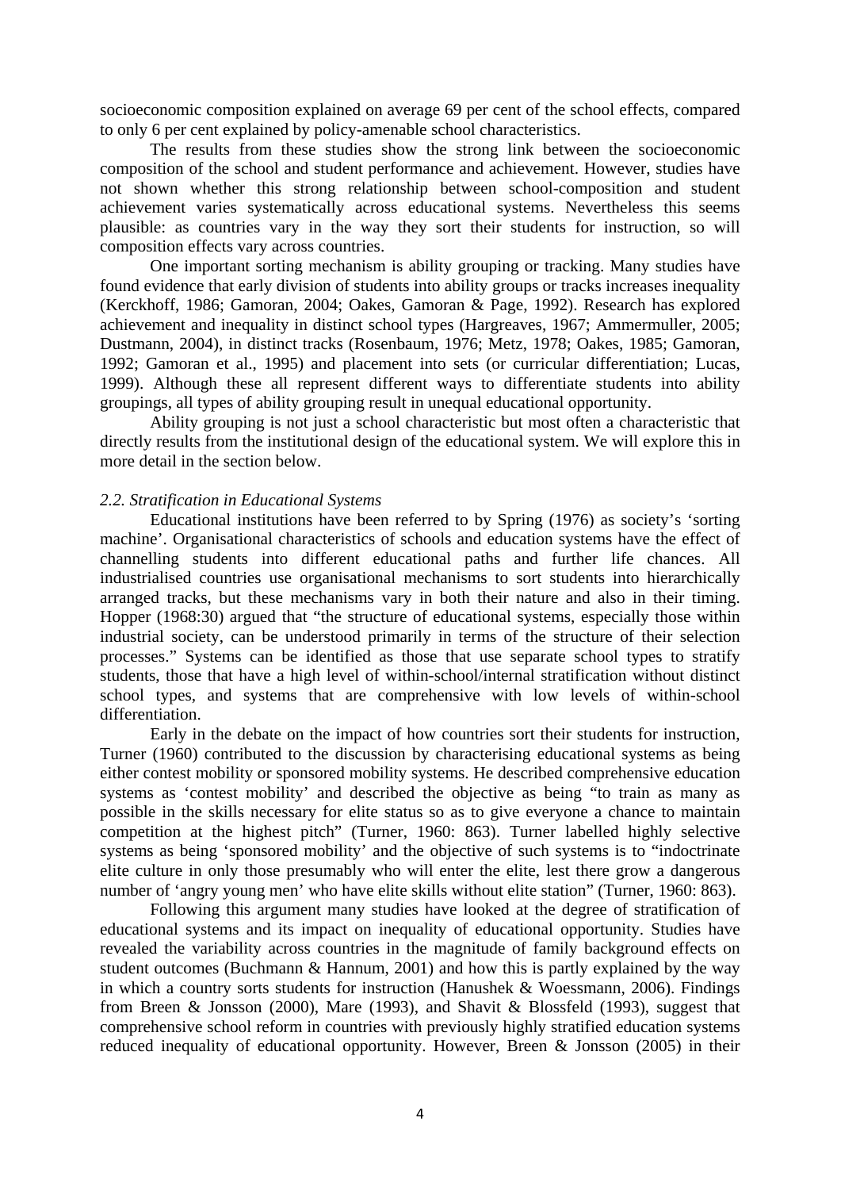socioeconomic composition explained on average 69 per cent of the school effects, compared to only 6 per cent explained by policy-amenable school characteristics.

The results from these studies show the strong link between the socioeconomic composition of the school and student performance and achievement. However, studies have not shown whether this strong relationship between school-composition and student achievement varies systematically across educational systems. Nevertheless this seems plausible: as countries vary in the way they sort their students for instruction, so will composition effects vary across countries.

One important sorting mechanism is ability grouping or tracking. Many studies have found evidence that early division of students into ability groups or tracks increases inequality (Kerckhoff, 1986; Gamoran, 2004; Oakes, Gamoran & Page, 1992). Research has explored achievement and inequality in distinct school types (Hargreaves, 1967; Ammermuller, 2005; Dustmann, 2004), in distinct tracks (Rosenbaum, 1976; Metz, 1978; Oakes, 1985; Gamoran, 1992; Gamoran et al., 1995) and placement into sets (or curricular differentiation; Lucas, 1999). Although these all represent different ways to differentiate students into ability groupings, all types of ability grouping result in unequal educational opportunity.

Ability grouping is not just a school characteristic but most often a characteristic that directly results from the institutional design of the educational system. We will explore this in more detail in the section below.

### *2.2. Stratification in Educational Systems*

Educational institutions have been referred to by Spring (1976) as society's 'sorting machine'. Organisational characteristics of schools and education systems have the effect of channelling students into different educational paths and further life chances. All industrialised countries use organisational mechanisms to sort students into hierarchically arranged tracks, but these mechanisms vary in both their nature and also in their timing. Hopper (1968:30) argued that "the structure of educational systems, especially those within industrial society, can be understood primarily in terms of the structure of their selection processes." Systems can be identified as those that use separate school types to stratify students, those that have a high level of within-school/internal stratification without distinct school types, and systems that are comprehensive with low levels of within-school differentiation.

Early in the debate on the impact of how countries sort their students for instruction, Turner (1960) contributed to the discussion by characterising educational systems as being either contest mobility or sponsored mobility systems. He described comprehensive education systems as 'contest mobility' and described the objective as being "to train as many as possible in the skills necessary for elite status so as to give everyone a chance to maintain competition at the highest pitch" (Turner, 1960: 863). Turner labelled highly selective systems as being 'sponsored mobility' and the objective of such systems is to "indoctrinate elite culture in only those presumably who will enter the elite, lest there grow a dangerous number of 'angry young men' who have elite skills without elite station" (Turner, 1960: 863).

Following this argument many studies have looked at the degree of stratification of educational systems and its impact on inequality of educational opportunity. Studies have revealed the variability across countries in the magnitude of family background effects on student outcomes (Buchmann & Hannum, 2001) and how this is partly explained by the way in which a country sorts students for instruction (Hanushek & Woessmann, 2006). Findings from Breen & Jonsson (2000), Mare (1993), and Shavit & Blossfeld (1993), suggest that comprehensive school reform in countries with previously highly stratified education systems reduced inequality of educational opportunity. However, Breen & Jonsson (2005) in their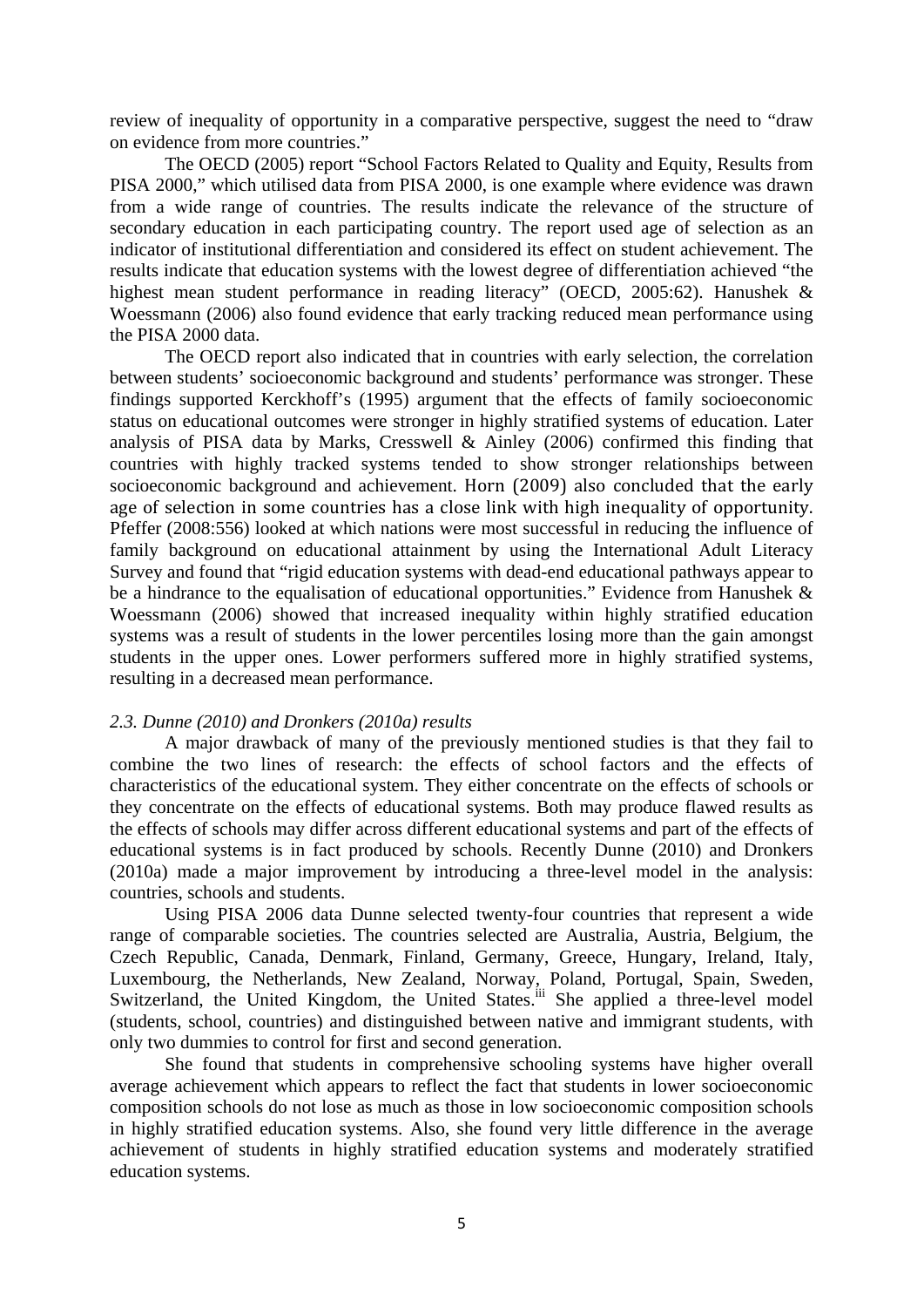review of inequality of opportunity in a comparative perspective, suggest the need to "draw on evidence from more countries."

The OECD (2005) report "School Factors Related to Quality and Equity, Results from PISA 2000," which utilised data from PISA 2000, is one example where evidence was drawn from a wide range of countries. The results indicate the relevance of the structure of secondary education in each participating country. The report used age of selection as an indicator of institutional differentiation and considered its effect on student achievement. The results indicate that education systems with the lowest degree of differentiation achieved "the highest mean student performance in reading literacy" (OECD, 2005:62). Hanushek & Woessmann (2006) also found evidence that early tracking reduced mean performance using the PISA 2000 data.

The OECD report also indicated that in countries with early selection, the correlation between students' socioeconomic background and students' performance was stronger. These findings supported Kerckhoff's (1995) argument that the effects of family socioeconomic status on educational outcomes were stronger in highly stratified systems of education. Later analysis of PISA data by Marks, Cresswell & Ainley (2006) confirmed this finding that countries with highly tracked systems tended to show stronger relationships between socioeconomic background and achievement. Horn (2009) also concluded that the early age of selection in some countries has a close link with high inequality of opportunity. Pfeffer (2008:556) looked at which nations were most successful in reducing the influence of family background on educational attainment by using the International Adult Literacy Survey and found that "rigid education systems with dead-end educational pathways appear to be a hindrance to the equalisation of educational opportunities." Evidence from Hanushek & Woessmann (2006) showed that increased inequality within highly stratified education systems was a result of students in the lower percentiles losing more than the gain amongst students in the upper ones. Lower performers suffered more in highly stratified systems, resulting in a decreased mean performance.

### *2.3. Dunne (2010) and Dronkers (2010a) results*

A major drawback of many of the previously mentioned studies is that they fail to combine the two lines of research: the effects of school factors and the effects of characteristics of the educational system. They either concentrate on the effects of schools or they concentrate on the effects of educational systems. Both may produce flawed results as the effects of schools may differ across different educational systems and part of the effects of educational systems is in fact produced by schools. Recently Dunne (2010) and Dronkers (2010a) made a major improvement by introducing a three-level model in the analysis: countries, schools and students.

Using PISA 2006 data Dunne selected twenty-four countries that represent a wide range of comparable societies. The countries selected are Australia, Austria, Belgium, the Czech Republic, Canada, Denmark, Finland, Germany, Greece, Hungary, Ireland, Italy, Luxembourg, the Netherlands, New Zealand, Norway, Poland, Portugal, Spain, Sweden, Switzerland, the United Kingdom, the United States.[iii] She applied a three-level model (students, school, countries) and distinguished between native and immigrant students, with only two dummies to control for first and second generation.

She found that students in comprehensive schooling systems have higher overall average achievement which appears to reflect the fact that students in lower socioeconomic composition schools do not lose as much as those in low socioeconomic composition schools in highly stratified education systems. Also, she found very little difference in the average achievement of students in highly stratified education systems and moderately stratified education systems.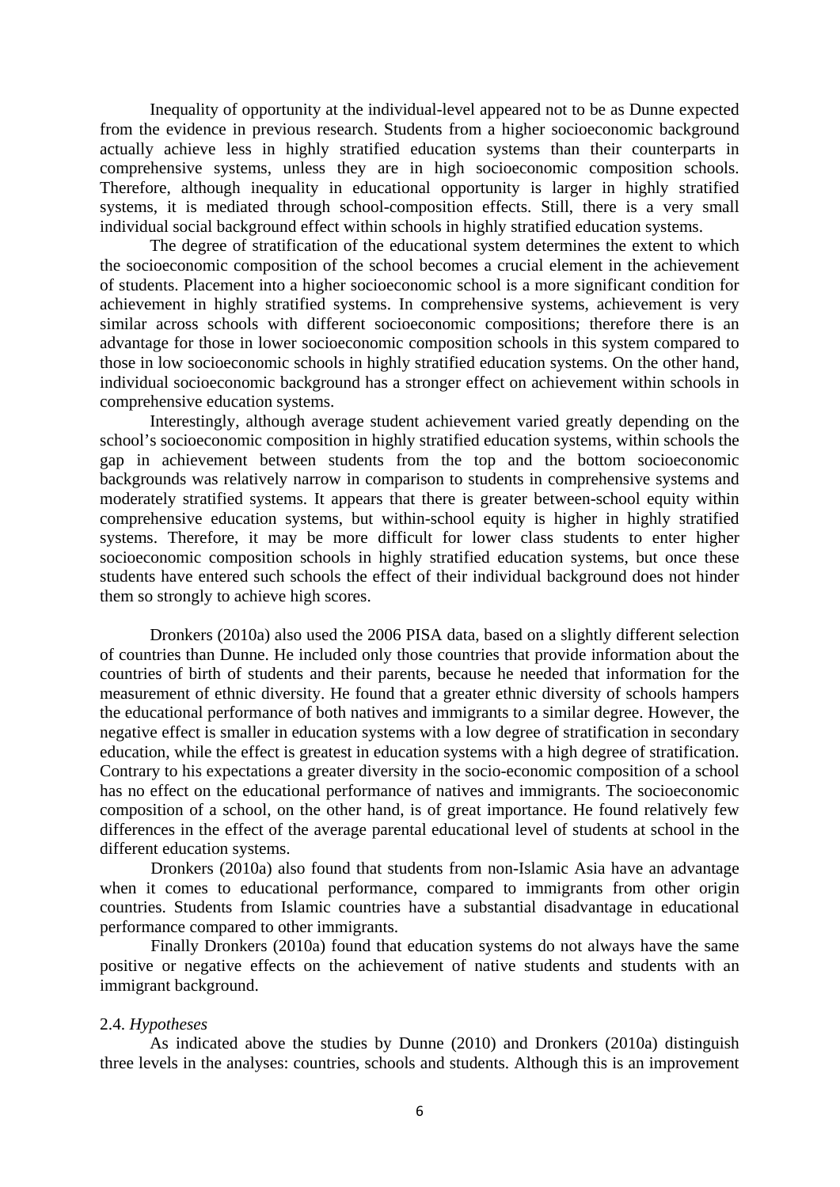Inequality of opportunity at the individual-level appeared not to be as Dunne expected from the evidence in previous research. Students from a higher socioeconomic background actually achieve less in highly stratified education systems than their counterparts in comprehensive systems, unless they are in high socioeconomic composition schools. Therefore, although inequality in educational opportunity is larger in highly stratified systems, it is mediated through school-composition effects. Still, there is a very small individual social background effect within schools in highly stratified education systems.

The degree of stratification of the educational system determines the extent to which the socioeconomic composition of the school becomes a crucial element in the achievement of students. Placement into a higher socioeconomic school is a more significant condition for achievement in highly stratified systems. In comprehensive systems, achievement is very similar across schools with different socioeconomic compositions; therefore there is an advantage for those in lower socioeconomic composition schools in this system compared to those in low socioeconomic schools in highly stratified education systems. On the other hand, individual socioeconomic background has a stronger effect on achievement within schools in comprehensive education systems.

Interestingly, although average student achievement varied greatly depending on the school's socioeconomic composition in highly stratified education systems, within schools the gap in achievement between students from the top and the bottom socioeconomic backgrounds was relatively narrow in comparison to students in comprehensive systems and moderately stratified systems. It appears that there is greater between-school equity within comprehensive education systems, but within-school equity is higher in highly stratified systems. Therefore, it may be more difficult for lower class students to enter higher socioeconomic composition schools in highly stratified education systems, but once these students have entered such schools the effect of their individual background does not hinder them so strongly to achieve high scores.

Dronkers (2010a) also used the 2006 PISA data, based on a slightly different selection of countries than Dunne. He included only those countries that provide information about the countries of birth of students and their parents, because he needed that information for the measurement of ethnic diversity. He found that a greater ethnic diversity of schools hampers the educational performance of both natives and immigrants to a similar degree. However, the negative effect is smaller in education systems with a low degree of stratification in secondary education, while the effect is greatest in education systems with a high degree of stratification. Contrary to his expectations a greater diversity in the socio-economic composition of a school has no effect on the educational performance of natives and immigrants. The socioeconomic composition of a school, on the other hand, is of great importance. He found relatively few differences in the effect of the average parental educational level of students at school in the different education systems.

Dronkers (2010a) also found that students from non-Islamic Asia have an advantage when it comes to educational performance, compared to immigrants from other origin countries. Students from Islamic countries have a substantial disadvantage in educational performance compared to other immigrants.

Finally Dronkers (2010a) found that education systems do not always have the same positive or negative effects on the achievement of native students and students with an immigrant background.

### 2.4. *Hypotheses*

As indicated above the studies by Dunne (2010) and Dronkers (2010a) distinguish three levels in the analyses: countries, schools and students. Although this is an improvement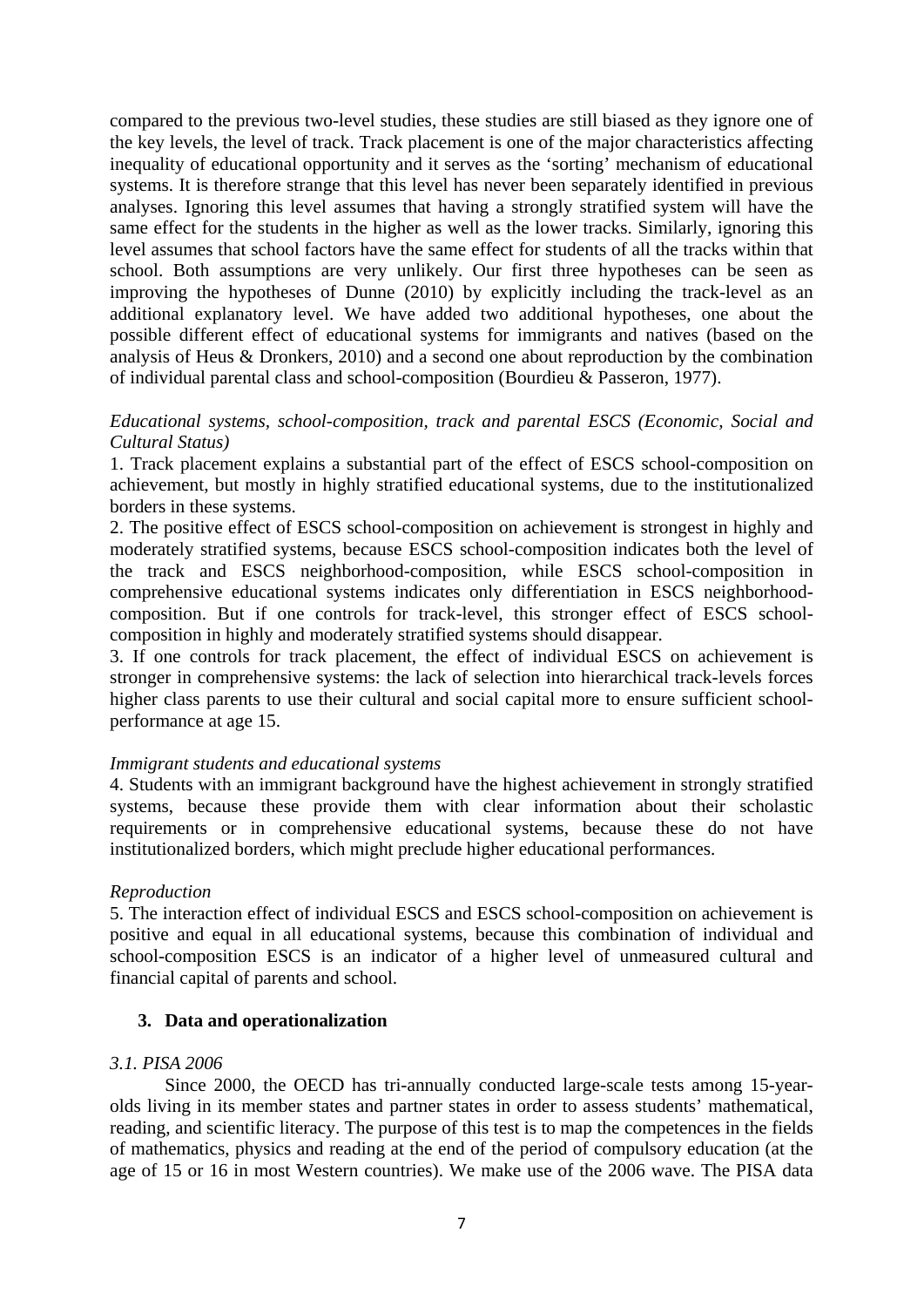compared to the previous two-level studies, these studies are still biased as they ignore one of the key levels, the level of track. Track placement is one of the major characteristics affecting inequality of educational opportunity and it serves as the 'sorting' mechanism of educational systems. It is therefore strange that this level has never been separately identified in previous analyses. Ignoring this level assumes that having a strongly stratified system will have the same effect for the students in the higher as well as the lower tracks. Similarly, ignoring this level assumes that school factors have the same effect for students of all the tracks within that school. Both assumptions are very unlikely. Our first three hypotheses can be seen as improving the hypotheses of Dunne (2010) by explicitly including the track-level as an additional explanatory level. We have added two additional hypotheses, one about the possible different effect of educational systems for immigrants and natives (based on the analysis of Heus & Dronkers, 2010) and a second one about reproduction by the combination of individual parental class and school-composition (Bourdieu & Passeron, 1977).

*Educational systems, school-composition, track and parental ESCS (Economic, Social and Cultural Status)*

1. Track placement explains a substantial part of the effect of ESCS school-composition on achievement, but mostly in highly stratified educational systems, due to the institutionalized borders in these systems.
2. The positive effect of ESCS school-composition on achievement is strongest in highly and moderately stratified systems, because ESCS school-composition indicates both the level of the track and ESCS neighborhood-composition, while ESCS school-composition in comprehensive educational systems indicates only differentiation in ESCS neighborhood-composition. But if one controls for track-level, this stronger effect of ESCS school-composition in highly and moderately stratified systems should disappear.
3. If one controls for track placement, the effect of individual ESCS on achievement is stronger in comprehensive systems: the lack of selection into hierarchical track-levels forces higher class parents to use their cultural and social capital more to ensure sufficient school-performance at age 15.

*Immigrant students and educational systems*

4. Students with an immigrant background have the highest achievement in strongly stratified systems, because these provide them with clear information about their scholastic requirements or in comprehensive educational systems, because these do not have institutionalized borders, which might preclude higher educational performances.

*Reproduction*

5. The interaction effect of individual ESCS and ESCS school-composition on achievement is positive and equal in all educational systems, because this combination of individual and school-composition ESCS is an indicator of a higher level of unmeasured cultural and financial capital of parents and school.

## 3. Data and operationalization

*3.1. PISA 2006*

Since 2000, the OECD has tri-annually conducted large-scale tests among 15-year-olds living in its member states and partner states in order to assess students' mathematical, reading, and scientific literacy. The purpose of this test is to map the competences in the fields of mathematics, physics and reading at the end of the period of compulsory education (at the age of 15 or 16 in most Western countries). We make use of the 2006 wave. The PISA data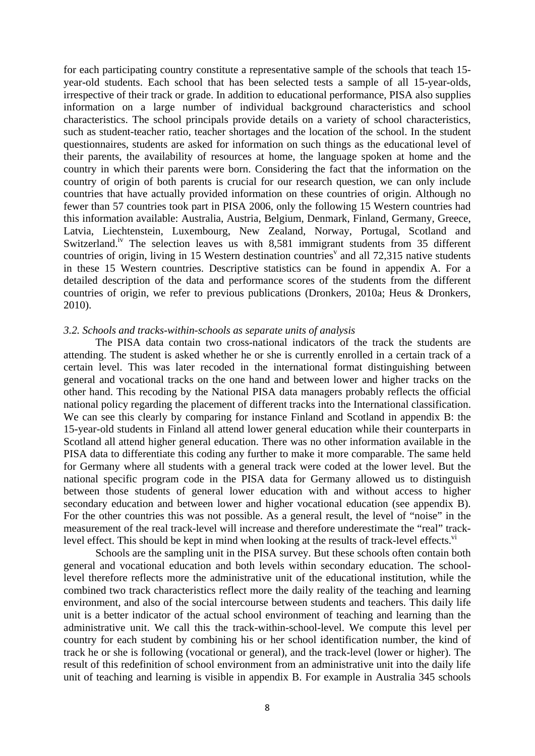for each participating country constitute a representative sample of the schools that teach 15-year-old students. Each school that has been selected tests a sample of all 15-year-olds, irrespective of their track or grade. In addition to educational performance, PISA also supplies information on a large number of individual background characteristics and school characteristics. The school principals provide details on a variety of school characteristics, such as student-teacher ratio, teacher shortages and the location of the school. In the student questionnaires, students are asked for information on such things as the educational level of their parents, the availability of resources at home, the language spoken at home and the country in which their parents were born. Considering the fact that the information on the country of origin of both parents is crucial for our research question, we can only include countries that have actually provided information on these countries of origin. Although no fewer than 57 countries took part in PISA 2006, only the following 15 Western countries had this information available: Australia, Austria, Belgium, Denmark, Finland, Germany, Greece, Latvia, Liechtenstein, Luxembourg, New Zealand, Norway, Portugal, Scotland and Switzerland.[iv] The selection leaves us with 8,581 immigrant students from 35 different countries of origin, living in 15 Western destination countries[v] and all 72,315 native students in these 15 Western countries. Descriptive statistics can be found in appendix A. For a detailed description of the data and performance scores of the students from the different countries of origin, we refer to previous publications (Dronkers, 2010a; Heus & Dronkers, 2010).

### *3.2. Schools and tracks-within-schools as separate units of analysis*

The PISA data contain two cross-national indicators of the track the students are attending. The student is asked whether he or she is currently enrolled in a certain track of a certain level. This was later recoded in the international format distinguishing between general and vocational tracks on the one hand and between lower and higher tracks on the other hand. This recoding by the National PISA data managers probably reflects the official national policy regarding the placement of different tracks into the International classification. We can see this clearly by comparing for instance Finland and Scotland in appendix B: the 15-year-old students in Finland all attend lower general education while their counterparts in Scotland all attend higher general education. There was no other information available in the PISA data to differentiate this coding any further to make it more comparable. The same held for Germany where all students with a general track were coded at the lower level. But the national specific program code in the PISA data for Germany allowed us to distinguish between those students of general lower education with and without access to higher secondary education and between lower and higher vocational education (see appendix B). For the other countries this was not possible. As a general result, the level of "noise" in the measurement of the real track-level will increase and therefore underestimate the "real" track-level effect. This should be kept in mind when looking at the results of track-level effects.[vi]

Schools are the sampling unit in the PISA survey. But these schools often contain both general and vocational education and both levels within secondary education. The school-level therefore reflects more the administrative unit of the educational institution, while the combined two track characteristics reflect more the daily reality of the teaching and learning environment, and also of the social intercourse between students and teachers. This daily life unit is a better indicator of the actual school environment of teaching and learning than the administrative unit. We call this the track-within-school-level. We compute this level per country for each student by combining his or her school identification number, the kind of track he or she is following (vocational or general), and the track-level (lower or higher). The result of this redefinition of school environment from an administrative unit into the daily life unit of teaching and learning is visible in appendix B. For example in Australia 345 schools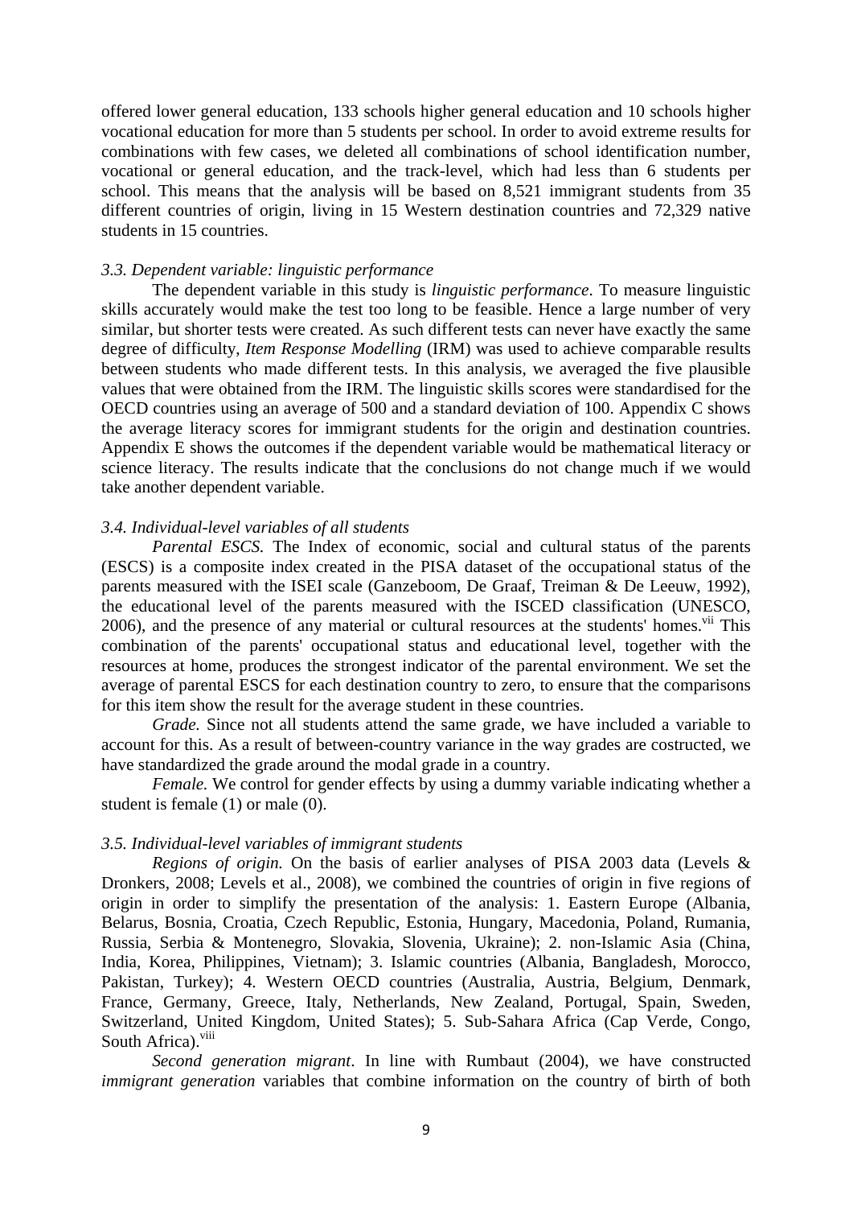offered lower general education, 133 schools higher general education and 10 schools higher vocational education for more than 5 students per school. In order to avoid extreme results for combinations with few cases, we deleted all combinations of school identification number, vocational or general education, and the track-level, which had less than 6 students per school. This means that the analysis will be based on 8,521 immigrant students from 35 different countries of origin, living in 15 Western destination countries and 72,329 native students in 15 countries.

### *3.3. Dependent variable: linguistic performance*

The dependent variable in this study is *linguistic performance*. To measure linguistic skills accurately would make the test too long to be feasible. Hence a large number of very similar, but shorter tests were created. As such different tests can never have exactly the same degree of difficulty, *Item Response Modelling* (IRM) was used to achieve comparable results between students who made different tests. In this analysis, we averaged the five plausible values that were obtained from the IRM. The linguistic skills scores were standardised for the OECD countries using an average of 500 and a standard deviation of 100. Appendix C shows the average literacy scores for immigrant students for the origin and destination countries. Appendix E shows the outcomes if the dependent variable would be mathematical literacy or science literacy. The results indicate that the conclusions do not change much if we would take another dependent variable.

### *3.4. Individual-level variables of all students*

*Parental ESCS.* The Index of economic, social and cultural status of the parents (ESCS) is a composite index created in the PISA dataset of the occupational status of the parents measured with the ISEI scale (Ganzeboom, De Graaf, Treiman & De Leeuw, 1992), the educational level of the parents measured with the ISCED classification (UNESCO, 2006), and the presence of any material or cultural resources at the students' homes.[vii] This combination of the parents' occupational status and educational level, together with the resources at home, produces the strongest indicator of the parental environment. We set the average of parental ESCS for each destination country to zero, to ensure that the comparisons for this item show the result for the average student in these countries.

*Grade.* Since not all students attend the same grade, we have included a variable to account for this. As a result of between-country variance in the way grades are costructed, we have standardized the grade around the modal grade in a country.

*Female.* We control for gender effects by using a dummy variable indicating whether a student is female (1) or male (0).

### *3.5. Individual-level variables of immigrant students*

*Regions of origin.* On the basis of earlier analyses of PISA 2003 data (Levels & Dronkers, 2008; Levels et al., 2008), we combined the countries of origin in five regions of origin in order to simplify the presentation of the analysis: 1. Eastern Europe (Albania, Belarus, Bosnia, Croatia, Czech Republic, Estonia, Hungary, Macedonia, Poland, Rumania, Russia, Serbia & Montenegro, Slovakia, Slovenia, Ukraine); 2. non-Islamic Asia (China, India, Korea, Philippines, Vietnam); 3. Islamic countries (Albania, Bangladesh, Morocco, Pakistan, Turkey); 4. Western OECD countries (Australia, Austria, Belgium, Denmark, France, Germany, Greece, Italy, Netherlands, New Zealand, Portugal, Spain, Sweden, Switzerland, United Kingdom, United States); 5. Sub-Sahara Africa (Cap Verde, Congo, South Africa).[viii]

*Second generation migrant*. In line with Rumbaut (2004), we have constructed *immigrant generation* variables that combine information on the country of birth of both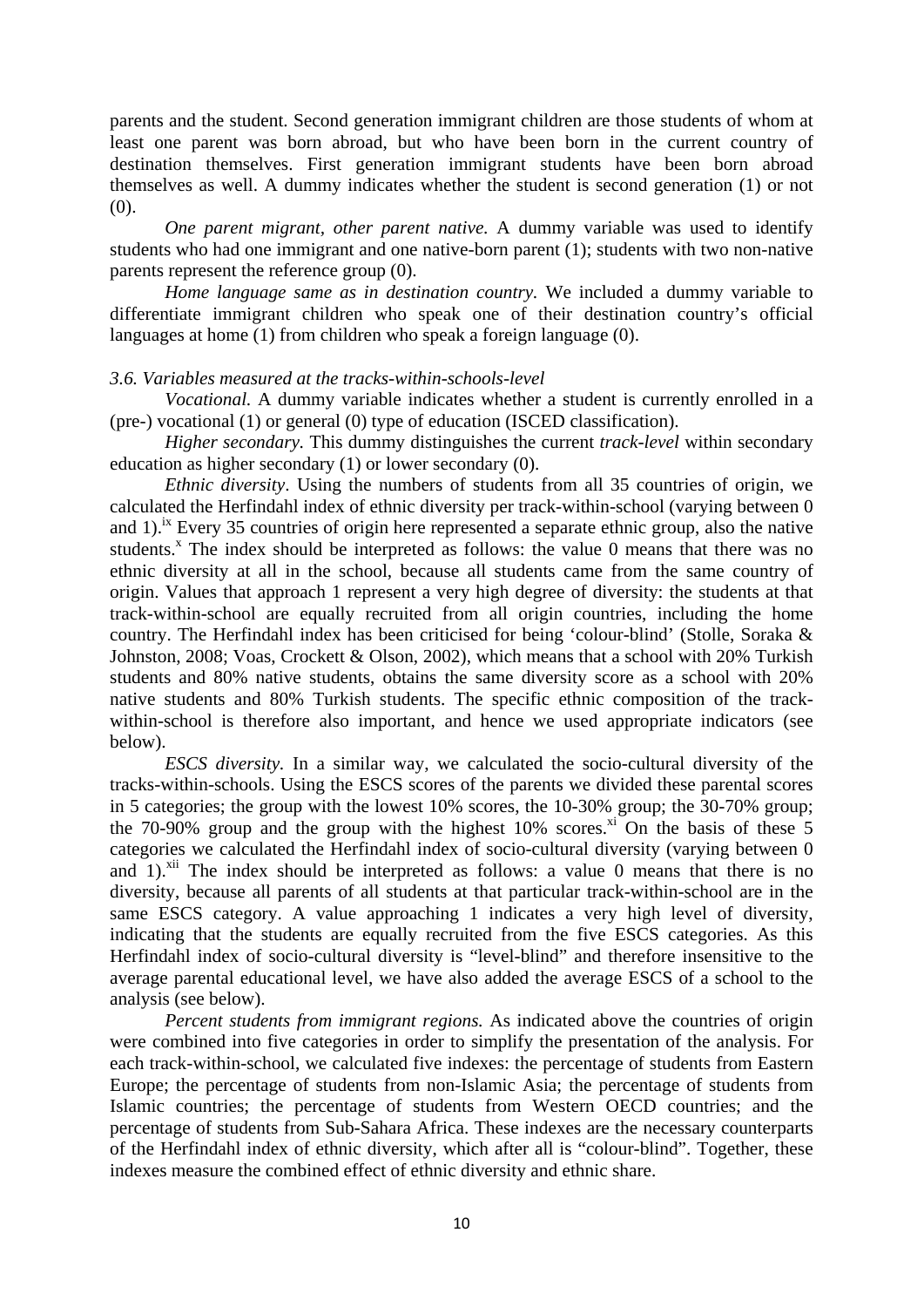parents and the student. Second generation immigrant children are those students of whom at least one parent was born abroad, but who have been born in the current country of destination themselves. First generation immigrant students have been born abroad themselves as well. A dummy indicates whether the student is second generation (1) or not (0).

*One parent migrant, other parent native.* A dummy variable was used to identify students who had one immigrant and one native-born parent (1); students with two non-native parents represent the reference group (0).

*Home language same as in destination country.* We included a dummy variable to differentiate immigrant children who speak one of their destination country's official languages at home (1) from children who speak a foreign language (0).

### *3.6. Variables measured at the tracks-within-schools-level*

*Vocational.* A dummy variable indicates whether a student is currently enrolled in a (pre-) vocational (1) or general (0) type of education (ISCED classification).

*Higher secondary.* This dummy distinguishes the current *track-level* within secondary education as higher secondary (1) or lower secondary (0).

*Ethnic diversity*. Using the numbers of students from all 35 countries of origin, we calculated the Herfindahl index of ethnic diversity per track-within-school (varying between 0 and 1).[ix] Every 35 countries of origin here represented a separate ethnic group, also the native students.[x] The index should be interpreted as follows: the value 0 means that there was no ethnic diversity at all in the school, because all students came from the same country of origin. Values that approach 1 represent a very high degree of diversity: the students at that track-within-school are equally recruited from all origin countries, including the home country. The Herfindahl index has been criticised for being 'colour-blind' (Stolle, Soraka & Johnston, 2008; Voas, Crockett & Olson, 2002), which means that a school with 20% Turkish students and 80% native students, obtains the same diversity score as a school with 20% native students and 80% Turkish students. The specific ethnic composition of the track-within-school is therefore also important, and hence we used appropriate indicators (see below).

*ESCS diversity.* In a similar way, we calculated the socio-cultural diversity of the tracks-within-schools. Using the ESCS scores of the parents we divided these parental scores in 5 categories; the group with the lowest 10% scores, the 10-30% group; the 30-70% group; the 70-90% group and the group with the highest 10% scores.[xi] On the basis of these 5 categories we calculated the Herfindahl index of socio-cultural diversity (varying between 0 and 1).[xii] The index should be interpreted as follows: a value 0 means that there is no diversity, because all parents of all students at that particular track-within-school are in the same ESCS category. A value approaching 1 indicates a very high level of diversity, indicating that the students are equally recruited from the five ESCS categories. As this Herfindahl index of socio-cultural diversity is "level-blind" and therefore insensitive to the average parental educational level, we have also added the average ESCS of a school to the analysis (see below).

*Percent students from immigrant regions.* As indicated above the countries of origin were combined into five categories in order to simplify the presentation of the analysis. For each track-within-school, we calculated five indexes: the percentage of students from Eastern Europe; the percentage of students from non-Islamic Asia; the percentage of students from Islamic countries; the percentage of students from Western OECD countries; and the percentage of students from Sub-Sahara Africa. These indexes are the necessary counterparts of the Herfindahl index of ethnic diversity, which after all is "colour-blind". Together, these indexes measure the combined effect of ethnic diversity and ethnic share.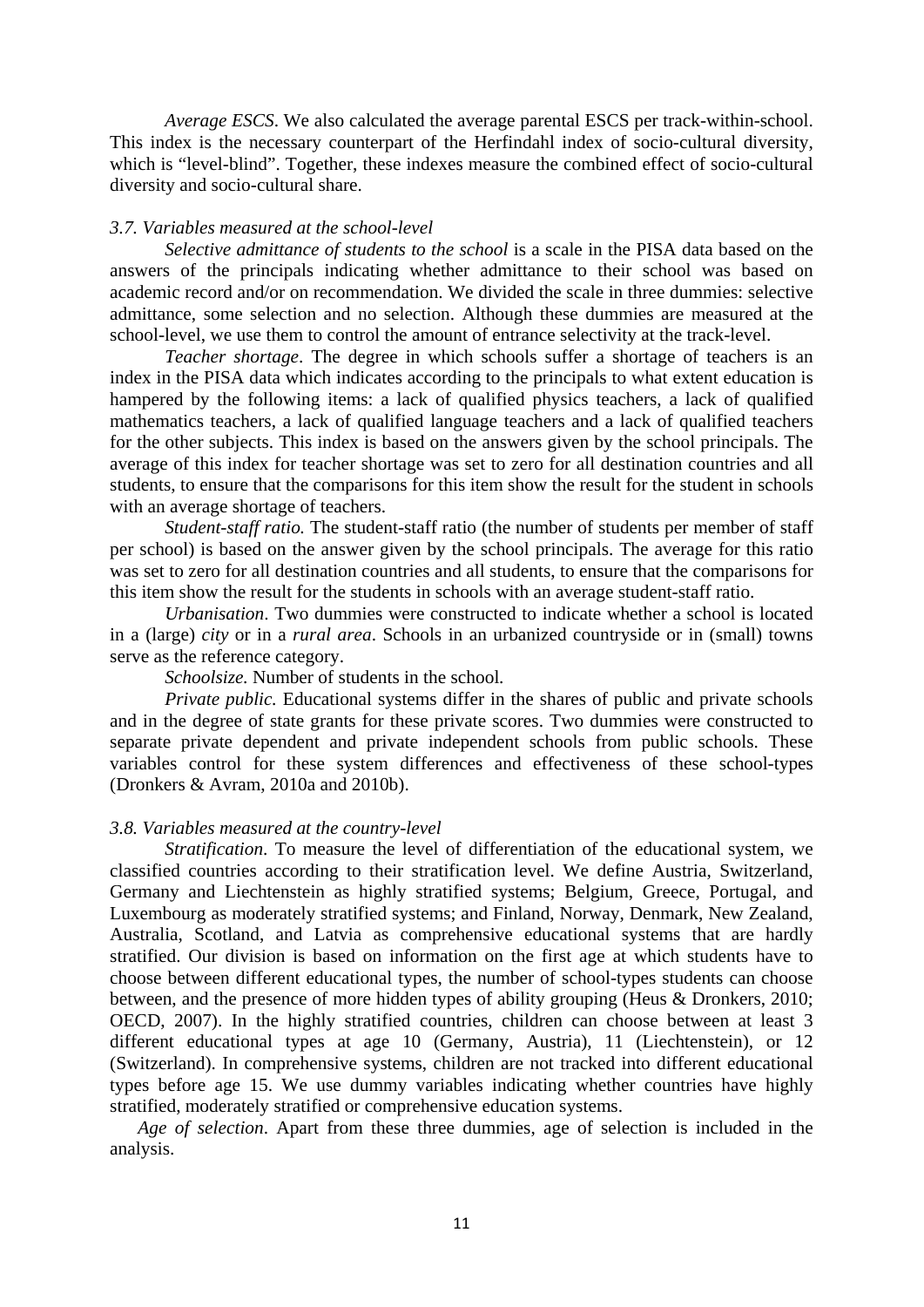*Average ESCS*. We also calculated the average parental ESCS per track-within-school. This index is the necessary counterpart of the Herfindahl index of socio-cultural diversity, which is "level-blind". Together, these indexes measure the combined effect of socio-cultural diversity and socio-cultural share.

### *3.7. Variables measured at the school-level*

*Selective admittance of students to the school* is a scale in the PISA data based on the answers of the principals indicating whether admittance to their school was based on academic record and/or on recommendation. We divided the scale in three dummies: selective admittance, some selection and no selection. Although these dummies are measured at the school-level, we use them to control the amount of entrance selectivity at the track-level.

*Teacher shortage*. The degree in which schools suffer a shortage of teachers is an index in the PISA data which indicates according to the principals to what extent education is hampered by the following items: a lack of qualified physics teachers, a lack of qualified mathematics teachers, a lack of qualified language teachers and a lack of qualified teachers for the other subjects. This index is based on the answers given by the school principals. The average of this index for teacher shortage was set to zero for all destination countries and all students, to ensure that the comparisons for this item show the result for the student in schools with an average shortage of teachers.

*Student-staff ratio.* The student-staff ratio (the number of students per member of staff per school) is based on the answer given by the school principals. The average for this ratio was set to zero for all destination countries and all students, to ensure that the comparisons for this item show the result for the students in schools with an average student-staff ratio.

*Urbanisation*. Two dummies were constructed to indicate whether a school is located in a (large) *city* or in a *rural area*. Schools in an urbanized countryside or in (small) towns serve as the reference category.

*Schoolsize.* Number of students in the school.

*Private public.* Educational systems differ in the shares of public and private schools and in the degree of state grants for these private scores. Two dummies were constructed to separate private dependent and private independent schools from public schools. These variables control for these system differences and effectiveness of these school-types (Dronkers & Avram, 2010a and 2010b).

### *3.8. Variables measured at the country-level*

*Stratification*. To measure the level of differentiation of the educational system, we classified countries according to their stratification level. We define Austria, Switzerland, Germany and Liechtenstein as highly stratified systems; Belgium, Greece, Portugal, and Luxembourg as moderately stratified systems; and Finland, Norway, Denmark, New Zealand, Australia, Scotland, and Latvia as comprehensive educational systems that are hardly stratified. Our division is based on information on the first age at which students have to choose between different educational types, the number of school-types students can choose between, and the presence of more hidden types of ability grouping (Heus & Dronkers, 2010; OECD, 2007). In the highly stratified countries, children can choose between at least 3 different educational types at age 10 (Germany, Austria), 11 (Liechtenstein), or 12 (Switzerland). In comprehensive systems, children are not tracked into different educational types before age 15. We use dummy variables indicating whether countries have highly stratified, moderately stratified or comprehensive education systems.

*Age of selection*. Apart from these three dummies, age of selection is included in the analysis.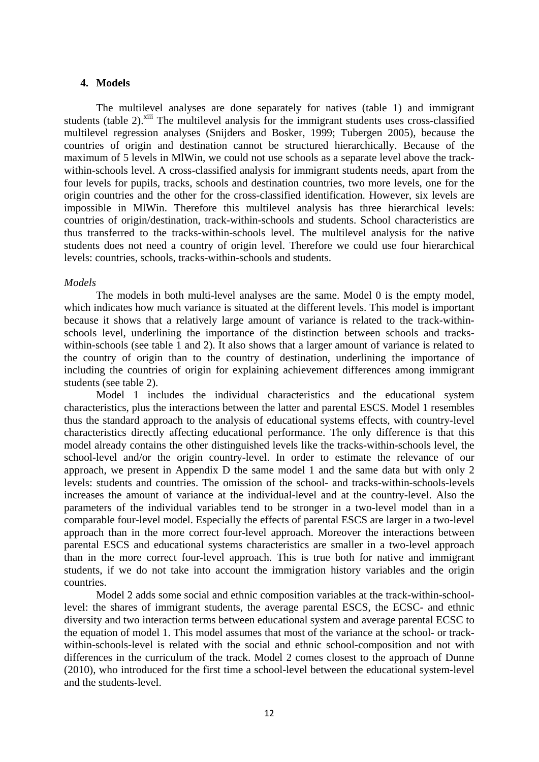## 4. Models

The multilevel analyses are done separately for natives (table 1) and immigrant students (table 2).[xiii] The multilevel analysis for the immigrant students uses cross-classified multilevel regression analyses (Snijders and Bosker, 1999; Tubergen 2005), because the countries of origin and destination cannot be structured hierarchically. Because of the maximum of 5 levels in MlWin, we could not use schools as a separate level above the track-within-schools level. A cross-classified analysis for immigrant students needs, apart from the four levels for pupils, tracks, schools and destination countries, two more levels, one for the origin countries and the other for the cross-classified identification. However, six levels are impossible in MlWin. Therefore this multilevel analysis has three hierarchical levels: countries of origin/destination, track-within-schools and students. School characteristics are thus transferred to the tracks-within-schools level. The multilevel analysis for the native students does not need a country of origin level. Therefore we could use four hierarchical levels: countries, schools, tracks-within-schools and students.

*Models*

The models in both multi-level analyses are the same. Model 0 is the empty model, which indicates how much variance is situated at the different levels. This model is important because it shows that a relatively large amount of variance is related to the track-within-schools level, underlining the importance of the distinction between schools and tracks-within-schools (see table 1 and 2). It also shows that a larger amount of variance is related to the country of origin than to the country of destination, underlining the importance of including the countries of origin for explaining achievement differences among immigrant students (see table 2).

Model 1 includes the individual characteristics and the educational system characteristics, plus the interactions between the latter and parental ESCS. Model 1 resembles thus the standard approach to the analysis of educational systems effects, with country-level characteristics directly affecting educational performance. The only difference is that this model already contains the other distinguished levels like the tracks-within-schools level, the school-level and/or the origin country-level. In order to estimate the relevance of our approach, we present in Appendix D the same model 1 and the same data but with only 2 levels: students and countries. The omission of the school- and tracks-within-schools-levels increases the amount of variance at the individual-level and at the country-level. Also the parameters of the individual variables tend to be stronger in a two-level model than in a comparable four-level model. Especially the effects of parental ESCS are larger in a two-level approach than in the more correct four-level approach. Moreover the interactions between parental ESCS and educational systems characteristics are smaller in a two-level approach than in the more correct four-level approach. This is true both for native and immigrant students, if we do not take into account the immigration history variables and the origin countries.

Model 2 adds some social and ethnic composition variables at the track-within-school-level: the shares of immigrant students, the average parental ESCS, the ECSC- and ethnic diversity and two interaction terms between educational system and average parental ECSC to the equation of model 1. This model assumes that most of the variance at the school- or track-within-schools-level is related with the social and ethnic school-composition and not with differences in the curriculum of the track. Model 2 comes closest to the approach of Dunne (2010), who introduced for the first time a school-level between the educational system-level and the students-level.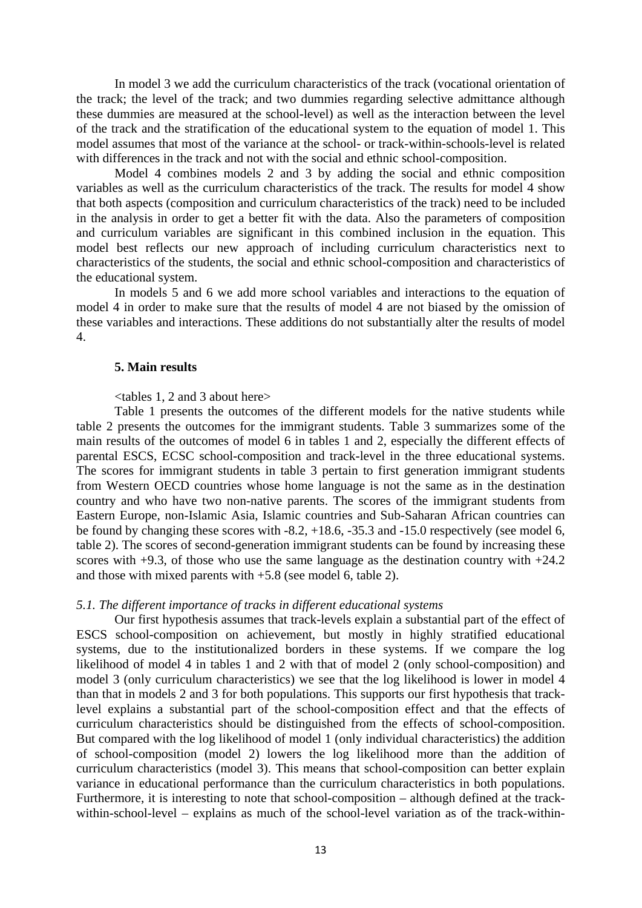In model 3 we add the curriculum characteristics of the track (vocational orientation of the track; the level of the track; and two dummies regarding selective admittance although these dummies are measured at the school-level) as well as the interaction between the level of the track and the stratification of the educational system to the equation of model 1. This model assumes that most of the variance at the school- or track-within-schools-level is related with differences in the track and not with the social and ethnic school-composition.

Model 4 combines models 2 and 3 by adding the social and ethnic composition variables as well as the curriculum characteristics of the track. The results for model 4 show that both aspects (composition and curriculum characteristics of the track) need to be included in the analysis in order to get a better fit with the data. Also the parameters of composition and curriculum variables are significant in this combined inclusion in the equation. This model best reflects our new approach of including curriculum characteristics next to characteristics of the students, the social and ethnic school-composition and characteristics of the educational system.

In models 5 and 6 we add more school variables and interactions to the equation of model 4 in order to make sure that the results of model 4 are not biased by the omission of these variables and interactions. These additions do not substantially alter the results of model 4.

### 5. Main results

<tables 1, 2 and 3 about here>

Table 1 presents the outcomes of the different models for the native students while table 2 presents the outcomes for the immigrant students. Table 3 summarizes some of the main results of the outcomes of model 6 in tables 1 and 2, especially the different effects of parental ESCS, ECSC school-composition and track-level in the three educational systems. The scores for immigrant students in table 3 pertain to first generation immigrant students from Western OECD countries whose home language is not the same as in the destination country and who have two non-native parents. The scores of the immigrant students from Eastern Europe, non-Islamic Asia, Islamic countries and Sub-Saharan African countries can be found by changing these scores with -8.2, +18.6, -35.3 and -15.0 respectively (see model 6, table 2). The scores of second-generation immigrant students can be found by increasing these scores with +9.3, of those who use the same language as the destination country with +24.2 and those with mixed parents with +5.8 (see model 6, table 2).

#### *5.1. The different importance of tracks in different educational systems*

Our first hypothesis assumes that track-levels explain a substantial part of the effect of ESCS school-composition on achievement, but mostly in highly stratified educational systems, due to the institutionalized borders in these systems. If we compare the log likelihood of model 4 in tables 1 and 2 with that of model 2 (only school-composition) and model 3 (only curriculum characteristics) we see that the log likelihood is lower in model 4 than that in models 2 and 3 for both populations. This supports our first hypothesis that track-level explains a substantial part of the school-composition effect and that the effects of curriculum characteristics should be distinguished from the effects of school-composition. But compared with the log likelihood of model 1 (only individual characteristics) the addition of school-composition (model 2) lowers the log likelihood more than the addition of curriculum characteristics (model 3). This means that school-composition can better explain variance in educational performance than the curriculum characteristics in both populations. Furthermore, it is interesting to note that school-composition – although defined at the track-within-school-level – explains as much of the school-level variation as of the track-within-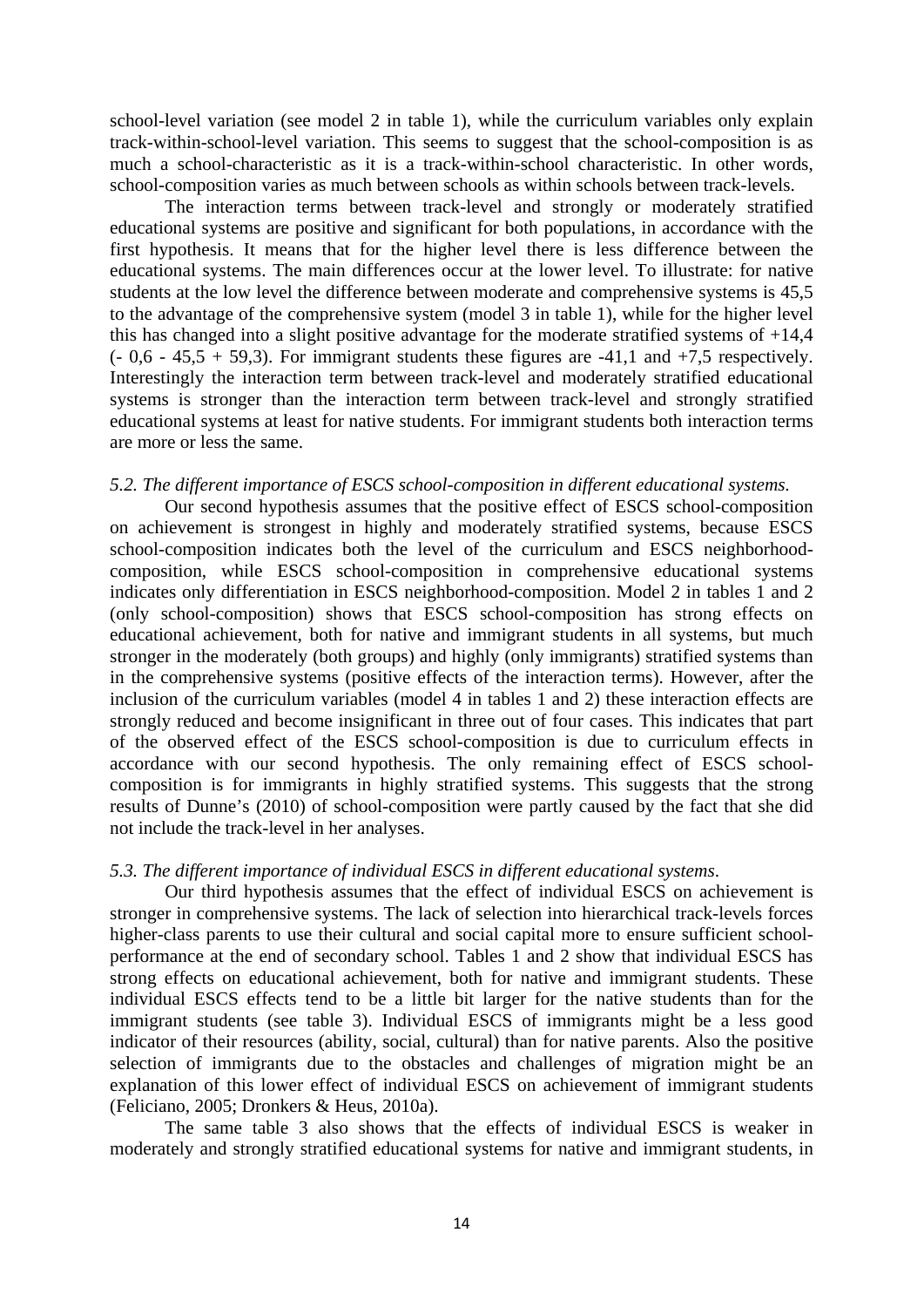school-level variation (see model 2 in table 1), while the curriculum variables only explain track-within-school-level variation. This seems to suggest that the school-composition is as much a school-characteristic as it is a track-within-school characteristic. In other words, school-composition varies as much between schools as within schools between track-levels.

The interaction terms between track-level and strongly or moderately stratified educational systems are positive and significant for both populations, in accordance with the first hypothesis. It means that for the higher level there is less difference between the educational systems. The main differences occur at the lower level. To illustrate: for native students at the low level the difference between moderate and comprehensive systems is 45,5 to the advantage of the comprehensive system (model 3 in table 1), while for the higher level this has changed into a slight positive advantage for the moderate stratified systems of +14,4 (- 0,6 - 45,5 + 59,3). For immigrant students these figures are -41,1 and +7,5 respectively. Interestingly the interaction term between track-level and moderately stratified educational systems is stronger than the interaction term between track-level and strongly stratified educational systems at least for native students. For immigrant students both interaction terms are more or less the same.

### *5.2. The different importance of ESCS school-composition in different educational systems.*

Our second hypothesis assumes that the positive effect of ESCS school-composition on achievement is strongest in highly and moderately stratified systems, because ESCS school-composition indicates both the level of the curriculum and ESCS neighborhood-composition, while ESCS school-composition in comprehensive educational systems indicates only differentiation in ESCS neighborhood-composition. Model 2 in tables 1 and 2 (only school-composition) shows that ESCS school-composition has strong effects on educational achievement, both for native and immigrant students in all systems, but much stronger in the moderately (both groups) and highly (only immigrants) stratified systems than in the comprehensive systems (positive effects of the interaction terms). However, after the inclusion of the curriculum variables (model 4 in tables 1 and 2) these interaction effects are strongly reduced and become insignificant in three out of four cases. This indicates that part of the observed effect of the ESCS school-composition is due to curriculum effects in accordance with our second hypothesis. The only remaining effect of ESCS school-composition is for immigrants in highly stratified systems. This suggests that the strong results of Dunne's (2010) of school-composition were partly caused by the fact that she did not include the track-level in her analyses.

### *5.3. The different importance of individual ESCS in different educational systems.*

Our third hypothesis assumes that the effect of individual ESCS on achievement is stronger in comprehensive systems. The lack of selection into hierarchical track-levels forces higher-class parents to use their cultural and social capital more to ensure sufficient school-performance at the end of secondary school. Tables 1 and 2 show that individual ESCS has strong effects on educational achievement, both for native and immigrant students. These individual ESCS effects tend to be a little bit larger for the native students than for the immigrant students (see table 3). Individual ESCS of immigrants might be a less good indicator of their resources (ability, social, cultural) than for native parents. Also the positive selection of immigrants due to the obstacles and challenges of migration might be an explanation of this lower effect of individual ESCS on achievement of immigrant students (Feliciano, 2005; Dronkers & Heus, 2010a).

The same table 3 also shows that the effects of individual ESCS is weaker in moderately and strongly stratified educational systems for native and immigrant students, in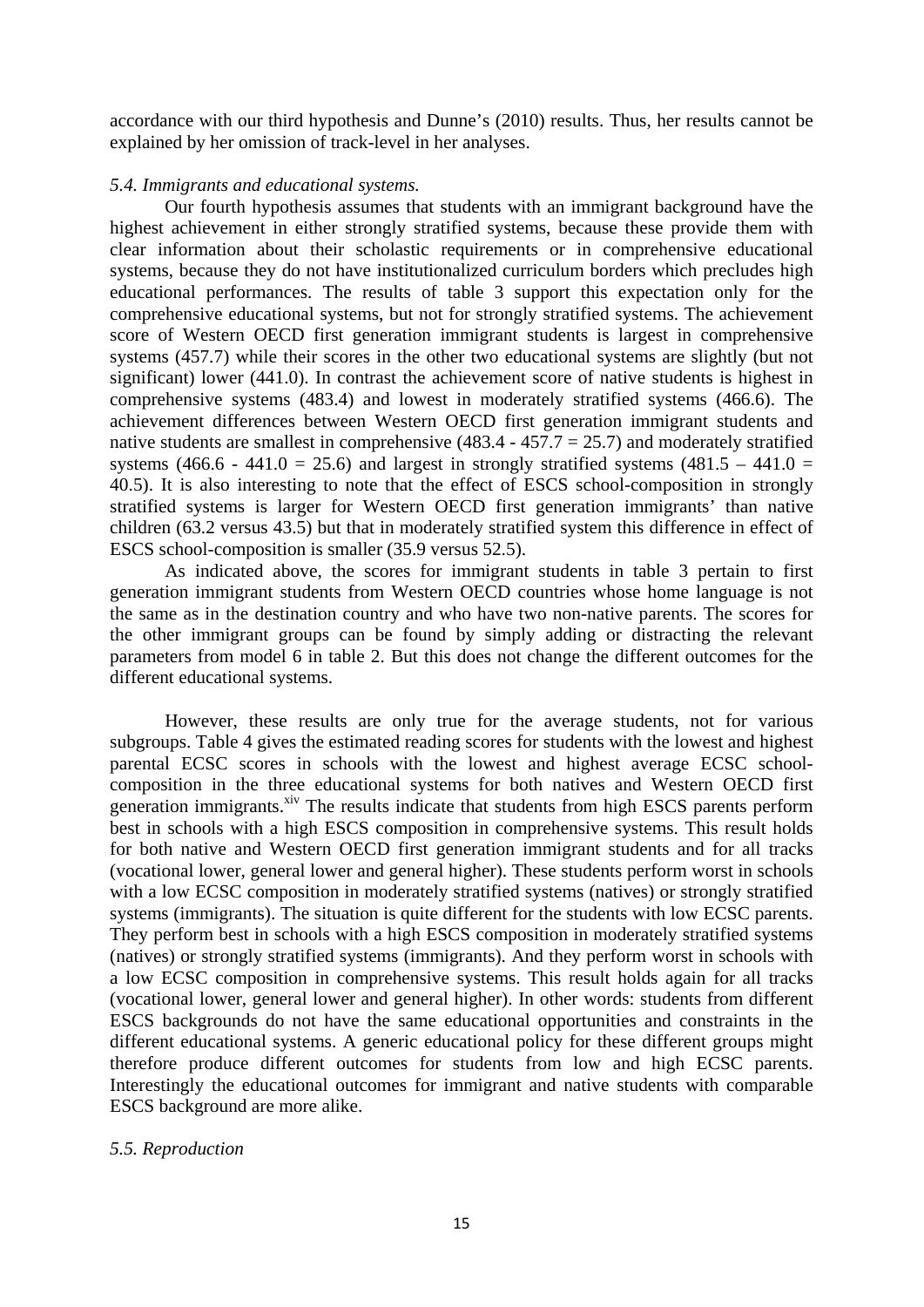accordance with our third hypothesis and Dunne's (2010) results. Thus, her results cannot be explained by her omission of track-level in her analyses.

*5.4. Immigrants and educational systems.*

Our fourth hypothesis assumes that students with an immigrant background have the highest achievement in either strongly stratified systems, because these provide them with clear information about their scholastic requirements or in comprehensive educational systems, because they do not have institutionalized curriculum borders which precludes high educational performances. The results of table 3 support this expectation only for the comprehensive educational systems, but not for strongly stratified systems. The achievement score of Western OECD first generation immigrant students is largest in comprehensive systems (457.7) while their scores in the other two educational systems are slightly (but not significant) lower (441.0). In contrast the achievement score of native students is highest in comprehensive systems (483.4) and lowest in moderately stratified systems (466.6). The achievement differences between Western OECD first generation immigrant students and native students are smallest in comprehensive (483.4 - 457.7 = 25.7) and moderately stratified systems (466.6 - 441.0 = 25.6) and largest in strongly stratified systems (481.5 – 441.0 = 40.5). It is also interesting to note that the effect of ESCS school-composition in strongly stratified systems is larger for Western OECD first generation immigrants' than native children (63.2 versus 43.5) but that in moderately stratified system this difference in effect of ESCS school-composition is smaller (35.9 versus 52.5).

As indicated above, the scores for immigrant students in table 3 pertain to first generation immigrant students from Western OECD countries whose home language is not the same as in the destination country and who have two non-native parents. The scores for the other immigrant groups can be found by simply adding or distracting the relevant parameters from model 6 in table 2. But this does not change the different outcomes for the different educational systems.

However, these results are only true for the average students, not for various subgroups. Table 4 gives the estimated reading scores for students with the lowest and highest parental ECSC scores in schools with the lowest and highest average ECSC school-composition in the three educational systems for both natives and Western OECD first generation immigrants.[xiv] The results indicate that students from high ESCS parents perform best in schools with a high ESCS composition in comprehensive systems. This result holds for both native and Western OECD first generation immigrant students and for all tracks (vocational lower, general lower and general higher). These students perform worst in schools with a low ECSC composition in moderately stratified systems (natives) or strongly stratified systems (immigrants). The situation is quite different for the students with low ECSC parents. They perform best in schools with a high ESCS composition in moderately stratified systems (natives) or strongly stratified systems (immigrants). And they perform worst in schools with a low ECSC composition in comprehensive systems. This result holds again for all tracks (vocational lower, general lower and general higher). In other words: students from different ESCS backgrounds do not have the same educational opportunities and constraints in the different educational systems. A generic educational policy for these different groups might therefore produce different outcomes for students from low and high ECSC parents. Interestingly the educational outcomes for immigrant and native students with comparable ESCS background are more alike.

*5.5. Reproduction*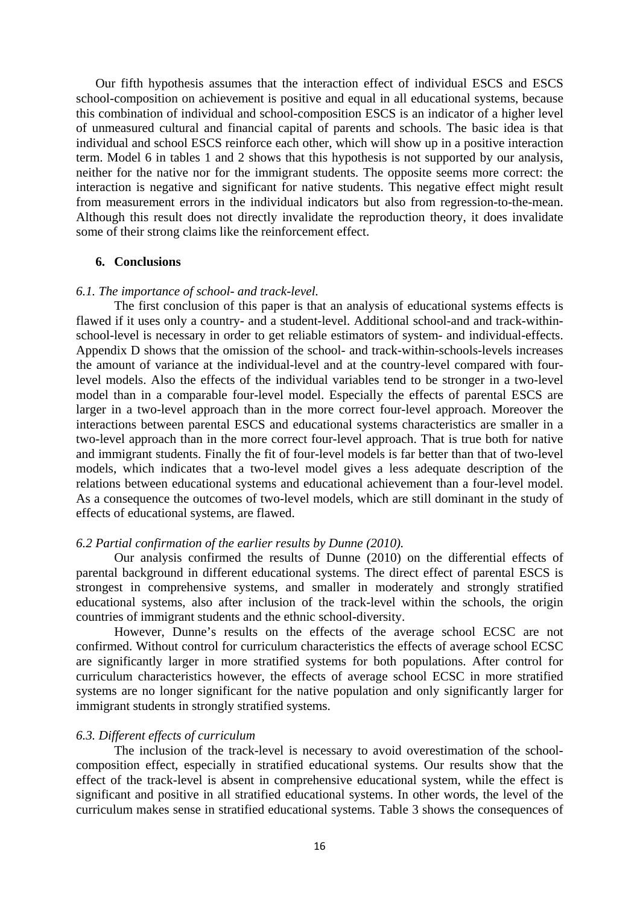Our fifth hypothesis assumes that the interaction effect of individual ESCS and ESCS school-composition on achievement is positive and equal in all educational systems, because this combination of individual and school-composition ESCS is an indicator of a higher level of unmeasured cultural and financial capital of parents and schools. The basic idea is that individual and school ESCS reinforce each other, which will show up in a positive interaction term. Model 6 in tables 1 and 2 shows that this hypothesis is not supported by our analysis, neither for the native nor for the immigrant students. The opposite seems more correct: the interaction is negative and significant for native students. This negative effect might result from measurement errors in the individual indicators but also from regression-to-the-mean. Although this result does not directly invalidate the reproduction theory, it does invalidate some of their strong claims like the reinforcement effect.

## 6. Conclusions

### *6.1. The importance of school- and track-level.*

The first conclusion of this paper is that an analysis of educational systems effects is flawed if it uses only a country- and a student-level. Additional school-and and track-within-school-level is necessary in order to get reliable estimators of system- and individual-effects. Appendix D shows that the omission of the school- and track-within-schools-levels increases the amount of variance at the individual-level and at the country-level compared with four-level models. Also the effects of the individual variables tend to be stronger in a two-level model than in a comparable four-level model. Especially the effects of parental ESCS are larger in a two-level approach than in the more correct four-level approach. Moreover the interactions between parental ESCS and educational systems characteristics are smaller in a two-level approach than in the more correct four-level approach. That is true both for native and immigrant students. Finally the fit of four-level models is far better than that of two-level models, which indicates that a two-level model gives a less adequate description of the relations between educational systems and educational achievement than a four-level model. As a consequence the outcomes of two-level models, which are still dominant in the study of effects of educational systems, are flawed.

### *6.2 Partial confirmation of the earlier results by Dunne (2010).*

Our analysis confirmed the results of Dunne (2010) on the differential effects of parental background in different educational systems. The direct effect of parental ESCS is strongest in comprehensive systems, and smaller in moderately and strongly stratified educational systems, also after inclusion of the track-level within the schools, the origin countries of immigrant students and the ethnic school-diversity.

However, Dunne's results on the effects of the average school ECSC are not confirmed. Without control for curriculum characteristics the effects of average school ECSC are significantly larger in more stratified systems for both populations. After control for curriculum characteristics however, the effects of average school ECSC in more stratified systems are no longer significant for the native population and only significantly larger for immigrant students in strongly stratified systems.

### *6.3. Different effects of curriculum*

The inclusion of the track-level is necessary to avoid overestimation of the school-composition effect, especially in stratified educational systems. Our results show that the effect of the track-level is absent in comprehensive educational system, while the effect is significant and positive in all stratified educational systems. In other words, the level of the curriculum makes sense in stratified educational systems. Table 3 shows the consequences of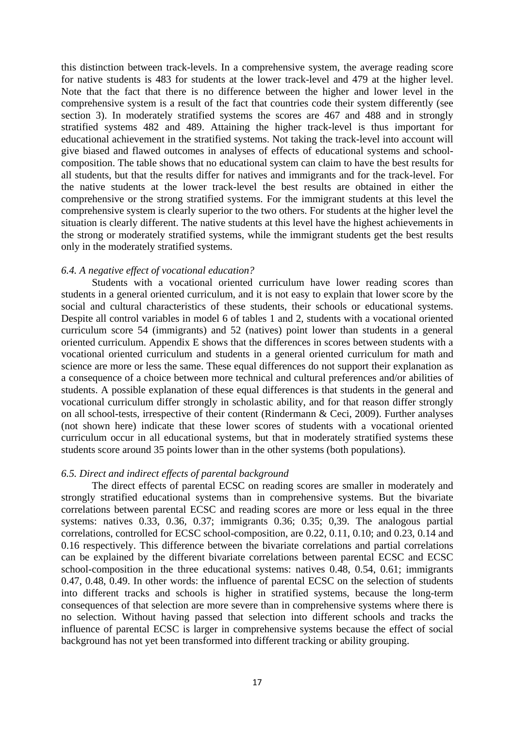this distinction between track-levels. In a comprehensive system, the average reading score for native students is 483 for students at the lower track-level and 479 at the higher level. Note that the fact that there is no difference between the higher and lower level in the comprehensive system is a result of the fact that countries code their system differently (see section 3). In moderately stratified systems the scores are 467 and 488 and in strongly stratified systems 482 and 489. Attaining the higher track-level is thus important for educational achievement in the stratified systems. Not taking the track-level into account will give biased and flawed outcomes in analyses of effects of educational systems and school-composition. The table shows that no educational system can claim to have the best results for all students, but that the results differ for natives and immigrants and for the track-level. For the native students at the lower track-level the best results are obtained in either the comprehensive or the strong stratified systems. For the immigrant students at this level the comprehensive system is clearly superior to the two others. For students at the higher level the situation is clearly different. The native students at this level have the highest achievements in the strong or moderately stratified systems, while the immigrant students get the best results only in the moderately stratified systems.

### *6.4. A negative effect of vocational education?*

Students with a vocational oriented curriculum have lower reading scores than students in a general oriented curriculum, and it is not easy to explain that lower score by the social and cultural characteristics of these students, their schools or educational systems. Despite all control variables in model 6 of tables 1 and 2, students with a vocational oriented curriculum score 54 (immigrants) and 52 (natives) point lower than students in a general oriented curriculum. Appendix E shows that the differences in scores between students with a vocational oriented curriculum and students in a general oriented curriculum for math and science are more or less the same. These equal differences do not support their explanation as a consequence of a choice between more technical and cultural preferences and/or abilities of students. A possible explanation of these equal differences is that students in the general and vocational curriculum differ strongly in scholastic ability, and for that reason differ strongly on all school-tests, irrespective of their content (Rindermann & Ceci, 2009). Further analyses (not shown here) indicate that these lower scores of students with a vocational oriented curriculum occur in all educational systems, but that in moderately stratified systems these students score around 35 points lower than in the other systems (both populations).

### *6.5. Direct and indirect effects of parental background*

The direct effects of parental ECSC on reading scores are smaller in moderately and strongly stratified educational systems than in comprehensive systems. But the bivariate correlations between parental ECSC and reading scores are more or less equal in the three systems: natives 0.33, 0.36, 0.37; immigrants 0.36; 0.35; 0,39. The analogous partial correlations, controlled for ECSC school-composition, are 0.22, 0.11, 0.10; and 0.23, 0.14 and 0.16 respectively. This difference between the bivariate correlations and partial correlations can be explained by the different bivariate correlations between parental ECSC and ECSC school-composition in the three educational systems: natives 0.48, 0.54, 0.61; immigrants 0.47, 0.48, 0.49. In other words: the influence of parental ECSC on the selection of students into different tracks and schools is higher in stratified systems, because the long-term consequences of that selection are more severe than in comprehensive systems where there is no selection. Without having passed that selection into different schools and tracks the influence of parental ECSC is larger in comprehensive systems because the effect of social background has not yet been transformed into different tracking or ability grouping.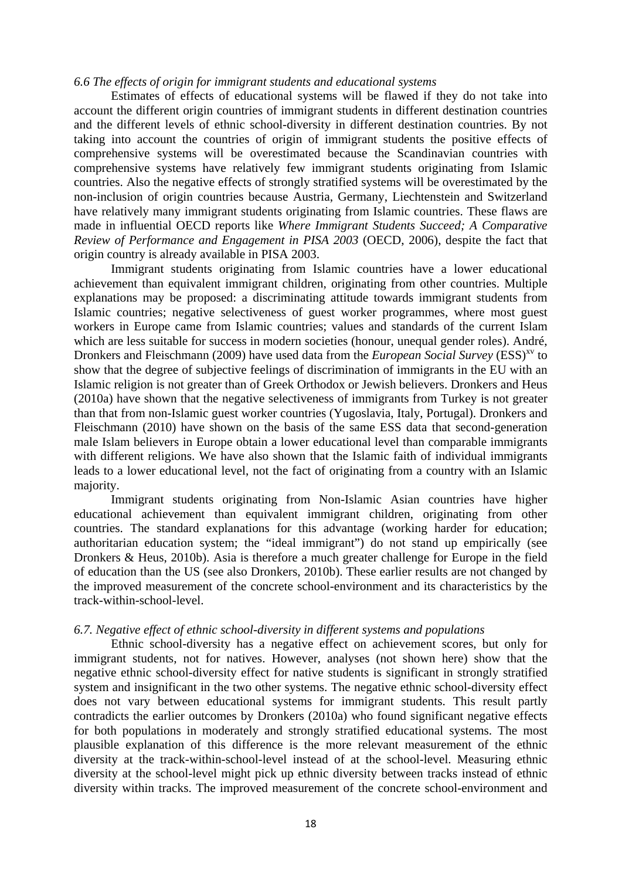*6.6 The effects of origin for immigrant students and educational systems*

Estimates of effects of educational systems will be flawed if they do not take into account the different origin countries of immigrant students in different destination countries and the different levels of ethnic school-diversity in different destination countries. By not taking into account the countries of origin of immigrant students the positive effects of comprehensive systems will be overestimated because the Scandinavian countries with comprehensive systems have relatively few immigrant students originating from Islamic countries. Also the negative effects of strongly stratified systems will be overestimated by the non-inclusion of origin countries because Austria, Germany, Liechtenstein and Switzerland have relatively many immigrant students originating from Islamic countries. These flaws are made in influential OECD reports like *Where Immigrant Students Succeed; A Comparative Review of Performance and Engagement in PISA 2003* (OECD, 2006), despite the fact that origin country is already available in PISA 2003.

Immigrant students originating from Islamic countries have a lower educational achievement than equivalent immigrant children, originating from other countries. Multiple explanations may be proposed: a discriminating attitude towards immigrant students from Islamic countries; negative selectiveness of guest worker programmes, where most guest workers in Europe came from Islamic countries; values and standards of the current Islam which are less suitable for success in modern societies (honour, unequal gender roles). André, Dronkers and Fleischmann (2009) have used data from the *European Social Survey* (ESS)[xv] to show that the degree of subjective feelings of discrimination of immigrants in the EU with an Islamic religion is not greater than of Greek Orthodox or Jewish believers. Dronkers and Heus (2010a) have shown that the negative selectiveness of immigrants from Turkey is not greater than that from non-Islamic guest worker countries (Yugoslavia, Italy, Portugal). Dronkers and Fleischmann (2010) have shown on the basis of the same ESS data that second-generation male Islam believers in Europe obtain a lower educational level than comparable immigrants with different religions. We have also shown that the Islamic faith of individual immigrants leads to a lower educational level, not the fact of originating from a country with an Islamic majority.

Immigrant students originating from Non-Islamic Asian countries have higher educational achievement than equivalent immigrant children, originating from other countries. The standard explanations for this advantage (working harder for education; authoritarian education system; the "ideal immigrant") do not stand up empirically (see Dronkers & Heus, 2010b). Asia is therefore a much greater challenge for Europe in the field of education than the US (see also Dronkers, 2010b). These earlier results are not changed by the improved measurement of the concrete school-environment and its characteristics by the track-within-school-level.

*6.7. Negative effect of ethnic school-diversity in different systems and populations*

Ethnic school-diversity has a negative effect on achievement scores, but only for immigrant students, not for natives. However, analyses (not shown here) show that the negative ethnic school-diversity effect for native students is significant in strongly stratified system and insignificant in the two other systems. The negative ethnic school-diversity effect does not vary between educational systems for immigrant students. This result partly contradicts the earlier outcomes by Dronkers (2010a) who found significant negative effects for both populations in moderately and strongly stratified educational systems. The most plausible explanation of this difference is the more relevant measurement of the ethnic diversity at the track-within-school-level instead of at the school-level. Measuring ethnic diversity at the school-level might pick up ethnic diversity between tracks instead of ethnic diversity within tracks. The improved measurement of the concrete school-environment and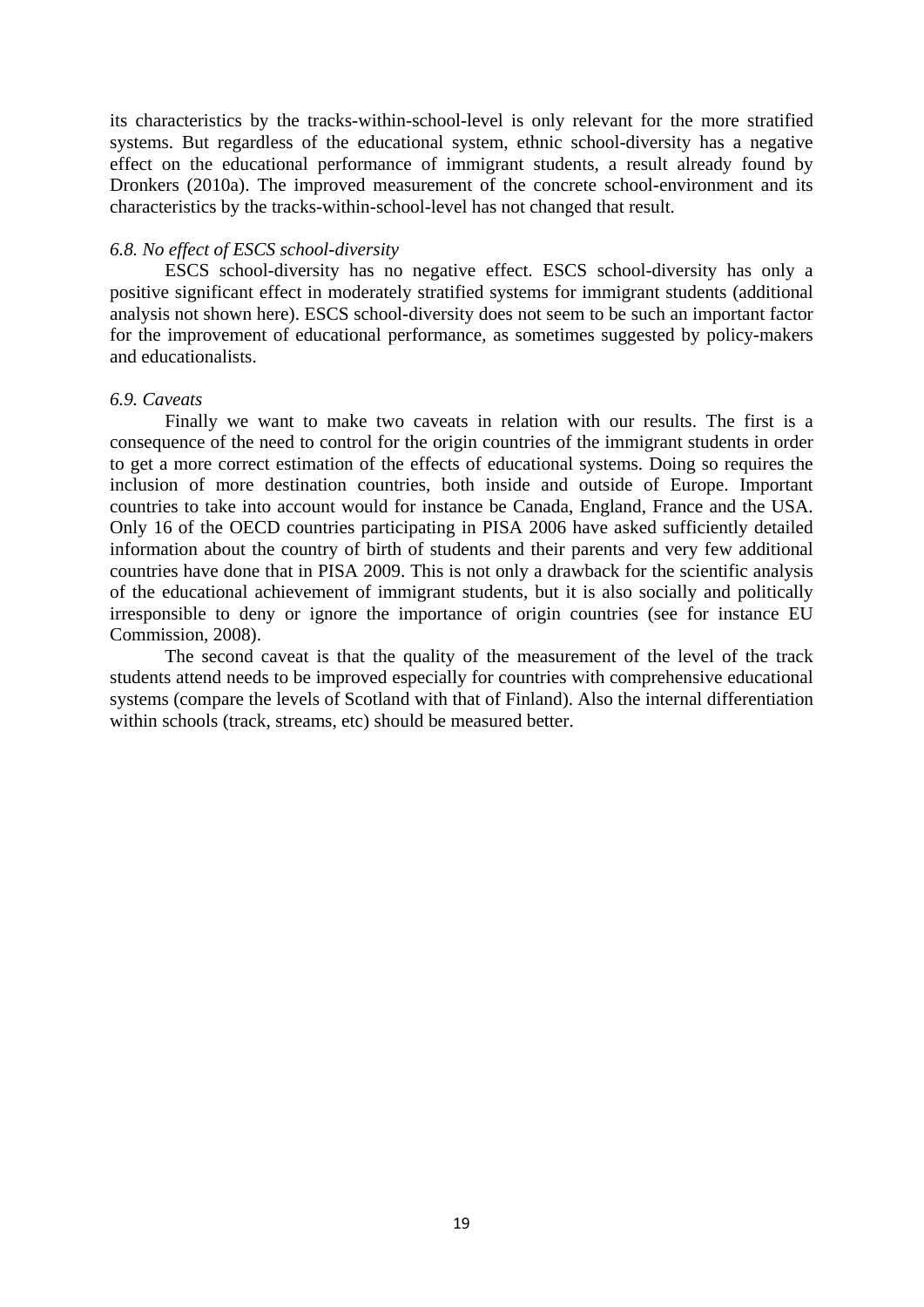its characteristics by the tracks-within-school-level is only relevant for the more stratified systems. But regardless of the educational system, ethnic school-diversity has a negative effect on the educational performance of immigrant students, a result already found by Dronkers (2010a). The improved measurement of the concrete school-environment and its characteristics by the tracks-within-school-level has not changed that result.

*6.8. No effect of ESCS school-diversity*

ESCS school-diversity has no negative effect. ESCS school-diversity has only a positive significant effect in moderately stratified systems for immigrant students (additional analysis not shown here). ESCS school-diversity does not seem to be such an important factor for the improvement of educational performance, as sometimes suggested by policy-makers and educationalists.

*6.9. Caveats*

Finally we want to make two caveats in relation with our results. The first is a consequence of the need to control for the origin countries of the immigrant students in order to get a more correct estimation of the effects of educational systems. Doing so requires the inclusion of more destination countries, both inside and outside of Europe. Important countries to take into account would for instance be Canada, England, France and the USA. Only 16 of the OECD countries participating in PISA 2006 have asked sufficiently detailed information about the country of birth of students and their parents and very few additional countries have done that in PISA 2009. This is not only a drawback for the scientific analysis of the educational achievement of immigrant students, but it is also socially and politically irresponsible to deny or ignore the importance of origin countries (see for instance EU Commission, 2008).

The second caveat is that the quality of the measurement of the level of the track students attend needs to be improved especially for countries with comprehensive educational systems (compare the levels of Scotland with that of Finland). Also the internal differentiation within schools (track, streams, etc) should be measured better.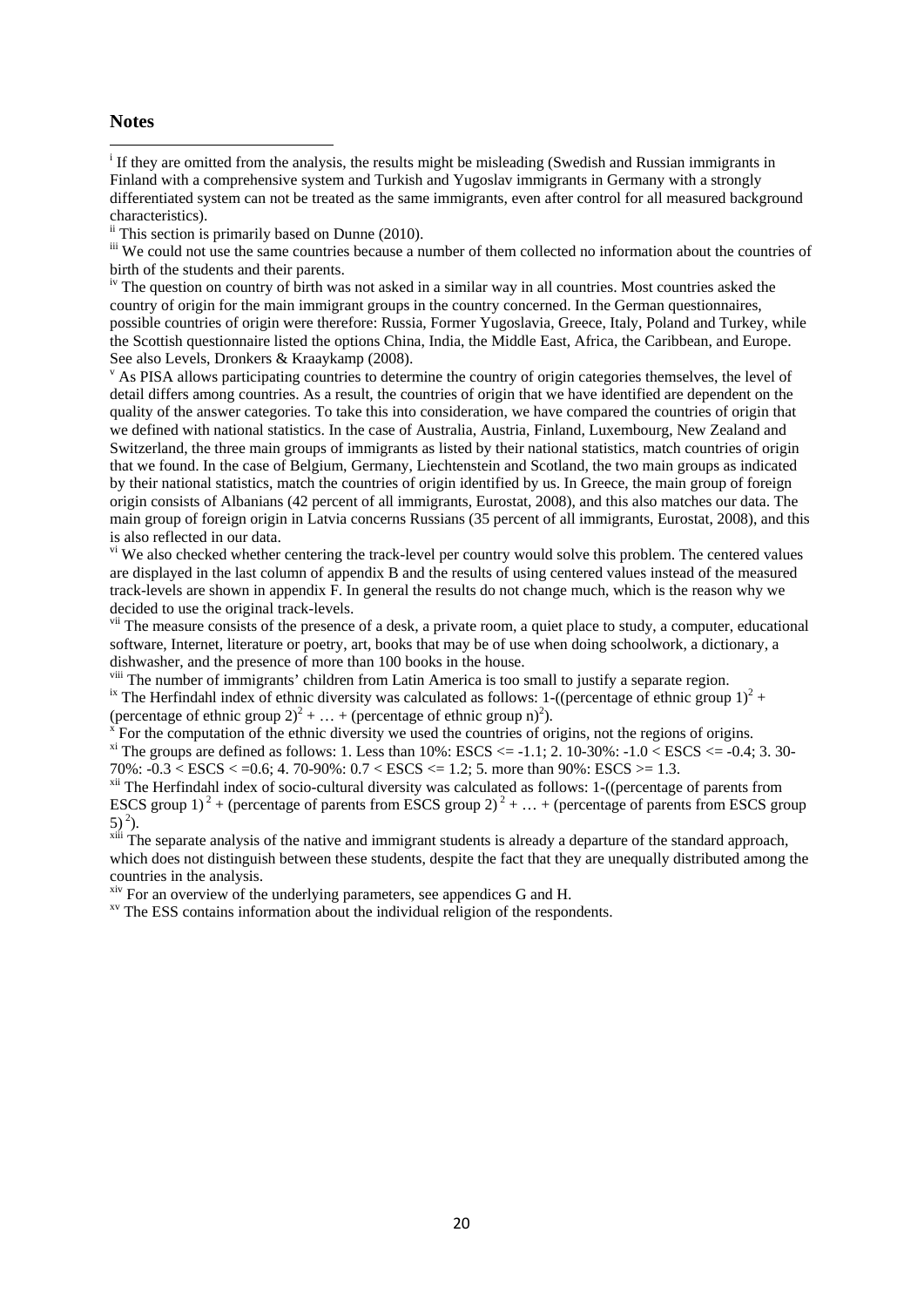## Notes

[i] If they are omitted from the analysis, the results might be misleading (Swedish and Russian immigrants in Finland with a comprehensive system and Turkish and Yugoslav immigrants in Germany with a strongly differentiated system can not be treated as the same immigrants, even after control for all measured background characteristics).

[ii] This section is primarily based on Dunne (2010).

[iii] We could not use the same countries because a number of them collected no information about the countries of birth of the students and their parents.

[iv] The question on country of birth was not asked in a similar way in all countries. Most countries asked the country of origin for the main immigrant groups in the country concerned. In the German questionnaires, possible countries of origin were therefore: Russia, Former Yugoslavia, Greece, Italy, Poland and Turkey, while the Scottish questionnaire listed the options China, India, the Middle East, Africa, the Caribbean, and Europe. See also Levels, Dronkers & Kraaykamp (2008).

[v] As PISA allows participating countries to determine the country of origin categories themselves, the level of detail differs among countries. As a result, the countries of origin that we have identified are dependent on the quality of the answer categories. To take this into consideration, we have compared the countries of origin that we defined with national statistics. In the case of Australia, Austria, Finland, Luxembourg, New Zealand and Switzerland, the three main groups of immigrants as listed by their national statistics, match countries of origin that we found. In the case of Belgium, Germany, Liechtenstein and Scotland, the two main groups as indicated by their national statistics, match the countries of origin identified by us. In Greece, the main group of foreign origin consists of Albanians (42 percent of all immigrants, Eurostat, 2008), and this also matches our data. The main group of foreign origin in Latvia concerns Russians (35 percent of all immigrants, Eurostat, 2008), and this is also reflected in our data.

[vi] We also checked whether centering the track-level per country would solve this problem. The centered values are displayed in the last column of appendix B and the results of using centered values instead of the measured track-levels are shown in appendix F. In general the results do not change much, which is the reason why we decided to use the original track-levels.

[vii] The measure consists of the presence of a desk, a private room, a quiet place to study, a computer, educational software, Internet, literature or poetry, art, books that may be of use when doing schoolwork, a dictionary, a dishwasher, and the presence of more than 100 books in the house.

[viii] The number of immigrants' children from Latin America is too small to justify a separate region.

[ix] The Herfindahl index of ethnic diversity was calculated as follows: 1-((percentage of ethnic group $1)^2$ + (percentage of ethnic group $2)^2$ + … + (percentage of ethnic group $n)^2$).

[x] For the computation of the ethnic diversity we used the countries of origins, not the regions of origins.

[xi] The groups are defined as follows: 1. Less than 10%: ESCS <= -1.1; 2. 10-30%: -1.0 < ESCS <= -0.4; 3. 30-70%: -0.3 < ESCS < =0.6; 4. 70-90%: 0.7 < ESCS <= 1.2; 5. more than 90%: ESCS >= 1.3.

[xii] The Herfindahl index of socio-cultural diversity was calculated as follows: 1-((percentage of parents from ESCS group $1)^2$ + (percentage of parents from ESCS group $2)^2$ + … + (percentage of parents from ESCS group $5)^2$).

[xiii] The separate analysis of the native and immigrant students is already a departure of the standard approach, which does not distinguish between these students, despite the fact that they are unequally distributed among the countries in the analysis.

[xiv] For an overview of the underlying parameters, see appendices G and H.

[xv] The ESS contains information about the individual religion of the respondents.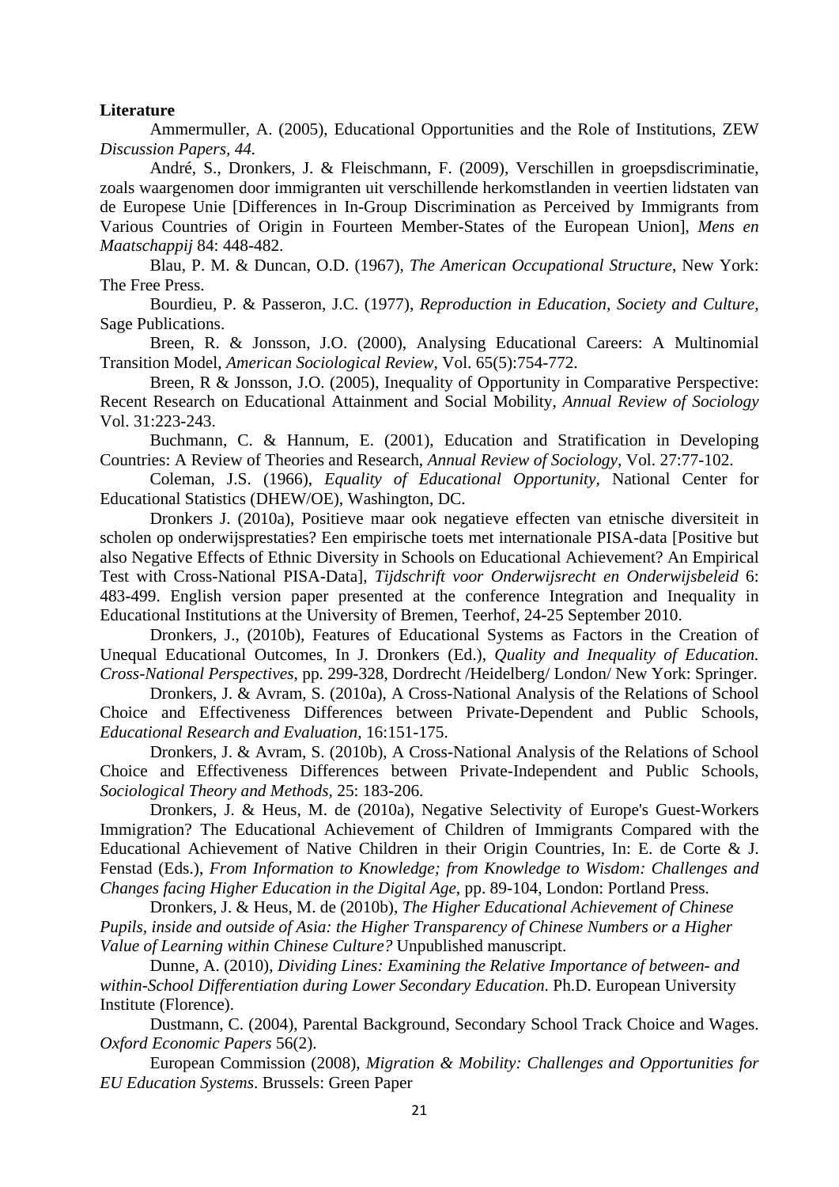**Literature**

Ammermuller, A. (2005), Educational Opportunities and the Role of Institutions, ZEW *Discussion Papers, 44.*

André, S., Dronkers, J. & Fleischmann, F. (2009), Verschillen in groepsdiscriminatie, zoals waargenomen door immigranten uit verschillende herkomstlanden in veertien lidstaten van de Europese Unie [Differences in In-Group Discrimination as Perceived by Immigrants from Various Countries of Origin in Fourteen Member-States of the European Union], *Mens en Maatschappij* 84: 448-482.

Blau, P. M. & Duncan, O.D. (1967), *The American Occupational Structure*, New York: The Free Press.

Bourdieu, P. & Passeron, J.C. (1977), *Reproduction in Education, Society and Culture*, Sage Publications.

Breen, R. & Jonsson, J.O. (2000), Analysing Educational Careers: A Multinomial Transition Model, *American Sociological Review,* Vol. 65(5):754-772.

Breen, R & Jonsson, J.O. (2005), Inequality of Opportunity in Comparative Perspective: Recent Research on Educational Attainment and Social Mobility, *Annual Review of Sociology* Vol. 31:223-243.

Buchmann, C. & Hannum, E. (2001), Education and Stratification in Developing Countries: A Review of Theories and Research, *Annual Review of Sociology,* Vol. 27:77-102.

Coleman, J.S. (1966), *Equality of Educational Opportunity*, National Center for Educational Statistics (DHEW/OE), Washington, DC.

Dronkers J. (2010a), Positieve maar ook negatieve effecten van etnische diversiteit in scholen op onderwijsprestaties? Een empirische toets met internationale PISA-data [Positive but also Negative Effects of Ethnic Diversity in Schools on Educational Achievement? An Empirical Test with Cross-National PISA-Data], *Tijdschrift voor Onderwijsrecht en Onderwijsbeleid* 6: 483-499. English version paper presented at the conference Integration and Inequality in Educational Institutions at the University of Bremen, Teerhof, 24-25 September 2010.

Dronkers, J., (2010b), Features of Educational Systems as Factors in the Creation of Unequal Educational Outcomes, In J. Dronkers (Ed.), *Quality and Inequality of Education. Cross-National Perspectives*, pp. 299-328, Dordrecht /Heidelberg/ London/ New York: Springer.

Dronkers, J. & Avram, S. (2010a), A Cross-National Analysis of the Relations of School Choice and Effectiveness Differences between Private-Dependent and Public Schools, *Educational Research and Evaluation,* 16:151-175.

Dronkers, J. & Avram, S. (2010b), A Cross-National Analysis of the Relations of School Choice and Effectiveness Differences between Private-Independent and Public Schools, *Sociological Theory and Methods*, 25: 183-206.

Dronkers, J. & Heus, M. de (2010a), Negative Selectivity of Europe's Guest-Workers Immigration? The Educational Achievement of Children of Immigrants Compared with the Educational Achievement of Native Children in their Origin Countries, In: E. de Corte & J. Fenstad (Eds.), *From Information to Knowledge; from Knowledge to Wisdom: Challenges and Changes facing Higher Education in the Digital Age*, pp. 89-104, London: Portland Press.

Dronkers, J. & Heus, M. de (2010b), *The Higher Educational Achievement of Chinese Pupils, inside and outside of Asia: the Higher Transparency of Chinese Numbers or a Higher Value of Learning within Chinese Culture?* Unpublished manuscript.

Dunne, A. (2010), *Dividing Lines: Examining the Relative Importance of between- and within-School Differentiation during Lower Secondary Education.* Ph.D. European University Institute (Florence).

Dustmann, C. (2004), Parental Background, Secondary School Track Choice and Wages. *Oxford Economic Papers* 56(2).

European Commission (2008), *Migration & Mobility: Challenges and Opportunities for EU Education Systems*. Brussels: Green Paper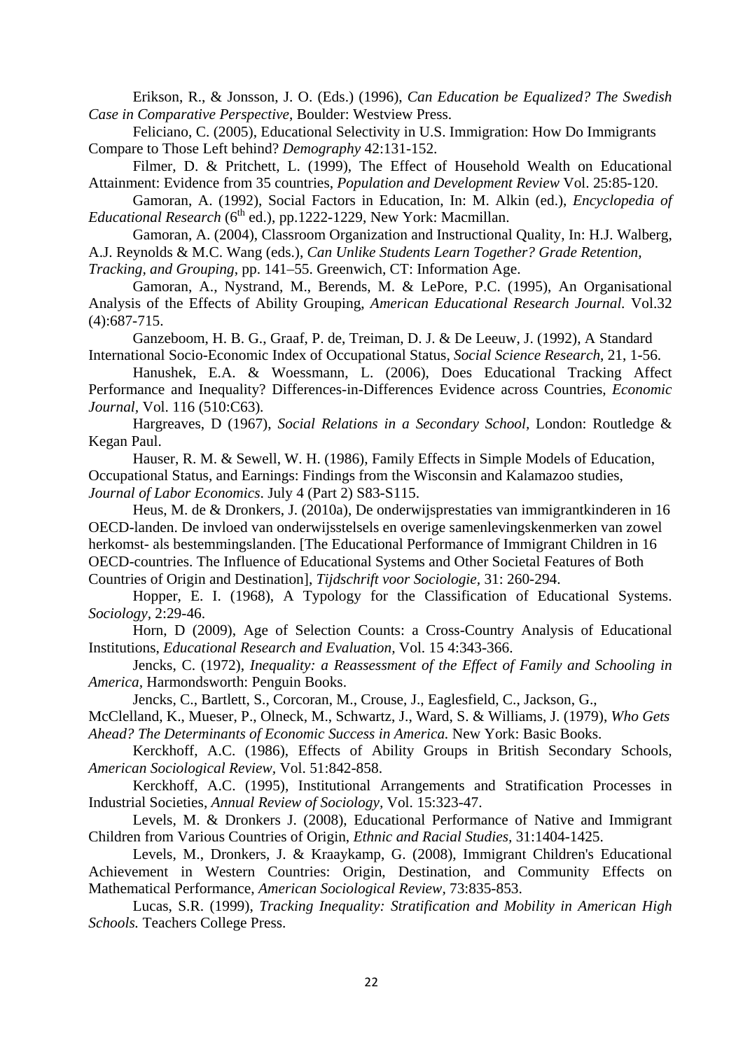Erikson, R., & Jonsson, J. O. (Eds.) (1996), *Can Education be Equalized? The Swedish Case in Comparative Perspective*, Boulder: Westview Press.

Feliciano, C. (2005), Educational Selectivity in U.S. Immigration: How Do Immigrants Compare to Those Left behind? *Demography* 42:131-152.

Filmer, D. & Pritchett, L. (1999), The Effect of Household Wealth on Educational Attainment: Evidence from 35 countries, *Population and Development Review* Vol. 25:85-120.

Gamoran, A. (1992), Social Factors in Education, In: M. Alkin (ed.), *Encyclopedia of Educational Research* (6th ed.), pp.1222-1229, New York: Macmillan.

Gamoran, A. (2004), Classroom Organization and Instructional Quality, In: H.J. Walberg, A.J. Reynolds & M.C. Wang (eds.), *Can Unlike Students Learn Together? Grade Retention, Tracking, and Grouping*, pp. 141–55. Greenwich, CT: Information Age.

Gamoran, A., Nystrand, M., Berends, M. & LePore, P.C. (1995), An Organisational Analysis of the Effects of Ability Grouping, *American Educational Research Journal.* Vol.32 (4):687-715.

Ganzeboom, H. B. G., Graaf, P. de, Treiman, D. J. & De Leeuw, J. (1992), A Standard International Socio-Economic Index of Occupational Status, *Social Science Research*, 21, 1-56.

Hanushek, E.A. & Woessmann, L. (2006), Does Educational Tracking Affect Performance and Inequality? Differences-in-Differences Evidence across Countries, *Economic Journal*, Vol. 116 (510:C63).

Hargreaves, D (1967), *Social Relations in a Secondary School*, London: Routledge & Kegan Paul.

Hauser, R. M. & Sewell, W. H. (1986), Family Effects in Simple Models of Education, Occupational Status, and Earnings: Findings from the Wisconsin and Kalamazoo studies, *Journal of Labor Economics*. July 4 (Part 2) S83-S115.

Heus, M. de & Dronkers, J. (2010a), De onderwijsprestaties van immigrantkinderen in 16 OECD-landen. De invloed van onderwijsstelsels en overige samenlevingskenmerken van zowel herkomst- als bestemmingslanden. [The Educational Performance of Immigrant Children in 16 OECD-countries. The Influence of Educational Systems and Other Societal Features of Both Countries of Origin and Destination], *Tijdschrift voor Sociologie*, 31: 260-294.

Hopper, E. I. (1968), A Typology for the Classification of Educational Systems. *Sociology*, 2:29-46.

Horn, D (2009), Age of Selection Counts: a Cross-Country Analysis of Educational Institutions, *Educational Research and Evaluation,* Vol. 15 4:343-366.

Jencks, C. (1972), *Inequality: a Reassessment of the Effect of Family and Schooling in America*, Harmondsworth: Penguin Books.

Jencks, C., Bartlett, S., Corcoran, M., Crouse, J., Eaglesfield, C., Jackson, G., McClelland, K., Mueser, P., Olneck, M., Schwartz, J., Ward, S. & Williams, J. (1979), *Who Gets Ahead? The Determinants of Economic Success in America.* New York: Basic Books.

Kerckhoff, A.C. (1986), Effects of Ability Groups in British Secondary Schools, *American Sociological Review*, Vol. 51:842-858.

Kerckhoff, A.C. (1995), Institutional Arrangements and Stratification Processes in Industrial Societies, *Annual Review of Sociology*, Vol. 15:323-47.

Levels, M. & Dronkers J. (2008), Educational Performance of Native and Immigrant Children from Various Countries of Origin, *Ethnic and Racial Studies,* 31:1404-1425.

Levels, M., Dronkers, J. & Kraaykamp, G. (2008), Immigrant Children's Educational Achievement in Western Countries: Origin, Destination, and Community Effects on Mathematical Performance, *American Sociological Review*, 73:835-853.

Lucas, S.R. (1999), *Tracking Inequality: Stratification and Mobility in American High Schools.* Teachers College Press.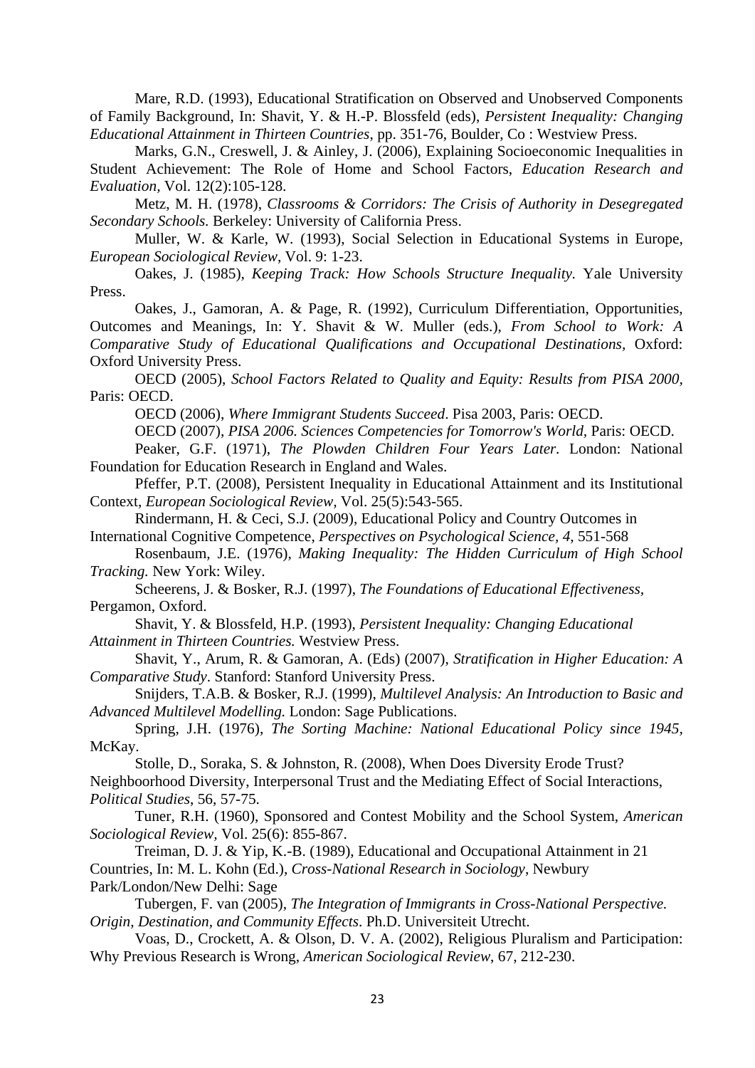Mare, R.D. (1993), Educational Stratification on Observed and Unobserved Components of Family Background, In: Shavit, Y. & H.-P. Blossfeld (eds), *Persistent Inequality: Changing Educational Attainment in Thirteen Countries*, pp. 351-76, Boulder, Co : Westview Press.

Marks, G.N., Creswell, J. & Ainley, J. (2006), Explaining Socioeconomic Inequalities in Student Achievement: The Role of Home and School Factors, *Education Research and Evaluation*, Vol. 12(2):105-128.

Metz, M. H. (1978), *Classrooms & Corridors: The Crisis of Authority in Desegregated Secondary Schools.* Berkeley: University of California Press.

Muller, W. & Karle, W. (1993), Social Selection in Educational Systems in Europe, *European Sociological Review*, Vol. 9: 1-23.

Oakes, J. (1985), *Keeping Track: How Schools Structure Inequality.* Yale University Press.

Oakes, J., Gamoran, A. & Page, R. (1992), Curriculum Differentiation, Opportunities, Outcomes and Meanings, In: Y. Shavit & W. Muller (eds.), *From School to Work: A Comparative Study of Educational Qualifications and Occupational Destinations,* Oxford: Oxford University Press.

OECD (2005), *School Factors Related to Quality and Equity: Results from PISA 2000,* Paris: OECD.

OECD (2006), *Where Immigrant Students Succeed*. Pisa 2003, Paris: OECD.

OECD (2007), *PISA 2006. Sciences Competencies for Tomorrow's World,* Paris: OECD.

Peaker, G.F. (1971), *The Plowden Children Four Years Later.* London: National Foundation for Education Research in England and Wales.

Pfeffer, P.T. (2008), Persistent Inequality in Educational Attainment and its Institutional Context, *European Sociological Review*, Vol. 25(5):543-565.

Rindermann, H. & Ceci, S.J. (2009), Educational Policy and Country Outcomes in International Cognitive Competence, *Perspectives on Psychological Science, 4*, 551-568

Rosenbaum, J.E. (1976), *Making Inequality: The Hidden Curriculum of High School Tracking.* New York: Wiley.

Scheerens, J. & Bosker, R.J. (1997), *The Foundations of Educational Effectiveness,* Pergamon, Oxford.

Shavit, Y. & Blossfeld, H.P. (1993), *Persistent Inequality: Changing Educational Attainment in Thirteen Countries.* Westview Press.

Shavit, Y., Arum, R. & Gamoran, A. (Eds) (2007), *Stratification in Higher Education: A Comparative Study*. Stanford: Stanford University Press.

Snijders, T.A.B. & Bosker, R.J. (1999), *Multilevel Analysis: An Introduction to Basic and Advanced Multilevel Modelling.* London: Sage Publications.

Spring, J.H. (1976), *The Sorting Machine: National Educational Policy since 1945*, McKay.

Stolle, D., Soraka, S. & Johnston, R. (2008), When Does Diversity Erode Trust? Neighbourhood Diversity, Interpersonal Trust and the Mediating Effect of Social Interactions, *Political Studies*, 56, 57-75.

Tuner, R.H. (1960), Sponsored and Contest Mobility and the School System, *American Sociological Review,* Vol. 25(6): 855-867.

Treiman, D. J. & Yip, K.-B. (1989), Educational and Occupational Attainment in 21 Countries, In: M. L. Kohn (Ed.), *Cross-National Research in Sociology*, Newbury Park/London/New Delhi: Sage

Tubergen, F. van (2005), *The Integration of Immigrants in Cross-National Perspective. Origin, Destination, and Community Effects*. Ph.D. Universiteit Utrecht.

Voas, D., Crockett, A. & Olson, D. V. A. (2002), Religious Pluralism and Participation: Why Previous Research is Wrong, *American Sociological Review*, 67, 212-230.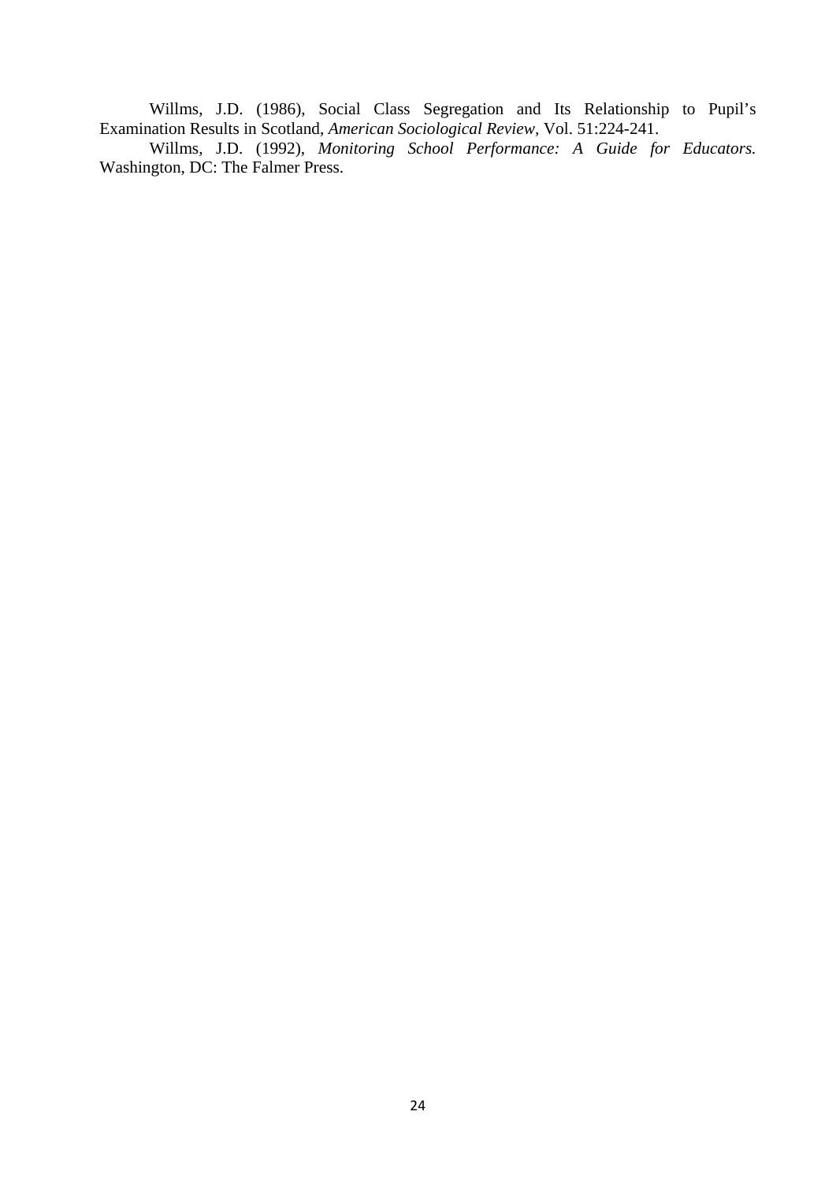Willms, J.D. (1986), Social Class Segregation and Its Relationship to Pupil's Examination Results in Scotland, *American Sociological Review*, Vol. 51:224-241.

Willms, J.D. (1992), *Monitoring School Performance: A Guide for Educators.* Washington, DC: The Falmer Press.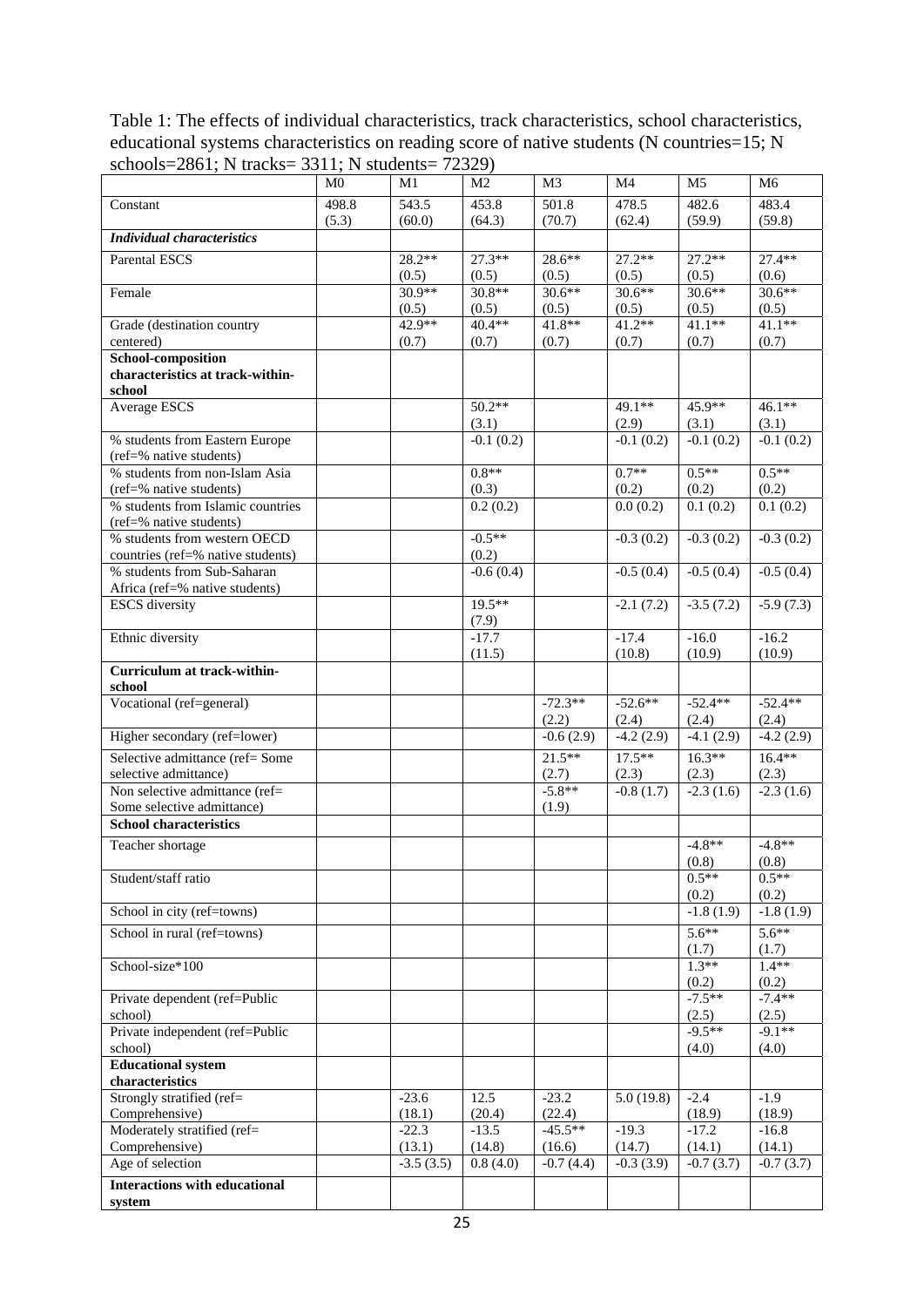Table 1: The effects of individual characteristics, track characteristics, school characteristics, educational systems characteristics on reading score of native students (N countries=15; N schools=2861; N tracks= 3311; N students= 72329)

| | M0 | M1 | M2 | M3 | M4 | M5 | M6 |
|---|---|---|---|---|---|---|---|
| Constant | 498.8 (5.3) | 543.5 (60.0) | 453.8 (64.3) | 501.8 (70.7) | 478.5 (62.4) | 482.6 (59.9) | 483.4 (59.8) |
| ***Individual characteristics*** | | | | | | | |
| Parental ESCS | | 28.2** (0.5) | 27.3** (0.5) | 28.6** (0.5) | 27.2** (0.5) | 27.2** (0.5) | 27.4** (0.6) |
| Female | | 30.9** (0.5) | 30.8** (0.5) | 30.6** (0.5) | 30.6** (0.5) | 30.6** (0.5) | 30.6** (0.5) |
| Grade (destination country centered) | | 42.9** (0.7) | 40.4** (0.7) | 41.8** (0.7) | 41.2** (0.7) | 41.1** (0.7) | 41.1** (0.7) |
| **School-composition characteristics at track-within-school** | | | | | | | |
| Average ESCS | | | 50.2** (3.1) | | 49.1** (2.9) | 45.9** (3.1) | 46.1** (3.1) |
| % students from Eastern Europe (ref=% native students) | | | -0.1 (0.2) | | -0.1 (0.2) | -0.1 (0.2) | -0.1 (0.2) |
| % students from non-Islam Asia (ref=% native students) | | | 0.8** (0.3) | | 0.7** (0.2) | 0.5** (0.2) | 0.5** (0.2) |
| % students from Islamic countries (ref=% native students) | | | 0.2 (0.2) | | 0.0 (0.2) | 0.1 (0.2) | 0.1 (0.2) |
| % students from western OECD countries (ref=% native students) | | | -0.5** (0.2) | | -0.3 (0.2) | -0.3 (0.2) | -0.3 (0.2) |
| % students from Sub-Saharan Africa (ref=% native students) | | | -0.6 (0.4) | | -0.5 (0.4) | -0.5 (0.4) | -0.5 (0.4) |
| ESCS diversity | | | 19.5** (7.9) | | -2.1 (7.2) | -3.5 (7.2) | -5.9 (7.3) |
| Ethnic diversity | | | -17.7 (11.5) | | -17.4 (10.8) | -16.0 (10.9) | -16.2 (10.9) |
| **Curriculum at track-within-school** | | | | | | | |
| Vocational (ref=general) | | | | -72.3** (2.2) | -52.6** (2.4) | -52.4** (2.4) | -52.4** (2.4) |
| Higher secondary (ref=lower) | | | | -0.6 (2.9) | -4.2 (2.9) | -4.1 (2.9) | -4.2 (2.9) |
| Selective admittance (ref= Some selective admittance) | | | | 21.5** (2.7) | 17.5** (2.3) | 16.3** (2.3) | 16.4** (2.3) |
| Non selective admittance (ref= Some selective admittance) | | | | -5.8** (1.9) | -0.8 (1.7) | -2.3 (1.6) | -2.3 (1.6) |
| **School characteristics** | | | | | | | |
| Teacher shortage | | | | | | -4.8** (0.8) | -4.8** (0.8) |
| Student/staff ratio | | | | | | 0.5** (0.2) | 0.5** (0.2) |
| School in city (ref=towns) | | | | | | -1.8 (1.9) | -1.8 (1.9) |
| School in rural (ref=towns) | | | | | | 5.6** (1.7) | 5.6** (1.7) |
| School-size*100 | | | | | | 1.3** (0.2) | 1.4** (0.2) |
| Private dependent (ref=Public school) | | | | | | -7.5** (2.5) | -7.4** (2.5) |
| Private independent (ref=Public school) | | | | | | -9.5** (4.0) | -9.1** (4.0) |
| **Educational system characteristics** | | | | | | | |
| Strongly stratified (ref= Comprehensive) | | -23.6 (18.1) | 12.5 (20.4) | -23.2 (22.4) | 5.0 (19.8) | -2.4 (18.9) | -1.9 (18.9) |
| Moderately stratified (ref= Comprehensive) | | -22.3 (13.1) | -13.5 (14.8) | -45.5** (16.6) | -19.3 (14.7) | -17.2 (14.1) | -16.8 (14.1) |
| Age of selection | | -3.5 (3.5) | 0.8 (4.0) | -0.7 (4.4) | -0.3 (3.9) | -0.7 (3.7) | -0.7 (3.7) |
| **Interactions with educational system** | | | | | | | |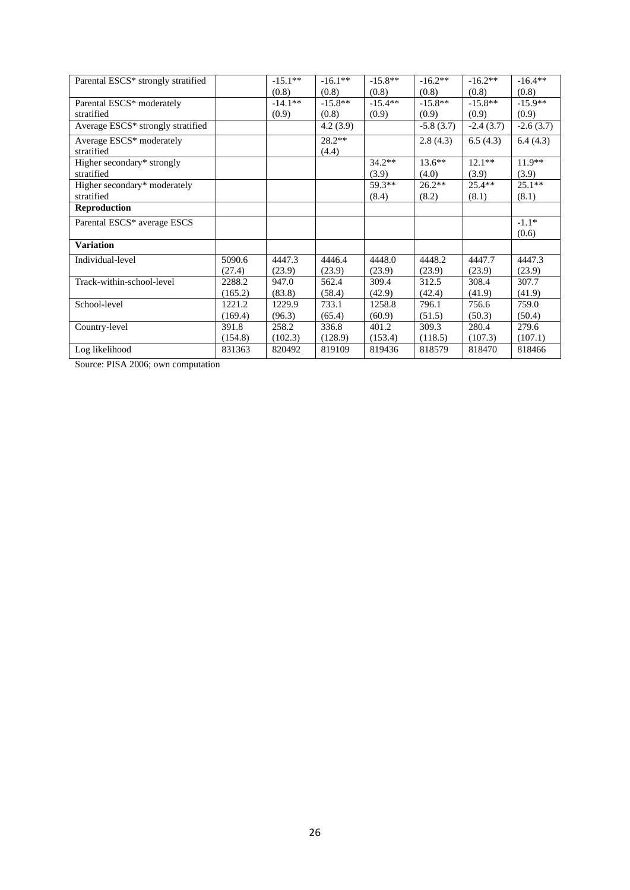| | | | | | | | |
|---|---|---|---|---|---|---|---|
| Parental ESCS* strongly stratified | | -15.1** (0.8) | -16.1** (0.8) | -15.8** (0.8) | -16.2** (0.8) | -16.2** (0.8) | -16.4** (0.8) |
| Parental ESCS* moderately stratified | | -14.1** (0.9) | -15.8** (0.8) | -15.4** (0.9) | -15.8** (0.9) | -15.8** (0.9) | -15.9** (0.9) |
| Average ESCS* strongly stratified | | | 4.2 (3.9) | | -5.8 (3.7) | -2.4 (3.7) | -2.6 (3.7) |
| Average ESCS* moderately stratified | | | 28.2** (4.4) | | 2.8 (4.3) | 6.5 (4.3) | 6.4 (4.3) |
| Higher secondary* strongly stratified | | | | 34.2** (3.9) | 13.6** (4.0) | 12.1** (3.9) | 11.9** (3.9) |
| Higher secondary* moderately stratified | | | | 59.3** (8.4) | 26.2** (8.2) | 25.4** (8.1) | 25.1** (8.1) |
| **Reproduction** | | | | | | | |
| Parental ESCS* average ESCS | | | | | | | -1.1* (0.6) |
| **Variation** | | | | | | | |
| Individual-level | 5090.6 (27.4) | 4447.3 (23.9) | 4446.4 (23.9) | 4448.0 (23.9) | 4448.2 (23.9) | 4447.7 (23.9) | 4447.3 (23.9) |
| Track-within-school-level | 2288.2 (165.2) | 947.0 (83.8) | 562.4 (58.4) | 309.4 (42.9) | 312.5 (42.4) | 308.4 (41.9) | 307.7 (41.9) |
| School-level | 1221.2 (169.4) | 1229.9 (96.3) | 733.1 (65.4) | 1258.8 (60.9) | 796.1 (51.5) | 756.6 (50.3) | 759.0 (50.4) |
| Country-level | 391.8 (154.8) | 258.2 (102.3) | 336.8 (128.9) | 401.2 (153.4) | 309.3 (118.5) | 280.4 (107.3) | 279.6 (107.1) |
| Log likelihood | 831363 | 820492 | 819109 | 819436 | 818579 | 818470 | 818466 |

Source: PISA 2006; own computation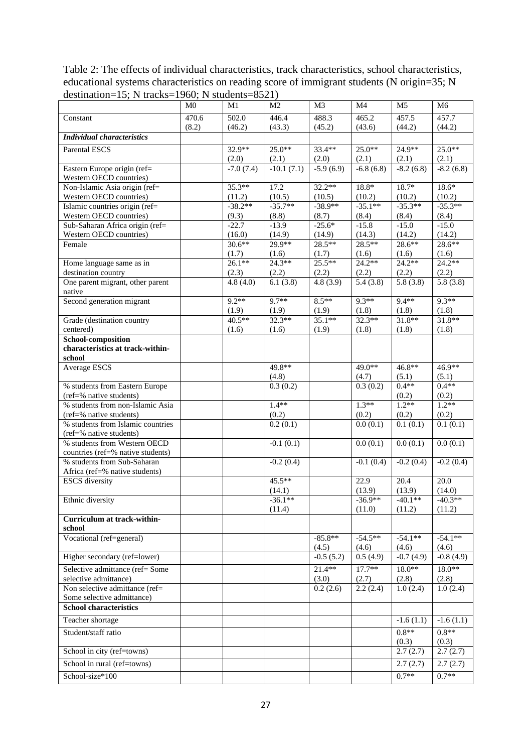Table 2: The effects of individual characteristics, track characteristics, school characteristics, educational systems characteristics on reading score of immigrant students (N origin=35; N destination=15; N tracks=1960; N students=8521)

| | M0 | M1 | M2 | M3 | M4 | M5 | M6 |
|---|---|---|---|---|---|---|---|
| Constant | 470.6 (8.2) | 502.0 (46.2) | 446.4 (43.3) | 488.3 (45.2) | 465.2 (43.6) | 457.5 (44.2) | 457.7 (44.2) |
| ***Individual characteristics*** | | | | | | | |
| Parental ESCS | | 32.9** (2.0) | 25.0** (2.1) | 33.4** (2.0) | 25.0** (2.1) | 24.9** (2.1) | 25.0** (2.1) |
| Eastern Europe origin (ref= Western OECD countries) | | -7.0 (7.4) | -10.1 (7.1) | -5.9 (6.9) | -6.8 (6.8) | -8.2 (6.8) | -8.2 (6.8) |
| Non-Islamic Asia origin (ref= Western OECD countries) | | 35.3** (11.2) | 17.2 (10.5) | 32.2** (10.5) | 18.8* (10.2) | 18.7* (10.2) | 18.6* (10.2) |
| Islamic countries origin (ref= Western OECD countries) | | -38.2** (9.3) | -35.7** (8.8) | -38.9** (8.7) | -35.1** (8.4) | -35.3** (8.4) | -35.3** (8.4) |
| Sub-Saharan Africa origin (ref= Western OECD countries) | | -22.7 (16.0) | -13.9 (14.9) | -25.6* (14.9) | -15.8 (14.3) | -15.0 (14.2) | -15.0 (14.2) |
| Female | | 30.6** (1.7) | 29.9** (1.6) | 28.5** (1.7) | 28.5** (1.6) | 28.6** (1.6) | 28.6** (1.6) |
| Home language same as in destination country | | 26.1** (2.3) | 24.3** (2.2) | 25.5** (2.2) | 24.2** (2.2) | 24.2** (2.2) | 24.2** (2.2) |
| One parent migrant, other parent native | | 4.8 (4.0) | 6.1 (3.8) | 4.8 (3.9) | 5.4 (3.8) | 5.8 (3.8) | 5.8 (3.8) |
| Second generation migrant | | 9.2** (1.9) | 9.7** (1.9) | 8.5** (1.9) | 9.3** (1.8) | 9.4** (1.8) | 9.3** (1.8) |
| Grade (destination country centered) | | 40.5** (1.6) | 32.3** (1.6) | 35.1** (1.9) | 32.3** (1.8) | 31.8** (1.8) | 31.8** (1.8) |
| **School-composition characteristics at track-within-school** | | | | | | | |
| Average ESCS | | | 49.8** (4.8) | | 49.0** (4.7) | 46.8** (5.1) | 46.9** (5.1) |
| % students from Eastern Europe (ref=% native students) | | | 0.3 (0.2) | | 0.3 (0.2) | 0.4** (0.2) | 0.4** (0.2) |
| % students from non-Islamic Asia (ref=% native students) | | | 1.4** (0.2) | | 1.3** (0.2) | 1.2** (0.2) | 1.2** (0.2) |
| % students from Islamic countries (ref=% native students) | | | 0.2 (0.1) | | 0.0 (0.1) | 0.1 (0.1) | 0.1 (0.1) |
| % students from Western OECD countries (ref=% native students) | | | -0.1 (0.1) | | 0.0 (0.1) | 0.0 (0.1) | 0.0 (0.1) |
| % students from Sub-Saharan Africa (ref=% native students) | | | -0.2 (0.4) | | -0.1 (0.4) | -0.2 (0.4) | -0.2 (0.4) |
| ESCS diversity | | | 45.5** (14.1) | | 22.9 (13.9) | 20.4 (13.9) | 20.0 (14.0) |
| Ethnic diversity | | | -36.1** (11.4) | | -36.9** (11.0) | -40.1** (11.2) | -40.3** (11.2) |
| **Curriculum at track-within-school** | | | | | | | |
| Vocational (ref=general) | | | | -85.8** (4.5) | -54.5** (4.6) | -54.1** (4.6) | -54.1** (4.6) |
| Higher secondary (ref=lower) | | | | -0.5 (5.2) | 0.5 (4.9) | -0.7 (4.9) | -0.8 (4.9) |
| Selective admittance (ref= Some selective admittance) | | | | 21.4** (3.0) | 17.7** (2.7) | 18.0** (2.8) | 18.0** (2.8) |
| Non selective admittance (ref= Some selective admittance) | | | | 0.2 (2.6) | 2.2 (2.4) | 1.0 (2.4) | 1.0 (2.4) |
| **School characteristics** | | | | | | | |
| Teacher shortage | | | | | | -1.6 (1.1) | -1.6 (1.1) |
| Student/staff ratio | | | | | | 0.8** (0.3) | 0.8** (0.3) |
| School in city (ref=towns) | | | | | | 2.7 (2.7) | 2.7 (2.7) |
| School in rural (ref=towns) | | | | | | 2.7 (2.7) | 2.7 (2.7) |
| School-size*100 | | | | | | 0.7** | 0.7** |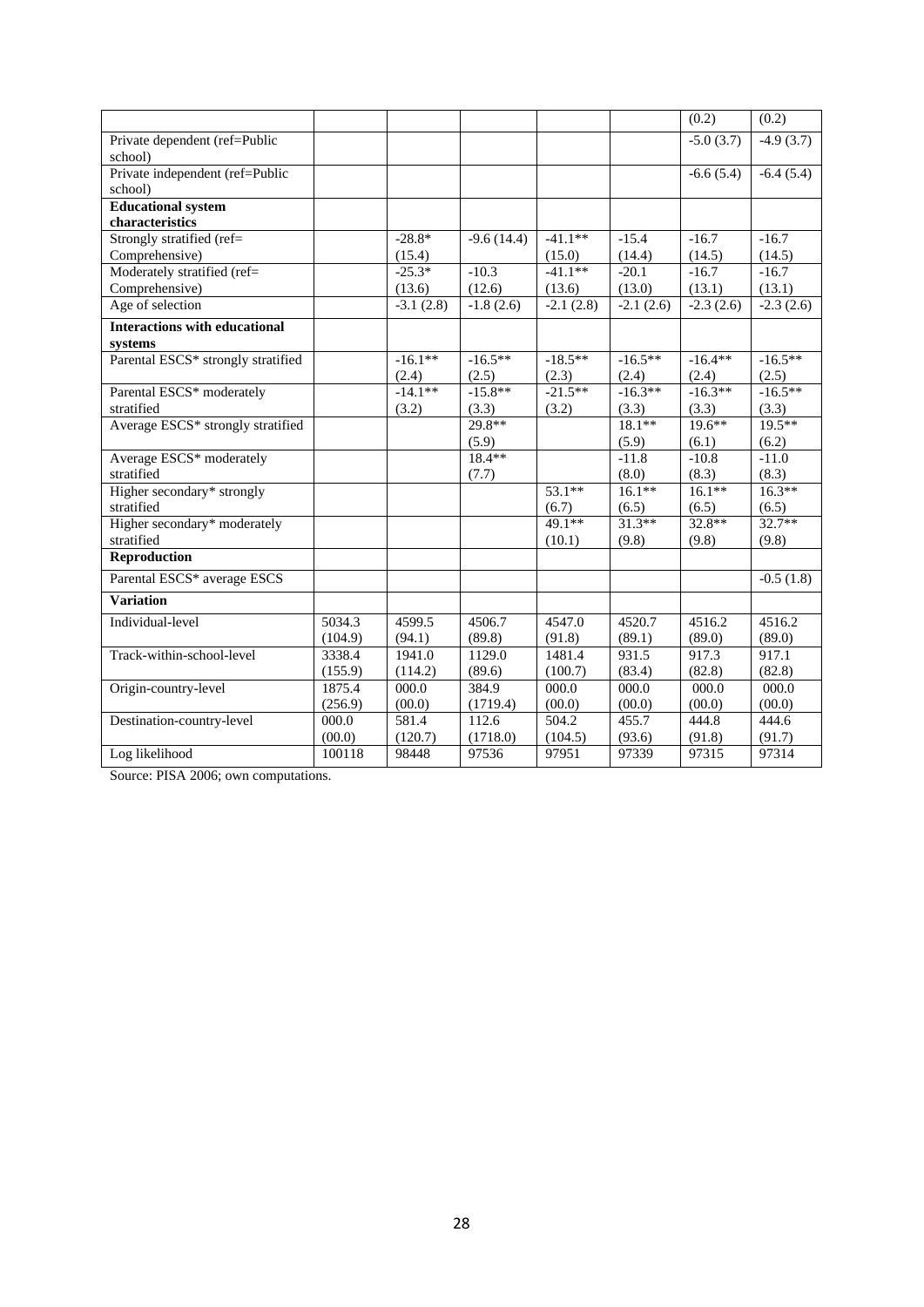| | | | | | | | |
|---|---|---|---|---|---|---|---|
| | | | | | | (0.2) | (0.2) |
| Private dependent (ref=Public school) | | | | | | -5.0 (3.7) | -4.9 (3.7) |
| Private independent (ref=Public school) | | | | | | -6.6 (5.4) | -6.4 (5.4) |
| **Educational system characteristics** | | | | | | | |
| Strongly stratified (ref= Comprehensive) | | -28.8* (15.4) | -9.6 (14.4) | -41.1** (15.0) | -15.4 (14.4) | -16.7 (14.5) | -16.7 (14.5) |
| Moderately stratified (ref= Comprehensive) | | -25.3* (13.6) | -10.3 (12.6) | -41.1** (13.6) | -20.1 (13.0) | -16.7 (13.1) | -16.7 (13.1) |
| Age of selection | | -3.1 (2.8) | -1.8 (2.6) | -2.1 (2.8) | -2.1 (2.6) | -2.3 (2.6) | -2.3 (2.6) |
| **Interactions with educational systems** | | | | | | | |
| Parental ESCS* strongly stratified | | -16.1** (2.4) | -16.5** (2.5) | -18.5** (2.3) | -16.5** (2.4) | -16.4** (2.4) | -16.5** (2.5) |
| Parental ESCS* moderately stratified | | -14.1** (3.2) | -15.8** (3.3) | -21.5** (3.2) | -16.3** (3.3) | -16.3** (3.3) | -16.5** (3.3) |
| Average ESCS* strongly stratified | | | 29.8** (5.9) | | 18.1** (5.9) | 19.6** (6.1) | 19.5** (6.2) |
| Average ESCS* moderately stratified | | | 18.4** (7.7) | | -11.8 (8.0) | -10.8 (8.3) | -11.0 (8.3) |
| Higher secondary* strongly stratified | | | | 53.1** (6.7) | 16.1** (6.5) | 16.1** (6.5) | 16.3** (6.5) |
| Higher secondary* moderately stratified | | | | 49.1** (10.1) | 31.3** (9.8) | 32.8** (9.8) | 32.7** (9.8) |
| **Reproduction** | | | | | | | |
| Parental ESCS* average ESCS | | | | | | | -0.5 (1.8) |
| **Variation** | | | | | | | |
| Individual-level | 5034.3 (104.9) | 4599.5 (94.1) | 4506.7 (89.8) | 4547.0 (91.8) | 4520.7 (89.1) | 4516.2 (89.0) | 4516.2 (89.0) |
| Track-within-school-level | 3338.4 (155.9) | 1941.0 (114.2) | 1129.0 (89.6) | 1481.4 (100.7) | 931.5 (83.4) | 917.3 (82.8) | 917.1 (82.8) |
| Origin-country-level | 1875.4 (256.9) | 000.0 (00.0) | 384.9 (1719.4) | 000.0 (00.0) | 000.0 (00.0) | 000.0 (00.0) | 000.0 (00.0) |
| Destination-country-level | 000.0 (00.0) | 581.4 (120.7) | 112.6 (1718.0) | 504.2 (104.5) | 455.7 (93.6) | 444.8 (91.8) | 444.6 (91.7) |
| Log likelihood | 100118 | 98448 | 97536 | 97951 | 97339 | 97315 | 97314 |

Source: PISA 2006; own computations.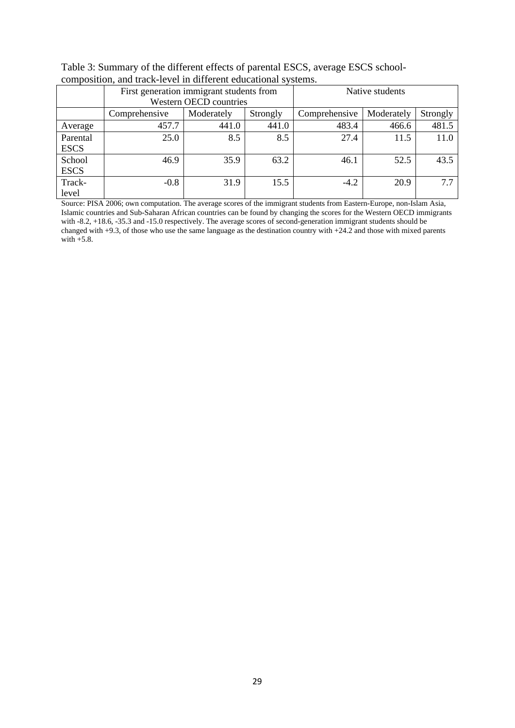Table 3: Summary of the different effects of parental ESCS, average ESCS school-composition, and track-level in different educational systems.

| | First generation immigrant students from Western OECD countries | | | Native students | | |
|---|---|---|---|---|---|---|
| | Comprehensive | Moderately | Strongly | Comprehensive | Moderately | Strongly |
| Average | 457.7 | 441.0 | 441.0 | 483.4 | 466.6 | 481.5 |
| Parental ESCS | 25.0 | 8.5 | 8.5 | 27.4 | 11.5 | 11.0 |
| School ESCS | 46.9 | 35.9 | 63.2 | 46.1 | 52.5 | 43.5 |
| Track-level | -0.8 | 31.9 | 15.5 | -4.2 | 20.9 | 7.7 |

Source: PISA 2006; own computation. The average scores of the immigrant students from Eastern-Europe, non-Islam Asia, Islamic countries and Sub-Saharan African countries can be found by changing the scores for the Western OECD immigrants with -8.2, +18.6, -35.3 and -15.0 respectively. The average scores of second-generation immigrant students should be changed with +9.3, of those who use the same language as the destination country with +24.2 and those with mixed parents with +5.8.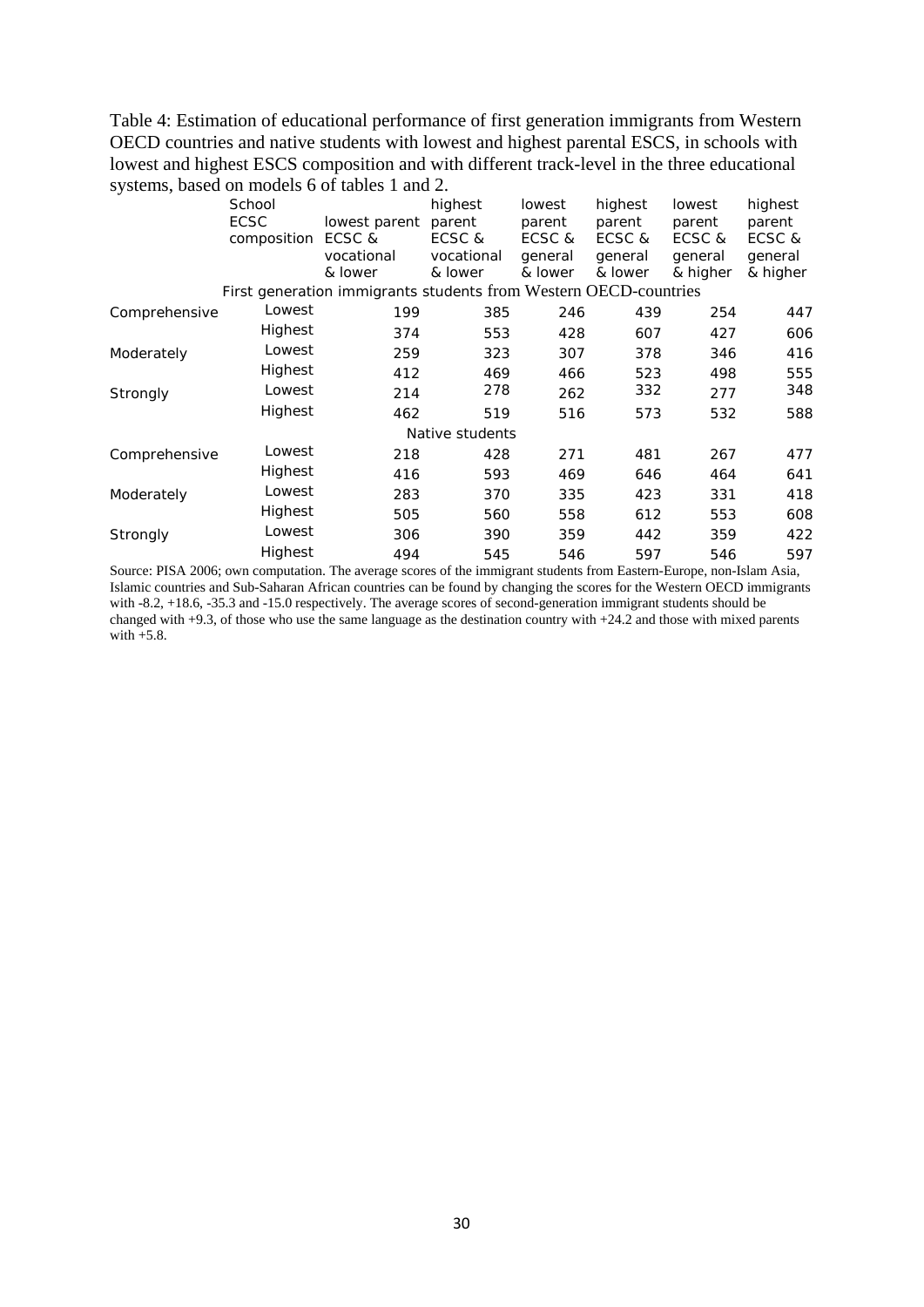Table 4: Estimation of educational performance of first generation immigrants from Western OECD countries and native students with lowest and highest parental ESCS, in schools with lowest and highest ESCS composition and with different track-level in the three educational systems, based on models 6 of tables 1 and 2.

| | School ECSC composition | lowest parent ECSC & vocational & lower | highest parent ECSC & vocational & lower | lowest parent ECSC & general & lower | highest parent ECSC & general & lower | lowest parent ECSC & general & higher | highest parent ECSC & general & higher |
|---|---|---|---|---|---|---|---|
| | First generation immigrants students from Western OECD-countries | | | | | | |
| Comprehensive | Lowest | 199 | 385 | 246 | 439 | 254 | 447 |
| | Highest | 374 | 553 | 428 | 607 | 427 | 606 |
| Moderately | Lowest | 259 | 323 | 307 | 378 | 346 | 416 |
| | Highest | 412 | 469 | 466 | 523 | 498 | 555 |
| Strongly | Lowest | 214 | 278 | 262 | 332 | 277 | 348 |
| | Highest | 462 | 519 | 516 | 573 | 532 | 588 |
| | Native students | | | | | | |
| Comprehensive | Lowest | 218 | 428 | 271 | 481 | 267 | 477 |
| | Highest | 416 | 593 | 469 | 646 | 464 | 641 |
| Moderately | Lowest | 283 | 370 | 335 | 423 | 331 | 418 |
| | Highest | 505 | 560 | 558 | 612 | 553 | 608 |
| Strongly | Lowest | 306 | 390 | 359 | 442 | 359 | 422 |
| | Highest | 494 | 545 | 546 | 597 | 546 | 597 |

Source: PISA 2006; own computation. The average scores of the immigrant students from Eastern-Europe, non-Islam Asia, Islamic countries and Sub-Saharan African countries can be found by changing the scores for the Western OECD immigrants with -8.2, +18.6, -35.3 and -15.0 respectively. The average scores of second-generation immigrant students should be changed with +9.3, of those who use the same language as the destination country with +24.2 and those with mixed parents with +5.8.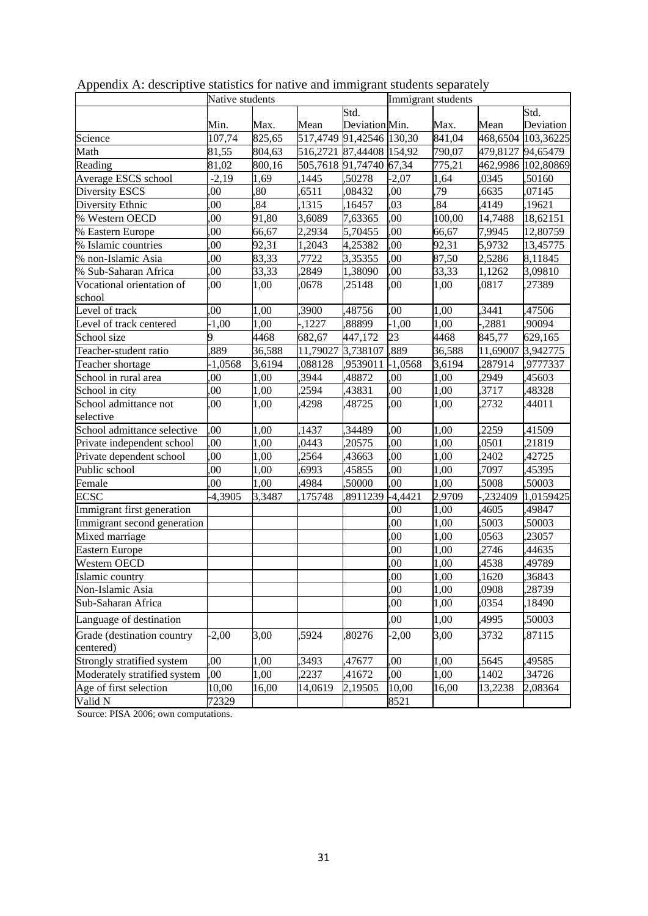Appendix A: descriptive statistics for native and immigrant students separately

| | Native students | | | | Immigrant students | | | |
|---|---|---|---|---|---|---|---|---|
| | Min. | Max. | Mean | Std. Deviation | Min. | Max. | Mean | Std. Deviation |
| Science | 107,74 | 825,65 | 517,4749 | 91,42546 | 130,30 | 841,04 | 468,6504 | 103,36225 |
| Math | 81,55 | 804,63 | 516,2721 | 87,44408 | 154,92 | 790,07 | 479,8127 | 94,65479 |
| Reading | 81,02 | 800,16 | 505,7618 | 91,74740 | 67,34 | 775,21 | 462,9986 | 102,80869 |
| Average ESCS school | -2,19 | 1,69 | ,1445 | ,50278 | -2,07 | 1,64 | ,0345 | ,50160 |
| Diversity ESCS | ,00 | ,80 | ,6511 | ,08432 | ,00 | ,79 | ,6635 | ,07145 |
| Diversity Ethnic | ,00 | ,84 | ,1315 | ,16457 | ,03 | ,84 | ,4149 | ,19621 |
| % Western OECD | ,00 | 91,80 | 3,6089 | 7,63365 | ,00 | 100,00 | 14,7488 | 18,62151 |
| % Eastern Europe | ,00 | 66,67 | 2,2934 | 5,70455 | ,00 | 66,67 | 7,9945 | 12,80759 |
| % Islamic countries | ,00 | 92,31 | 1,2043 | 4,25382 | ,00 | 92,31 | 5,9732 | 13,45775 |
| % non-Islamic Asia | ,00 | 83,33 | ,7722 | 3,35355 | ,00 | 87,50 | 2,5286 | 8,11845 |
| % Sub-Saharan Africa | ,00 | 33,33 | ,2849 | 1,38090 | ,00 | 33,33 | 1,1262 | 3,09810 |
| Vocational orientation of school | ,00 | 1,00 | ,0678 | ,25148 | ,00 | 1,00 | ,0817 | ,27389 |
| Level of track | ,00 | 1,00 | ,3900 | ,48756 | ,00 | 1,00 | ,3441 | ,47506 |
| Level of track centered | -1,00 | 1,00 | -,1227 | ,88899 | -1,00 | 1,00 | -,2881 | ,90094 |
| School size | 9 | 4468 | 682,67 | 447,172 | 23 | 4468 | 845,77 | 629,165 |
| Teacher-student ratio | ,889 | 36,588 | 11,79027 | 3,738107 | ,889 | 36,588 | 11,69007 | 3,942775 |
| Teacher shortage | -1,0568 | 3,6194 | ,088128 | ,9539011 | -1,0568 | 3,6194 | ,287914 | ,9777337 |
| School in rural area | ,00 | 1,00 | ,3944 | ,48872 | ,00 | 1,00 | ,2949 | ,45603 |
| School in city | ,00 | 1,00 | ,2594 | ,43831 | ,00 | 1,00 | ,3717 | ,48328 |
| School admittance not selective | ,00 | 1,00 | ,4298 | ,48725 | ,00 | 1,00 | ,2732 | ,44011 |
| School admittance selective | ,00 | 1,00 | ,1437 | ,34489 | ,00 | 1,00 | ,2259 | ,41509 |
| Private independent school | ,00 | 1,00 | ,0443 | ,20575 | ,00 | 1,00 | ,0501 | ,21819 |
| Private dependent school | ,00 | 1,00 | ,2564 | ,43663 | ,00 | 1,00 | ,2402 | ,42725 |
| Public school | ,00 | 1,00 | ,6993 | ,45855 | ,00 | 1,00 | ,7097 | ,45395 |
| Female | ,00 | 1,00 | ,4984 | ,50000 | ,00 | 1,00 | ,5008 | ,50003 |
| ECSC | -4,3905 | 3,3487 | ,175748 | ,8911239 | -4,4421 | 2,9709 | -,232409 | 1,0159425 |
| Immigrant first generation | | | | | ,00 | 1,00 | ,4605 | ,49847 |
| Immigrant second generation | | | | | ,00 | 1,00 | ,5003 | ,50003 |
| Mixed marriage | | | | | ,00 | 1,00 | ,0563 | ,23057 |
| Eastern Europe | | | | | ,00 | 1,00 | ,2746 | ,44635 |
| Western OECD | | | | | ,00 | 1,00 | ,4538 | ,49789 |
| Islamic country | | | | | ,00 | 1,00 | ,1620 | ,36843 |
| Non-Islamic Asia | | | | | ,00 | 1,00 | ,0908 | ,28739 |
| Sub-Saharan Africa | | | | | ,00 | 1,00 | ,0354 | ,18490 |
| Language of destination | | | | | ,00 | 1,00 | ,4995 | ,50003 |
| Grade (destination country centered) | -2,00 | 3,00 | ,5924 | ,80276 | -2,00 | 3,00 | ,3732 | ,87115 |
| Strongly stratified system | ,00 | 1,00 | ,3493 | ,47677 | ,00 | 1,00 | ,5645 | ,49585 |
| Moderately stratified system | ,00 | 1,00 | ,2237 | ,41672 | ,00 | 1,00 | ,1402 | ,34726 |
| Age of first selection | 10,00 | 16,00 | 14,0619 | 2,19505 | 10,00 | 16,00 | 13,2238 | 2,08364 |
| Valid N | 72329 | | | | 8521 | | | |

Source: PISA 2006; own computations.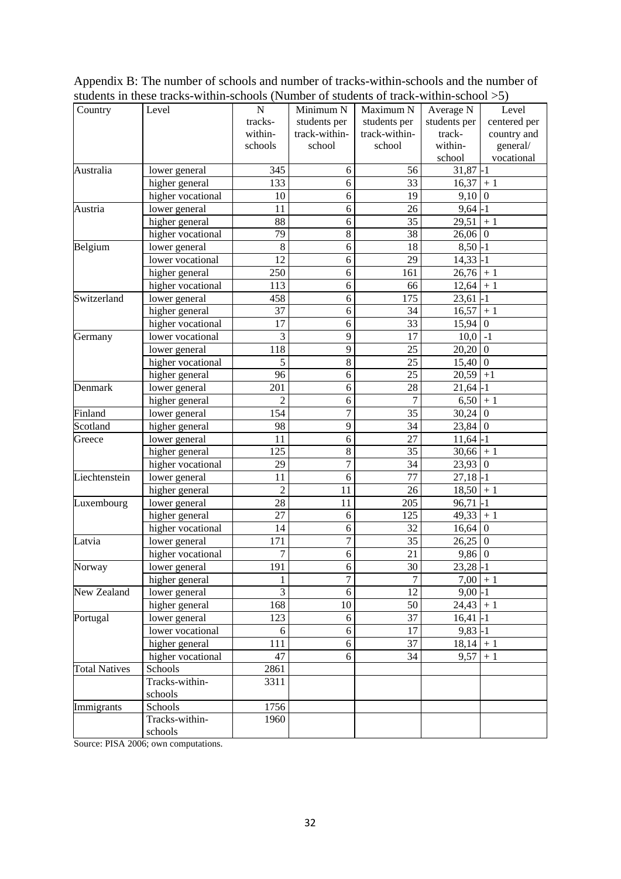Appendix B: The number of schools and number of tracks-within-schools and the number of students in these tracks-within-schools (Number of students of track-within-school >5)

| Country | Level | N tracks-within-schools | Minimum N students per track-within-school | Maximum N students per track-within-school | Average N students per track-within-school | Level centered per country and general/ vocational |
|---|---|---|---|---|---|---|
| Australia | lower general | 345 | 6 | 56 | 31,87 | -1 |
| | higher general | 133 | 6 | 33 | 16,37 | + 1 |
| | higher vocational | 10 | 6 | 19 | 9,10 | 0 |
| Austria | lower general | 11 | 6 | 26 | 9,64 | -1 |
| | higher general | 88 | 6 | 35 | 29,51 | + 1 |
| | higher vocational | 79 | 8 | 38 | 26,06 | 0 |
| Belgium | lower general | 8 | 6 | 18 | 8,50 | -1 |
| | lower vocational | 12 | 6 | 29 | 14,33 | -1 |
| | higher general | 250 | 6 | 161 | 26,76 | + 1 |
| | higher vocational | 113 | 6 | 66 | 12,64 | + 1 |
| Switzerland | lower general | 458 | 6 | 175 | 23,61 | -1 |
| | higher general | 37 | 6 | 34 | 16,57 | + 1 |
| | higher vocational | 17 | 6 | 33 | 15,94 | 0 |
| Germany | lower vocational | 3 | 9 | 17 | 10,0 | -1 |
| | lower general | 118 | 9 | 25 | 20,20 | 0 |
| | higher vocational | 5 | 8 | 25 | 15,40 | 0 |
| | higher general | 96 | 6 | 25 | 20,59 | +1 |
| Denmark | lower general | 201 | 6 | 28 | 21,64 | -1 |
| | higher general | 2 | 6 | 7 | 6,50 | + 1 |
| Finland | lower general | 154 | 7 | 35 | 30,24 | 0 |
| Scotland | higher general | 98 | 9 | 34 | 23,84 | 0 |
| Greece | lower general | 11 | 6 | 27 | 11,64 | -1 |
| | higher general | 125 | 8 | 35 | 30,66 | + 1 |
| | higher vocational | 29 | 7 | 34 | 23,93 | 0 |
| Liechtenstein | lower general | 11 | 6 | 77 | 27,18 | -1 |
| | higher general | 2 | 11 | 26 | 18,50 | + 1 |
| Luxembourg | lower general | 28 | 11 | 205 | 96,71 | -1 |
| | higher general | 27 | 6 | 125 | 49,33 | + 1 |
| | higher vocational | 14 | 6 | 32 | 16,64 | 0 |
| Latvia | lower general | 171 | 7 | 35 | 26,25 | 0 |
| | higher vocational | 7 | 6 | 21 | 9,86 | 0 |
| Norway | lower general | 191 | 6 | 30 | 23,28 | -1 |
| | higher general | 1 | 7 | 7 | 7,00 | + 1 |
| New Zealand | lower general | 3 | 6 | 12 | 9,00 | -1 |
| | higher general | 168 | 10 | 50 | 24,43 | + 1 |
| Portugal | lower general | 123 | 6 | 37 | 16,41 | -1 |
| | lower vocational | 6 | 6 | 17 | 9,83 | -1 |
| | higher general | 111 | 6 | 37 | 18,14 | + 1 |
| | higher vocational | 47 | 6 | 34 | 9,57 | + 1 |
| Total Natives | Schools | 2861 | | | | |
| | Tracks-within-schools | 3311 | | | | |
| Immigrants | Schools | 1756 | | | | |
| | Tracks-within-schools | 1960 | | | | |

Source: PISA 2006; own computations.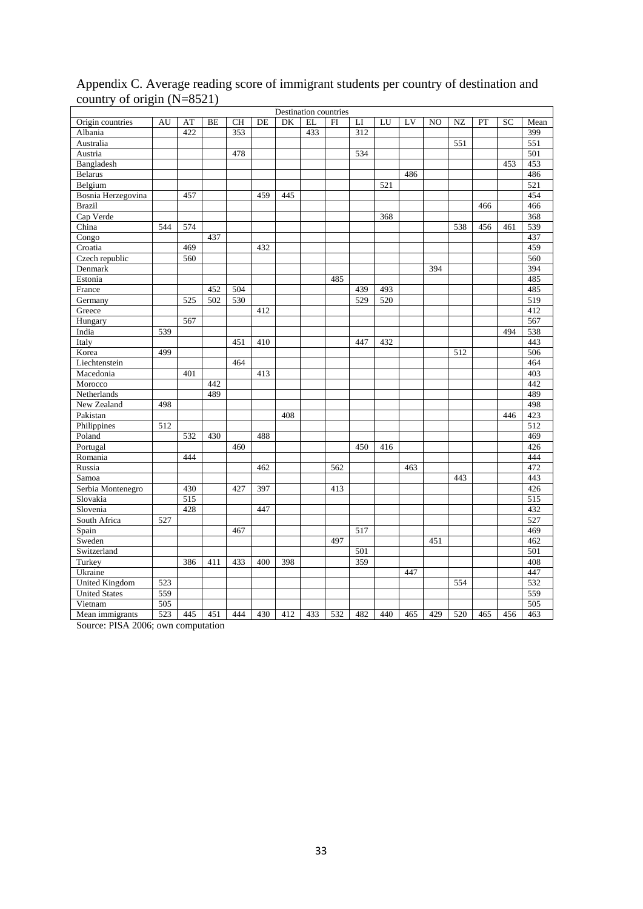Appendix C. Average reading score of immigrant students per country of destination and country of origin (N=8521)

| | Destination countries | | | | | | | | | | | | | | | |
|---|---|---|---|---|---|---|---|---|---|---|---|---|---|---|---|---|
| Origin countries | AU | AT | BE | CH | DE | DK | EL | FI | LI | LU | LV | NO | NZ | PT | SC | Mean |
| Albania | | 422 | | 353 | | | 433 | | 312 | | | | | | | 399 |
| Australia | | | | | | | | | | | | | 551 | | | 551 |
| Austria | | | | 478 | | | | | 534 | | | | | | | 501 |
| Bangladesh | | | | | | | | | | | | | | | 453 | 453 |
| Belarus | | | | | | | | | | | 486 | | | | | 486 |
| Belgium | | | | | | | | | | 521 | | | | | | 521 |
| Bosnia Herzegovina | | 457 | | | 459 | 445 | | | | | | | | | | 454 |
| Brazil | | | | | | | | | | | | | | 466 | | 466 |
| Cap Verde | | | | | | | | | | 368 | | | | | | 368 |
| China | 544 | 574 | | | | | | | | | | | 538 | 456 | 461 | 539 |
| Congo | | | 437 | | | | | | | | | | | | | 437 |
| Croatia | | 469 | | | 432 | | | | | | | | | | | 459 |
| Czech republic | | 560 | | | | | | | | | | | | | | 560 |
| Denmark | | | | | | | | | | | | 394 | | | | 394 |
| Estonia | | | | | | | | 485 | | | | | | | | 485 |
| France | | | 452 | 504 | | | | | 439 | 493 | | | | | | 485 |
| Germany | | 525 | 502 | 530 | | | | | 529 | 520 | | | | | | 519 |
| Greece | | | | | 412 | | | | | | | | | | | 412 |
| Hungary | | 567 | | | | | | | | | | | | | | 567 |
| India | 539 | | | | | | | | | | | | | | 494 | 538 |
| Italy | | | | 451 | 410 | | | | 447 | 432 | | | | | | 443 |
| Korea | 499 | | | | | | | | | | | | 512 | | | 506 |
| Liechtenstein | | | | 464 | | | | | | | | | | | | 464 |
| Macedonia | | 401 | | | 413 | | | | | | | | | | | 403 |
| Morocco | | | 442 | | | | | | | | | | | | | 442 |
| Netherlands | | | 489 | | | | | | | | | | | | | 489 |
| New Zealand | 498 | | | | | | | | | | | | | | | 498 |
| Pakistan | | | | | | 408 | | | | | | | | | 446 | 423 |
| Philippines | 512 | | | | | | | | | | | | | | | 512 |
| Poland | | 532 | 430 | | 488 | | | | | | | | | | | 469 |
| Portugal | | | | 460 | | | | | 450 | 416 | | | | | | 426 |
| Romania | | 444 | | | | | | | | | | | | | | 444 |
| Russia | | | | | 462 | | | 562 | | | 463 | | | | | 472 |
| Samoa | | | | | | | | | | | | | 443 | | | 443 |
| Serbia Montenegro | | 430 | | 427 | 397 | | | 413 | | | | | | | | 426 |
| Slovakia | | 515 | | | | | | | | | | | | | | 515 |
| Slovenia | | 428 | | | 447 | | | | | | | | | | | 432 |
| South Africa | 527 | | | | | | | | | | | | | | | 527 |
| Spain | | | | 467 | | | | | 517 | | | | | | | 469 |
| Sweden | | | | | | | | 497 | | | | 451 | | | | 462 |
| Switzerland | | | | | | | | | 501 | | | | | | | 501 |
| Turkey | | 386 | 411 | 433 | 400 | 398 | | | 359 | | | | | | | 408 |
| Ukraine | | | | | | | | | | | 447 | | | | | 447 |
| United Kingdom | 523 | | | | | | | | | | | | 554 | | | 532 |
| United States | 559 | | | | | | | | | | | | | | | 559 |
| Vietnam | 505 | | | | | | | | | | | | | | | 505 |
| Mean immigrants | 523 | 445 | 451 | 444 | 430 | 412 | 433 | 532 | 482 | 440 | 465 | 429 | 520 | 465 | 456 | 463 |

Source: PISA 2006; own computation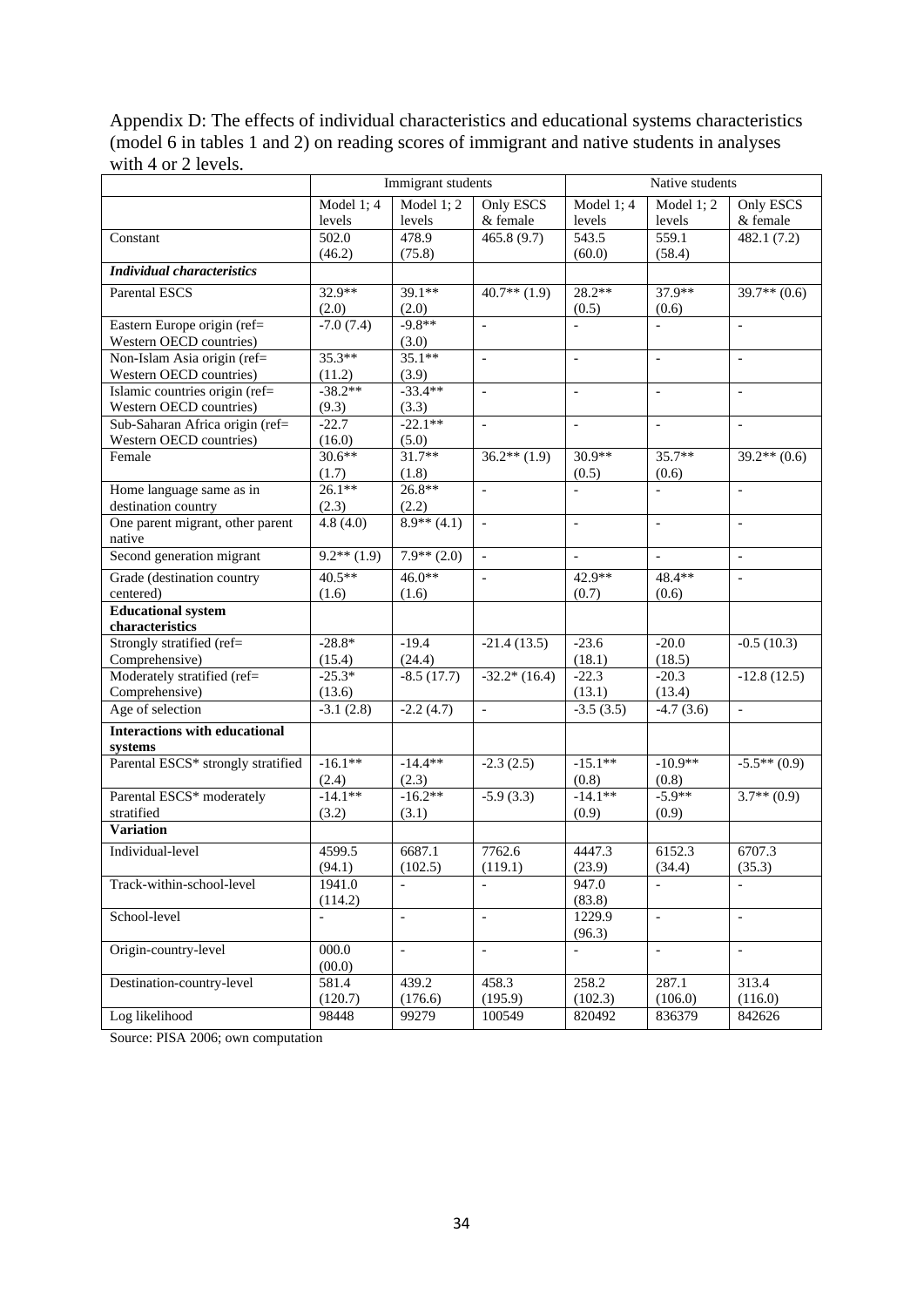Appendix D: The effects of individual characteristics and educational systems characteristics (model 6 in tables 1 and 2) on reading scores of immigrant and native students in analyses with 4 or 2 levels.

| | Immigrant students | | | Native students | | |
|---|---|---|---|---|---|---|
| | Model 1; 4 levels | Model 1; 2 levels | Only ESCS & female | Model 1; 4 levels | Model 1; 2 levels | Only ESCS & female |
| Constant | 502.0 (46.2) | 478.9 (75.8) | 465.8 (9.7) | 543.5 (60.0) | 559.1 (58.4) | 482.1 (7.2) |
| ***Individual characteristics*** | | | | | | |
| Parental ESCS | 32.9** (2.0) | 39.1** (2.0) | 40.7** (1.9) | 28.2** (0.5) | 37.9** (0.6) | 39.7** (0.6) |
| Eastern Europe origin (ref= Western OECD countries) | -7.0 (7.4) | -9.8** (3.0) | - | - | - | - |
| Non-Islam Asia origin (ref= Western OECD countries) | 35.3** (11.2) | 35.1** (3.9) | - | - | - | - |
| Islamic countries origin (ref= Western OECD countries) | -38.2** (9.3) | -33.4** (3.3) | - | - | - | - |
| Sub-Saharan Africa origin (ref= Western OECD countries) | -22.7 (16.0) | -22.1** (5.0) | - | - | - | - |
| Female | 30.6** (1.7) | 31.7** (1.8) | 36.2** (1.9) | 30.9** (0.5) | 35.7** (0.6) | 39.2** (0.6) |
| Home language same as in destination country | 26.1** (2.3) | 26.8** (2.2) | - | - | - | - |
| One parent migrant, other parent native | 4.8 (4.0) | 8.9** (4.1) | - | - | - | - |
| Second generation migrant | 9.2** (1.9) | 7.9** (2.0) | - | - | - | - |
| Grade (destination country centered) | 40.5** (1.6) | 46.0** (1.6) | - | 42.9** (0.7) | 48.4** (0.6) | - |
| **Educational system characteristics** | | | | | | |
| Strongly stratified (ref= Comprehensive) | -28.8* (15.4) | -19.4 (24.4) | -21.4 (13.5) | -23.6 (18.1) | -20.0 (18.5) | -0.5 (10.3) |
| Moderately stratified (ref= Comprehensive) | -25.3* (13.6) | -8.5 (17.7) | -32.2* (16.4) | -22.3 (13.1) | -20.3 (13.4) | -12.8 (12.5) |
| Age of selection | -3.1 (2.8) | -2.2 (4.7) | - | -3.5 (3.5) | -4.7 (3.6) | - |
| **Interactions with educational systems** | | | | | | |
| Parental ESCS* strongly stratified | -16.1** (2.4) | -14.4** (2.3) | -2.3 (2.5) | -15.1** (0.8) | -10.9** (0.8) | -5.5** (0.9) |
| Parental ESCS* moderately stratified | -14.1** (3.2) | -16.2** (3.1) | -5.9 (3.3) | -14.1** (0.9) | -5.9** (0.9) | 3.7** (0.9) |
| **Variation** | | | | | | |
| Individual-level | 4599.5 (94.1) | 6687.1 (102.5) | 7762.6 (119.1) | 4447.3 (23.9) | 6152.3 (34.4) | 6707.3 (35.3) |
| Track-within-school-level | 1941.0 (114.2) | - | - | 947.0 (83.8) | - | - |
| School-level | - | - | - | 1229.9 (96.3) | - | - |
| Origin-country-level | 000.0 (00.0) | - | - | - | - | - |
| Destination-country-level | 581.4 (120.7) | 439.2 (176.6) | 458.3 (195.9) | 258.2 (102.3) | 287.1 (106.0) | 313.4 (116.0) |
| Log likelihood | 98448 | 99279 | 100549 | 820492 | 836379 | 842626 |

Source: PISA 2006; own computation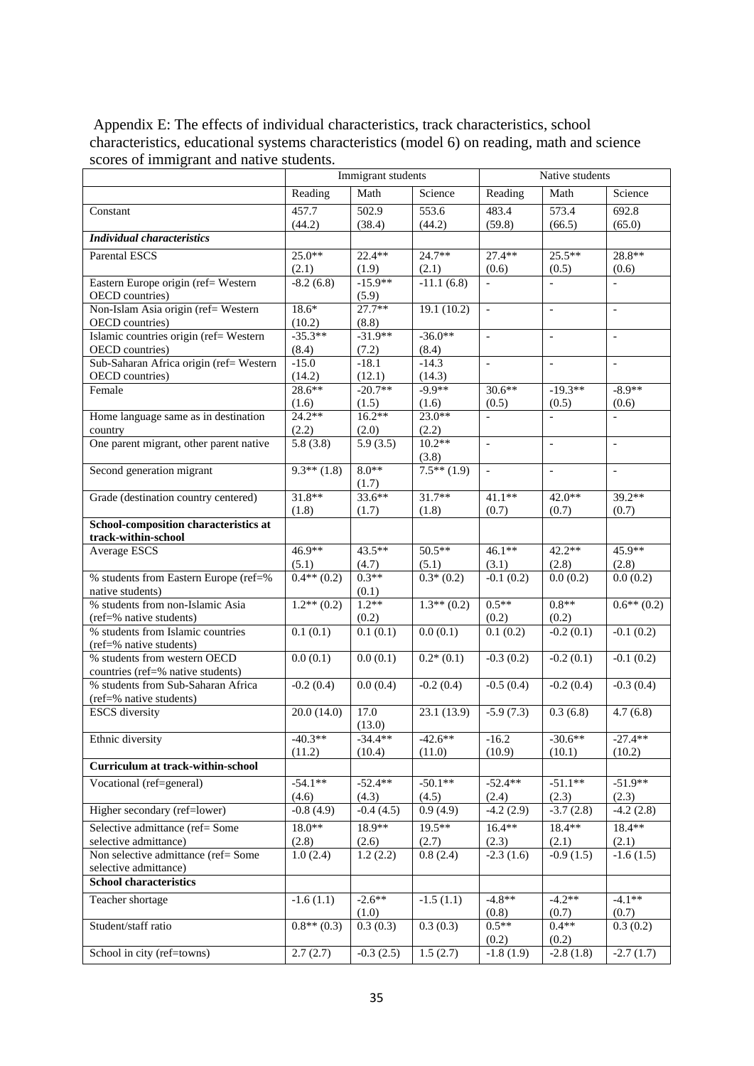Appendix E: The effects of individual characteristics, track characteristics, school characteristics, educational systems characteristics (model 6) on reading, math and science scores of immigrant and native students.

| | Immigrant students | | | Native students | | |
|---|---|---|---|---|---|---|
| | Reading | Math | Science | Reading | Math | Science |
| Constant | 457.7 (44.2) | 502.9 (38.4) | 553.6 (44.2) | 483.4 (59.8) | 573.4 (66.5) | 692.8 (65.0) |
| ***Individual characteristics*** | | | | | | |
| Parental ESCS | 25.0** (2.1) | 22.4** (1.9) | 24.7** (2.1) | 27.4** (0.6) | 25.5** (0.5) | 28.8** (0.6) |
| Eastern Europe origin (ref= Western OECD countries) | -8.2 (6.8) | -15.9** (5.9) | -11.1 (6.8) | - | - | - |
| Non-Islam Asia origin (ref= Western OECD countries) | 18.6* (10.2) | 27.7** (8.8) | 19.1 (10.2) | - | - | - |
| Islamic countries origin (ref= Western OECD countries) | -35.3** (8.4) | -31.9** (7.2) | -36.0** (8.4) | - | - | - |
| Sub-Saharan Africa origin (ref= Western OECD countries) | -15.0 (14.2) | -18.1 (12.1) | -14.3 (14.3) | - | - | - |
| Female | 28.6** (1.6) | -20.7** (1.5) | -9.9** (1.6) | 30.6** (0.5) | -19.3** (0.5) | -8.9** (0.6) |
| Home language same as in destination country | 24.2** (2.2) | 16.2** (2.0) | 23.0** (2.2) | - | - | - |
| One parent migrant, other parent native | 5.8 (3.8) | 5.9 (3.5) | 10.2** (3.8) | - | - | - |
| Second generation migrant | 9.3** (1.8) | 8.0** (1.7) | 7.5** (1.9) | - | - | - |
| Grade (destination country centered) | 31.8** (1.8) | 33.6** (1.7) | 31.7** (1.8) | 41.1** (0.7) | 42.0** (0.7) | 39.2** (0.7) |
| **School-composition characteristics at track-within-school** | | | | | | |
| Average ESCS | 46.9** (5.1) | 43.5** (4.7) | 50.5** (5.1) | 46.1** (3.1) | 42.2** (2.8) | 45.9** (2.8) |
| % students from Eastern Europe (ref=% native students) | 0.4** (0.2) | 0.3** (0.1) | 0.3* (0.2) | -0.1 (0.2) | 0.0 (0.2) | 0.0 (0.2) |
| % students from non-Islamic Asia (ref=% native students) | 1.2** (0.2) | 1.2** (0.2) | 1.3** (0.2) | 0.5** (0.2) | 0.8** (0.2) | 0.6** (0.2) |
| % students from Islamic countries (ref=% native students) | 0.1 (0.1) | 0.1 (0.1) | 0.0 (0.1) | 0.1 (0.2) | -0.2 (0.1) | -0.1 (0.2) |
| % students from western OECD countries (ref=% native students) | 0.0 (0.1) | 0.0 (0.1) | 0.2* (0.1) | -0.3 (0.2) | -0.2 (0.1) | -0.1 (0.2) |
| % students from Sub-Saharan Africa (ref=% native students) | -0.2 (0.4) | 0.0 (0.4) | -0.2 (0.4) | -0.5 (0.4) | -0.2 (0.4) | -0.3 (0.4) |
| ESCS diversity | 20.0 (14.0) | 17.0 (13.0) | 23.1 (13.9) | -5.9 (7.3) | 0.3 (6.8) | 4.7 (6.8) |
| Ethnic diversity | -40.3** (11.2) | -34.4** (10.4) | -42.6** (11.0) | -16.2 (10.9) | -30.6** (10.1) | -27.4** (10.2) |
| **Curriculum at track-within-school** | | | | | | |
| Vocational (ref=general) | -54.1** (4.6) | -52.4** (4.3) | -50.1** (4.5) | -52.4** (2.4) | -51.1** (2.3) | -51.9** (2.3) |
| Higher secondary (ref=lower) | -0.8 (4.9) | -0.4 (4.5) | 0.9 (4.9) | -4.2 (2.9) | -3.7 (2.8) | -4.2 (2.8) |
| Selective admittance (ref= Some selective admittance) | 18.0** (2.8) | 18.9** (2.6) | 19.5** (2.7) | 16.4** (2.3) | 18.4** (2.1) | 18.4** (2.1) |
| Non selective admittance (ref= Some selective admittance) | 1.0 (2.4) | 1.2 (2.2) | 0.8 (2.4) | -2.3 (1.6) | -0.9 (1.5) | -1.6 (1.5) |
| **School characteristics** | | | | | | |
| Teacher shortage | -1.6 (1.1) | -2.6** (1.0) | -1.5 (1.1) | -4.8** (0.8) | -4.2** (0.7) | -4.1** (0.7) |
| Student/staff ratio | 0.8** (0.3) | 0.3 (0.3) | 0.3 (0.3) | 0.5** (0.2) | 0.4** (0.2) | 0.3 (0.2) |
| School in city (ref=towns) | 2.7 (2.7) | -0.3 (2.5) | 1.5 (2.7) | -1.8 (1.9) | -2.8 (1.8) | -2.7 (1.7) |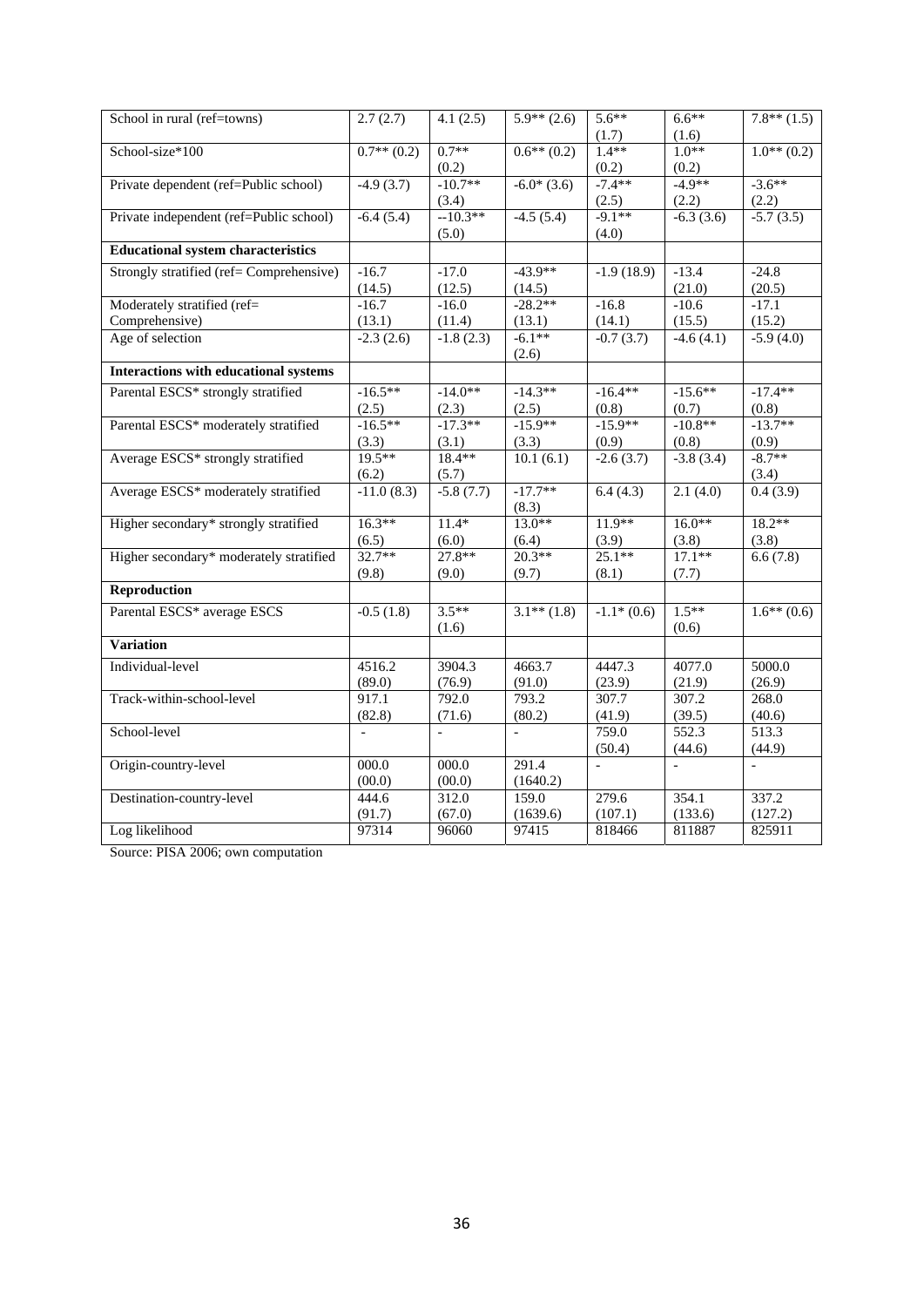| School in rural (ref=towns) | 2.7 (2.7) | 4.1 (2.5) | 5.9** (2.6) | 5.6** (1.7) | 6.6** (1.6) | 7.8** (1.5) |
|---|---|---|---|---|---|---|
| School-size*100 | 0.7** (0.2) | 0.7** (0.2) | 0.6** (0.2) | 1.4** (0.2) | 1.0** (0.2) | 1.0** (0.2) |
| Private dependent (ref=Public school) | -4.9 (3.7) | -10.7** (3.4) | -6.0* (3.6) | -7.4** (2.5) | -4.9** (2.2) | -3.6** (2.2) |
| Private independent (ref=Public school) | -6.4 (5.4) | --10.3** (5.0) | -4.5 (5.4) | -9.1** (4.0) | -6.3 (3.6) | -5.7 (3.5) |
| **Educational system characteristics** | | | | | | |
| Strongly stratified (ref= Comprehensive) | -16.7 (14.5) | -17.0 (12.5) | -43.9** (14.5) | -1.9 (18.9) | -13.4 (21.0) | -24.8 (20.5) |
| Moderately stratified (ref= Comprehensive) | -16.7 (13.1) | -16.0 (11.4) | -28.2** (13.1) | -16.8 (14.1) | -10.6 (15.5) | -17.1 (15.2) |
| Age of selection | -2.3 (2.6) | -1.8 (2.3) | -6.1** (2.6) | -0.7 (3.7) | -4.6 (4.1) | -5.9 (4.0) |
| **Interactions with educational systems** | | | | | | |
| Parental ESCS* strongly stratified | -16.5** (2.5) | -14.0** (2.3) | -14.3** (2.5) | -16.4** (0.8) | -15.6** (0.7) | -17.4** (0.8) |
| Parental ESCS* moderately stratified | -16.5** (3.3) | -17.3** (3.1) | -15.9** (3.3) | -15.9** (0.9) | -10.8** (0.8) | -13.7** (0.9) |
| Average ESCS* strongly stratified | 19.5** (6.2) | 18.4** (5.7) | 10.1 (6.1) | -2.6 (3.7) | -3.8 (3.4) | -8.7** (3.4) |
| Average ESCS* moderately stratified | -11.0 (8.3) | -5.8 (7.7) | -17.7** (8.3) | 6.4 (4.3) | 2.1 (4.0) | 0.4 (3.9) |
| Higher secondary* strongly stratified | 16.3** (6.5) | 11.4* (6.0) | 13.0** (6.4) | 11.9** (3.9) | 16.0** (3.8) | 18.2** (3.8) |
| Higher secondary* moderately stratified | 32.7** (9.8) | 27.8** (9.0) | 20.3** (9.7) | 25.1** (8.1) | 17.1** (7.7) | 6.6 (7.8) |
| **Reproduction** | | | | | | |
| Parental ESCS* average ESCS | -0.5 (1.8) | 3.5** (1.6) | 3.1** (1.8) | -1.1* (0.6) | 1.5** (0.6) | 1.6** (0.6) |
| **Variation** | | | | | | |
| Individual-level | 4516.2 (89.0) | 3904.3 (76.9) | 4663.7 (91.0) | 4447.3 (23.9) | 4077.0 (21.9) | 5000.0 (26.9) |
| Track-within-school-level | 917.1 (82.8) | 792.0 (71.6) | 793.2 (80.2) | 307.7 (41.9) | 307.2 (39.5) | 268.0 (40.6) |
| School-level | - | - | - | 759.0 (50.4) | 552.3 (44.6) | 513.3 (44.9) |
| Origin-country-level | 000.0 (00.0) | 000.0 (00.0) | 291.4 (1640.2) | - | - | - |
| Destination-country-level | 444.6 (91.7) | 312.0 (67.0) | 159.0 (1639.6) | 279.6 (107.1) | 354.1 (133.6) | 337.2 (127.2) |
| Log likelihood | 97314 | 96060 | 97415 | 818466 | 811887 | 825911 |

Source: PISA 2006; own computation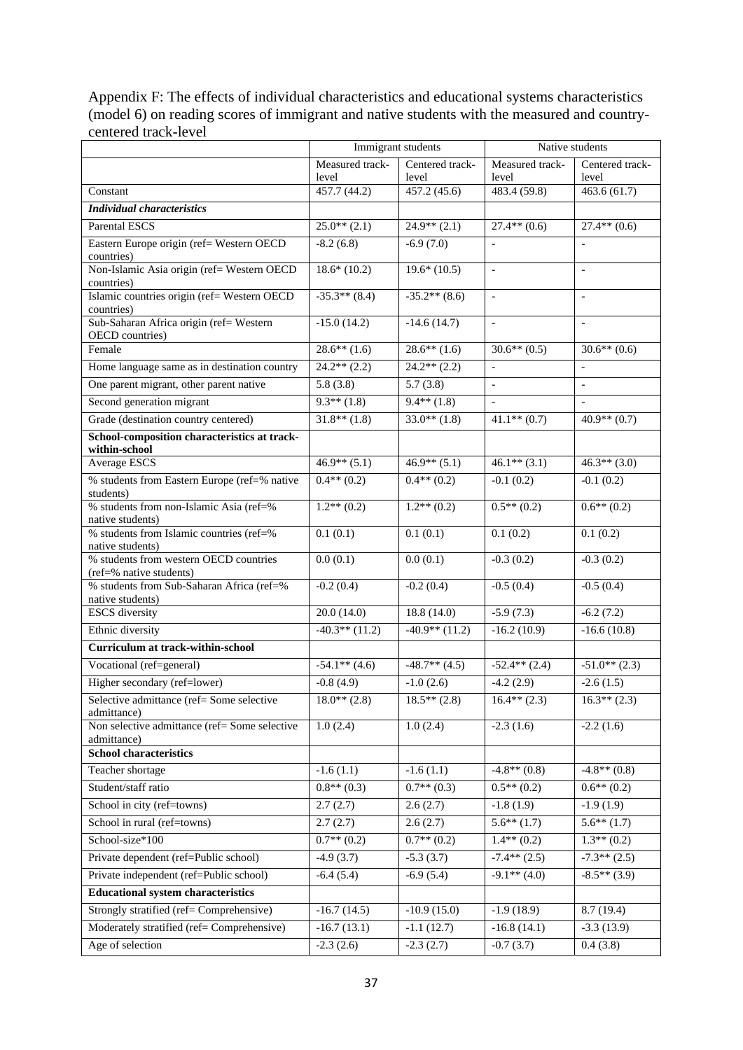Appendix F: The effects of individual characteristics and educational systems characteristics (model 6) on reading scores of immigrant and native students with the measured and country-centered track-level

| | Immigrant students | | Native students | |
|---|---|---|---|---|
| | Measured track-level | Centered track-level | Measured track-level | Centered track-level |
| Constant | 457.7 (44.2) | 457.2 (45.6) | 483.4 (59.8) | 463.6 (61.7) |
| ***Individual characteristics*** | | | | |
| Parental ESCS | 25.0** (2.1) | 24.9** (2.1) | 27.4** (0.6) | 27.4** (0.6) |
| Eastern Europe origin (ref= Western OECD countries) | -8.2 (6.8) | -6.9 (7.0) | - | - |
| Non-Islamic Asia origin (ref= Western OECD countries) | 18.6* (10.2) | 19.6* (10.5) | - | - |
| Islamic countries origin (ref= Western OECD countries) | -35.3** (8.4) | -35.2** (8.6) | - | - |
| Sub-Saharan Africa origin (ref= Western OECD countries) | -15.0 (14.2) | -14.6 (14.7) | - | - |
| Female | 28.6** (1.6) | 28.6** (1.6) | 30.6** (0.5) | 30.6** (0.6) |
| Home language same as in destination country | 24.2** (2.2) | 24.2** (2.2) | - | - |
| One parent migrant, other parent native | 5.8 (3.8) | 5.7 (3.8) | - | - |
| Second generation migrant | 9.3** (1.8) | 9.4** (1.8) | - | - |
| Grade (destination country centered) | 31.8** (1.8) | 33.0** (1.8) | 41.1** (0.7) | 40.9** (0.7) |
| **School-composition characteristics at track-within-school** | | | | |
| Average ESCS | 46.9** (5.1) | 46.9** (5.1) | 46.1** (3.1) | 46.3** (3.0) |
| % students from Eastern Europe (ref=% native students) | 0.4** (0.2) | 0.4** (0.2) | -0.1 (0.2) | -0.1 (0.2) |
| % students from non-Islamic Asia (ref=% native students) | 1.2** (0.2) | 1.2** (0.2) | 0.5** (0.2) | 0.6** (0.2) |
| % students from Islamic countries (ref=% native students) | 0.1 (0.1) | 0.1 (0.1) | 0.1 (0.2) | 0.1 (0.2) |
| % students from western OECD countries (ref=% native students) | 0.0 (0.1) | 0.0 (0.1) | -0.3 (0.2) | -0.3 (0.2) |
| % students from Sub-Saharan Africa (ref=% native students) | -0.2 (0.4) | -0.2 (0.4) | -0.5 (0.4) | -0.5 (0.4) |
| ESCS diversity | 20.0 (14.0) | 18.8 (14.0) | -5.9 (7.3) | -6.2 (7.2) |
| Ethnic diversity | -40.3** (11.2) | -40.9** (11.2) | -16.2 (10.9) | -16.6 (10.8) |
| **Curriculum at track-within-school** | | | | |
| Vocational (ref=general) | -54.1** (4.6) | -48.7** (4.5) | -52.4** (2.4) | -51.0** (2.3) |
| Higher secondary (ref=lower) | -0.8 (4.9) | -1.0 (2.6) | -4.2 (2.9) | -2.6 (1.5) |
| Selective admittance (ref= Some selective admittance) | 18.0** (2.8) | 18.5** (2.8) | 16.4** (2.3) | 16.3** (2.3) |
| Non selective admittance (ref= Some selective admittance) | 1.0 (2.4) | 1.0 (2.4) | -2.3 (1.6) | -2.2 (1.6) |
| **School characteristics** | | | | |
| Teacher shortage | -1.6 (1.1) | -1.6 (1.1) | -4.8** (0.8) | -4.8** (0.8) |
| Student/staff ratio | 0.8** (0.3) | 0.7** (0.3) | 0.5** (0.2) | 0.6** (0.2) |
| School in city (ref=towns) | 2.7 (2.7) | 2.6 (2.7) | -1.8 (1.9) | -1.9 (1.9) |
| School in rural (ref=towns) | 2.7 (2.7) | 2.6 (2.7) | 5.6** (1.7) | 5.6** (1.7) |
| School-size*100 | 0.7** (0.2) | 0.7** (0.2) | 1.4** (0.2) | 1.3** (0.2) |
| Private dependent (ref=Public school) | -4.9 (3.7) | -5.3 (3.7) | -7.4** (2.5) | -7.3** (2.5) |
| Private independent (ref=Public school) | -6.4 (5.4) | -6.9 (5.4) | -9.1** (4.0) | -8.5** (3.9) |
| **Educational system characteristics** | | | | |
| Strongly stratified (ref= Comprehensive) | -16.7 (14.5) | -10.9 (15.0) | -1.9 (18.9) | 8.7 (19.4) |
| Moderately stratified (ref= Comprehensive) | -16.7 (13.1) | -1.1 (12.7) | -16.8 (14.1) | -3.3 (13.9) |
| Age of selection | -2.3 (2.6) | -2.3 (2.7) | -0.7 (3.7) | 0.4 (3.8) |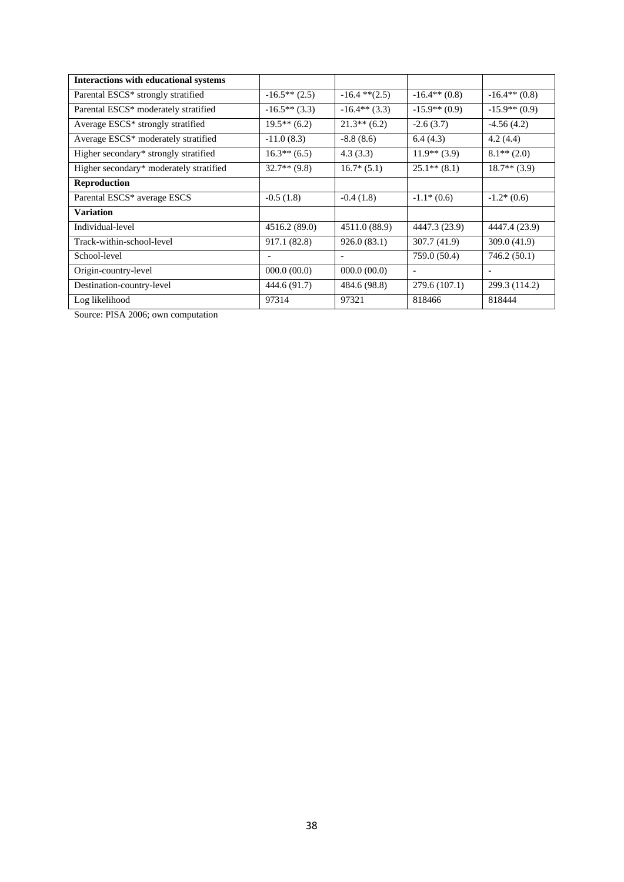| Interactions with educational systems | | | | |
|---|---|---|---|---|
| Parental ESCS* strongly stratified | -16.5** (2.5) | -16.4 **(2.5) | -16.4** (0.8) | -16.4** (0.8) |
| Parental ESCS* moderately stratified | -16.5** (3.3) | -16.4** (3.3) | -15.9** (0.9) | -15.9** (0.9) |
| Average ESCS* strongly stratified | 19.5** (6.2) | 21.3** (6.2) | -2.6 (3.7) | -4.56 (4.2) |
| Average ESCS* moderately stratified | -11.0 (8.3) | -8.8 (8.6) | 6.4 (4.3) | 4.2 (4.4) |
| Higher secondary* strongly stratified | 16.3** (6.5) | 4.3 (3.3) | 11.9** (3.9) | 8.1** (2.0) |
| Higher secondary* moderately stratified | 32.7** (9.8) | 16.7* (5.1) | 25.1** (8.1) | 18.7** (3.9) |
| **Reproduction** | | | | |
| Parental ESCS* average ESCS | -0.5 (1.8) | -0.4 (1.8) | -1.1* (0.6) | -1.2* (0.6) |
| **Variation** | | | | |
| Individual-level | 4516.2 (89.0) | 4511.0 (88.9) | 4447.3 (23.9) | 4447.4 (23.9) |
| Track-within-school-level | 917.1 (82.8) | 926.0 (83.1) | 307.7 (41.9) | 309.0 (41.9) |
| School-level | - | - | 759.0 (50.4) | 746.2 (50.1) |
| Origin-country-level | 000.0 (00.0) | 000.0 (00.0) | - | - |
| Destination-country-level | 444.6 (91.7) | 484.6 (98.8) | 279.6 (107.1) | 299.3 (114.2) |
| Log likelihood | 97314 | 97321 | 818466 | 818444 |

Source: PISA 2006; own computation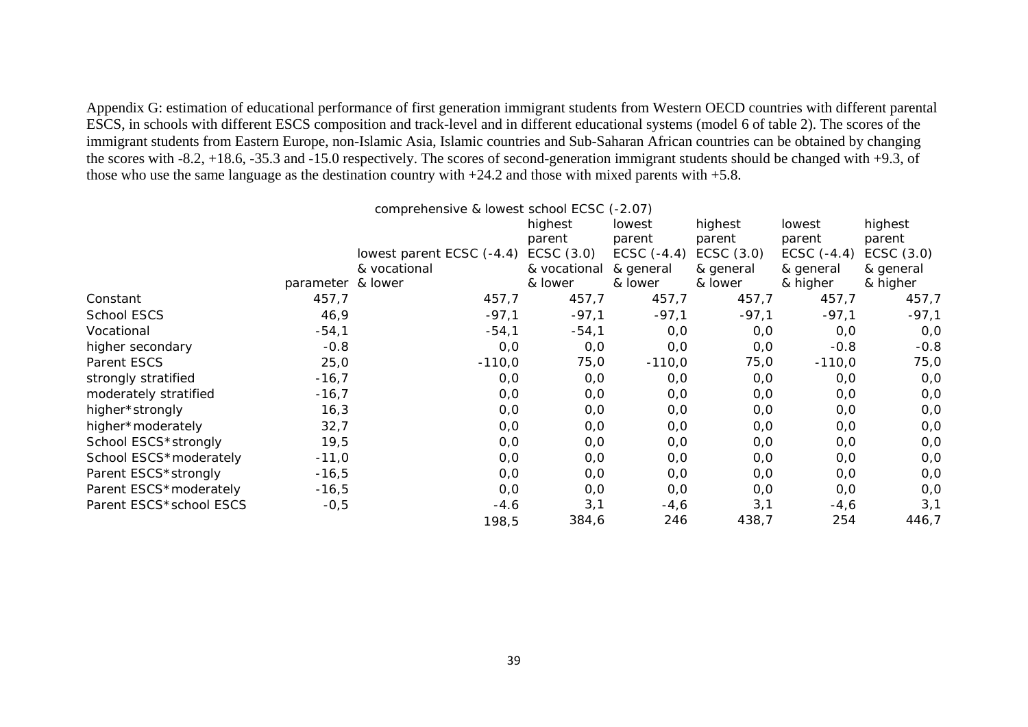Appendix G: estimation of educational performance of first generation immigrant students from Western OECD countries with different parental ESCS, in schools with different ESCS composition and track-level and in different educational systems (model 6 of table 2). The scores of the immigrant students from Eastern Europe, non-Islamic Asia, Islamic countries and Sub-Saharan African countries can be obtained by changing the scores with -8.2, +18.6, -35.3 and -15.0 respectively. The scores of second-generation immigrant students should be changed with +9.3, of those who use the same language as the destination country with +24.2 and those with mixed parents with +5.8.

| | | comprehensive & lowest school ECSC (-2.07) | | | | | |
|---|---|---|---|---|---|---|---|
| | parameter | lowest parent ECSC (-4.4) & vocational & lower | highest parent ECSC (3.0) & vocational & lower | lowest parent ECSC (-4.4) & general & lower | highest parent ECSC (3.0) & general & lower | lowest parent ECSC (-4.4) & general & higher | highest parent ECSC (3.0) & general & higher |
| Constant | 457,7 | 457,7 | 457,7 | 457,7 | 457,7 | 457,7 | 457,7 |
| School ESCS | 46,9 | -97,1 | -97,1 | -97,1 | -97,1 | -97,1 | -97,1 |
| Vocational | -54,1 | -54,1 | -54,1 | 0,0 | 0,0 | 0,0 | 0,0 |
| higher secondary | -0.8 | 0,0 | 0,0 | 0,0 | 0,0 | -0.8 | -0.8 |
| Parent ESCS | 25,0 | -110,0 | 75,0 | -110,0 | 75,0 | -110,0 | 75,0 |
| strongly stratified | -16,7 | 0,0 | 0,0 | 0,0 | 0,0 | 0,0 | 0,0 |
| moderately stratified | -16,7 | 0,0 | 0,0 | 0,0 | 0,0 | 0,0 | 0,0 |
| higher*strongly | 16,3 | 0,0 | 0,0 | 0,0 | 0,0 | 0,0 | 0,0 |
| higher*moderately | 32,7 | 0,0 | 0,0 | 0,0 | 0,0 | 0,0 | 0,0 |
| School ESCS*strongly | 19,5 | 0,0 | 0,0 | 0,0 | 0,0 | 0,0 | 0,0 |
| School ESCS*moderately | -11,0 | 0,0 | 0,0 | 0,0 | 0,0 | 0,0 | 0,0 |
| Parent ESCS*strongly | -16,5 | 0,0 | 0,0 | 0,0 | 0,0 | 0,0 | 0,0 |
| Parent ESCS*moderately | -16,5 | 0,0 | 0,0 | 0,0 | 0,0 | 0,0 | 0,0 |
| Parent ESCS*school ESCS | -0,5 | -4.6 | 3,1 | -4,6 | 3,1 | -4,6 | 3,1 |
| | | 198,5 | 384,6 | 246 | 438,7 | 254 | 446,7 |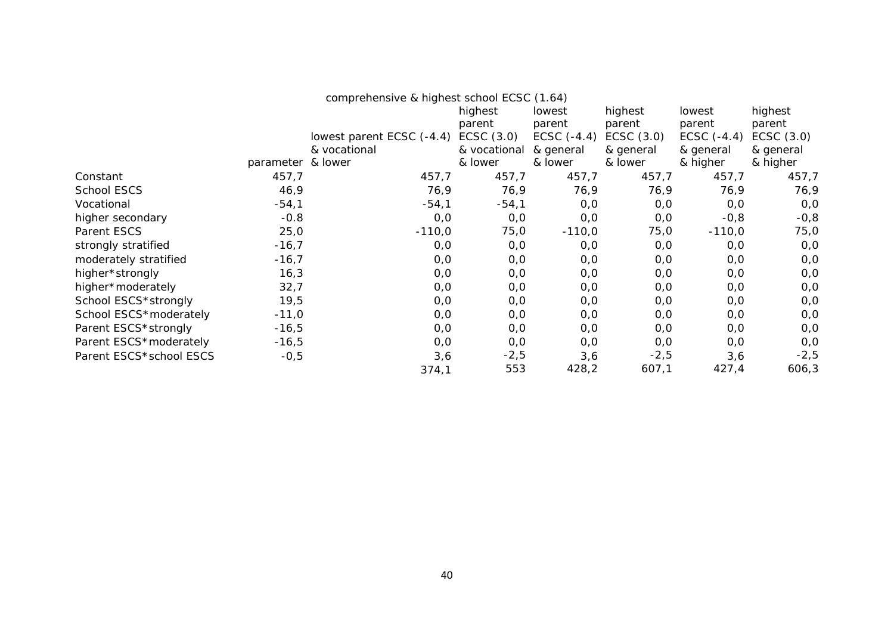| | | comprehensive & highest school ECSC (1.64) | | | | | |
|---|---|---|---|---|---|---|---|
| | parameter | lowest parent ECSC (-4.4) & vocational & lower | highest parent ECSC (3.0) & vocational & lower | lowest parent ECSC (-4.4) & general & lower | highest parent ECSC (3.0) & general & lower | lowest parent ECSC (-4.4) & general & higher | highest parent ECSC (3.0) & general & higher |
| Constant | 457,7 | 457,7 | 457,7 | 457,7 | 457,7 | 457,7 | 457,7 |
| School ESCS | 46,9 | 76,9 | 76,9 | 76,9 | 76,9 | 76,9 | 76,9 |
| Vocational | -54,1 | -54,1 | -54,1 | 0,0 | 0,0 | 0,0 | 0,0 |
| higher secondary | -0.8 | 0,0 | 0,0 | 0,0 | 0,0 | -0,8 | -0,8 |
| Parent ESCS | 25,0 | -110,0 | 75,0 | -110,0 | 75,0 | -110,0 | 75,0 |
| strongly stratified | -16,7 | 0,0 | 0,0 | 0,0 | 0,0 | 0,0 | 0,0 |
| moderately stratified | -16,7 | 0,0 | 0,0 | 0,0 | 0,0 | 0,0 | 0,0 |
| higher*strongly | 16,3 | 0,0 | 0,0 | 0,0 | 0,0 | 0,0 | 0,0 |
| higher*moderately | 32,7 | 0,0 | 0,0 | 0,0 | 0,0 | 0,0 | 0,0 |
| School ESCS*strongly | 19,5 | 0,0 | 0,0 | 0,0 | 0,0 | 0,0 | 0,0 |
| School ESCS*moderately | -11,0 | 0,0 | 0,0 | 0,0 | 0,0 | 0,0 | 0,0 |
| Parent ESCS*strongly | -16,5 | 0,0 | 0,0 | 0,0 | 0,0 | 0,0 | 0,0 |
| Parent ESCS*moderately | -16,5 | 0,0 | 0,0 | 0,0 | 0,0 | 0,0 | 0,0 |
| Parent ESCS*school ESCS | -0,5 | 3,6 | -2,5 | 3,6 | -2,5 | 3,6 | -2,5 |
| | | 374,1 | 553 | 428,2 | 607,1 | 427,4 | 606,3 |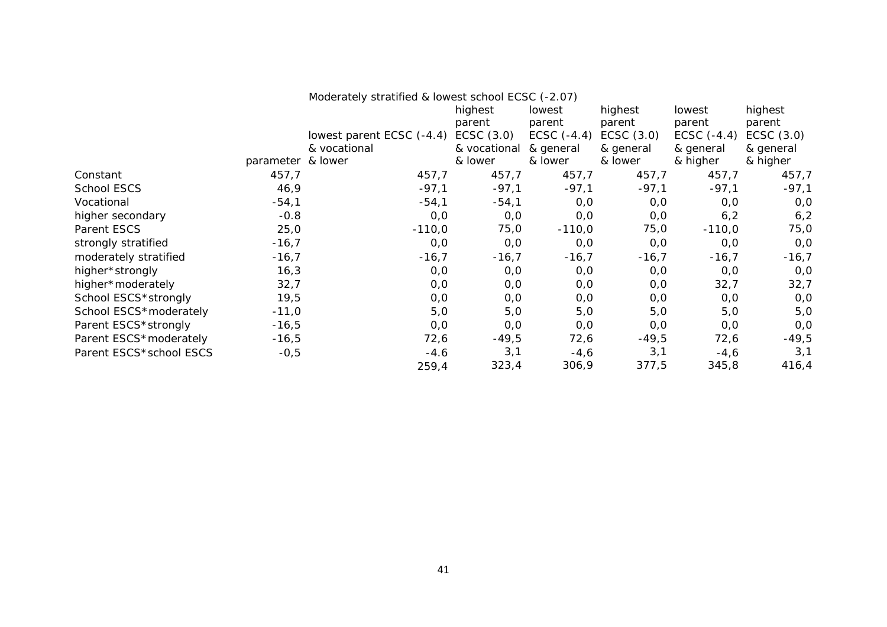| | | Moderately stratified & lowest school ECSC (-2.07) | | | | | |
|---|---|---|---|---|---|---|---|
| | parameter | lowest parent ECSC (-4.4) & vocational & lower | highest parent ECSC (3.0) & vocational & lower | lowest parent ECSC (-4.4) & general & lower | highest parent ECSC (3.0) & general & lower | lowest parent ECSC (-4.4) & general & higher | highest parent ECSC (3.0) & general & higher |
| Constant | 457,7 | 457,7 | 457,7 | 457,7 | 457,7 | 457,7 | 457,7 |
| School ESCS | 46,9 | -97,1 | -97,1 | -97,1 | -97,1 | -97,1 | -97,1 |
| Vocational | -54,1 | -54,1 | -54,1 | 0,0 | 0,0 | 0,0 | 0,0 |
| higher secondary | -0.8 | 0,0 | 0,0 | 0,0 | 0,0 | 6,2 | 6,2 |
| Parent ESCS | 25,0 | -110,0 | 75,0 | -110,0 | 75,0 | -110,0 | 75,0 |
| strongly stratified | -16,7 | 0,0 | 0,0 | 0,0 | 0,0 | 0,0 | 0,0 |
| moderately stratified | -16,7 | -16,7 | -16,7 | -16,7 | -16,7 | -16,7 | -16,7 |
| higher*strongly | 16,3 | 0,0 | 0,0 | 0,0 | 0,0 | 0,0 | 0,0 |
| higher*moderately | 32,7 | 0,0 | 0,0 | 0,0 | 0,0 | 32,7 | 32,7 |
| School ESCS*strongly | 19,5 | 0,0 | 0,0 | 0,0 | 0,0 | 0,0 | 0,0 |
| School ESCS*moderately | -11,0 | 5,0 | 5,0 | 5,0 | 5,0 | 5,0 | 5,0 |
| Parent ESCS*strongly | -16,5 | 0,0 | 0,0 | 0,0 | 0,0 | 0,0 | 0,0 |
| Parent ESCS*moderately | -16,5 | 72,6 | -49,5 | 72,6 | -49,5 | 72,6 | -49,5 |
| Parent ESCS*school ESCS | -0,5 | -4.6 | 3,1 | -4,6 | 3,1 | -4,6 | 3,1 |
| | | 259,4 | 323,4 | 306,9 | 377,5 | 345,8 | 416,4 |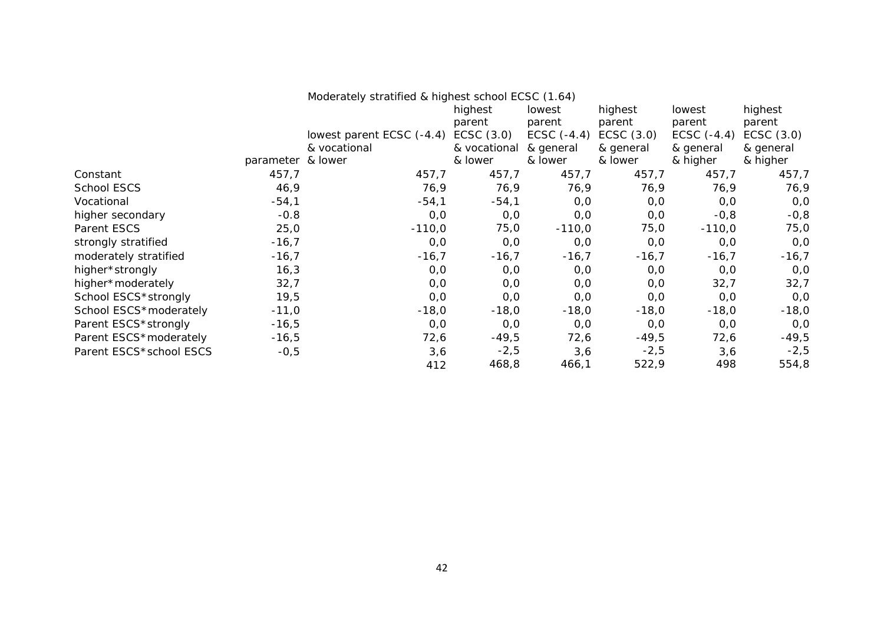| | | Moderately stratified & highest school ECSC (1.64) | | | | | |
|---|---|---|---|---|---|---|---|
| | parameter | lowest parent ECSC (-4.4) & vocational & lower | highest parent ECSC (3.0) & vocational & lower | lowest parent ECSC (-4.4) & general & lower | highest parent ECSC (3.0) & general & lower | lowest parent ECSC (-4.4) & general & higher | highest parent ECSC (3.0) & general & higher |
| Constant | 457,7 | 457,7 | 457,7 | 457,7 | 457,7 | 457,7 | 457,7 |
| School ESCS | 46,9 | 76,9 | 76,9 | 76,9 | 76,9 | 76,9 | 76,9 |
| Vocational | -54,1 | -54,1 | -54,1 | 0,0 | 0,0 | 0,0 | 0,0 |
| higher secondary | -0.8 | 0,0 | 0,0 | 0,0 | 0,0 | -0,8 | -0,8 |
| Parent ESCS | 25,0 | -110,0 | 75,0 | -110,0 | 75,0 | -110,0 | 75,0 |
| strongly stratified | -16,7 | 0,0 | 0,0 | 0,0 | 0,0 | 0,0 | 0,0 |
| moderately stratified | -16,7 | -16,7 | -16,7 | -16,7 | -16,7 | -16,7 | -16,7 |
| higher*strongly | 16,3 | 0,0 | 0,0 | 0,0 | 0,0 | 0,0 | 0,0 |
| higher*moderately | 32,7 | 0,0 | 0,0 | 0,0 | 0,0 | 32,7 | 32,7 |
| School ESCS*strongly | 19,5 | 0,0 | 0,0 | 0,0 | 0,0 | 0,0 | 0,0 |
| School ESCS*moderately | -11,0 | -18,0 | -18,0 | -18,0 | -18,0 | -18,0 | -18,0 |
| Parent ESCS*strongly | -16,5 | 0,0 | 0,0 | 0,0 | 0,0 | 0,0 | 0,0 |
| Parent ESCS*moderately | -16,5 | 72,6 | -49,5 | 72,6 | -49,5 | 72,6 | -49,5 |
| Parent ESCS*school ESCS | -0,5 | 3,6 | -2,5 | 3,6 | -2,5 | 3,6 | -2,5 |
| | | 412 | 468,8 | 466,1 | 522,9 | 498 | 554,8 |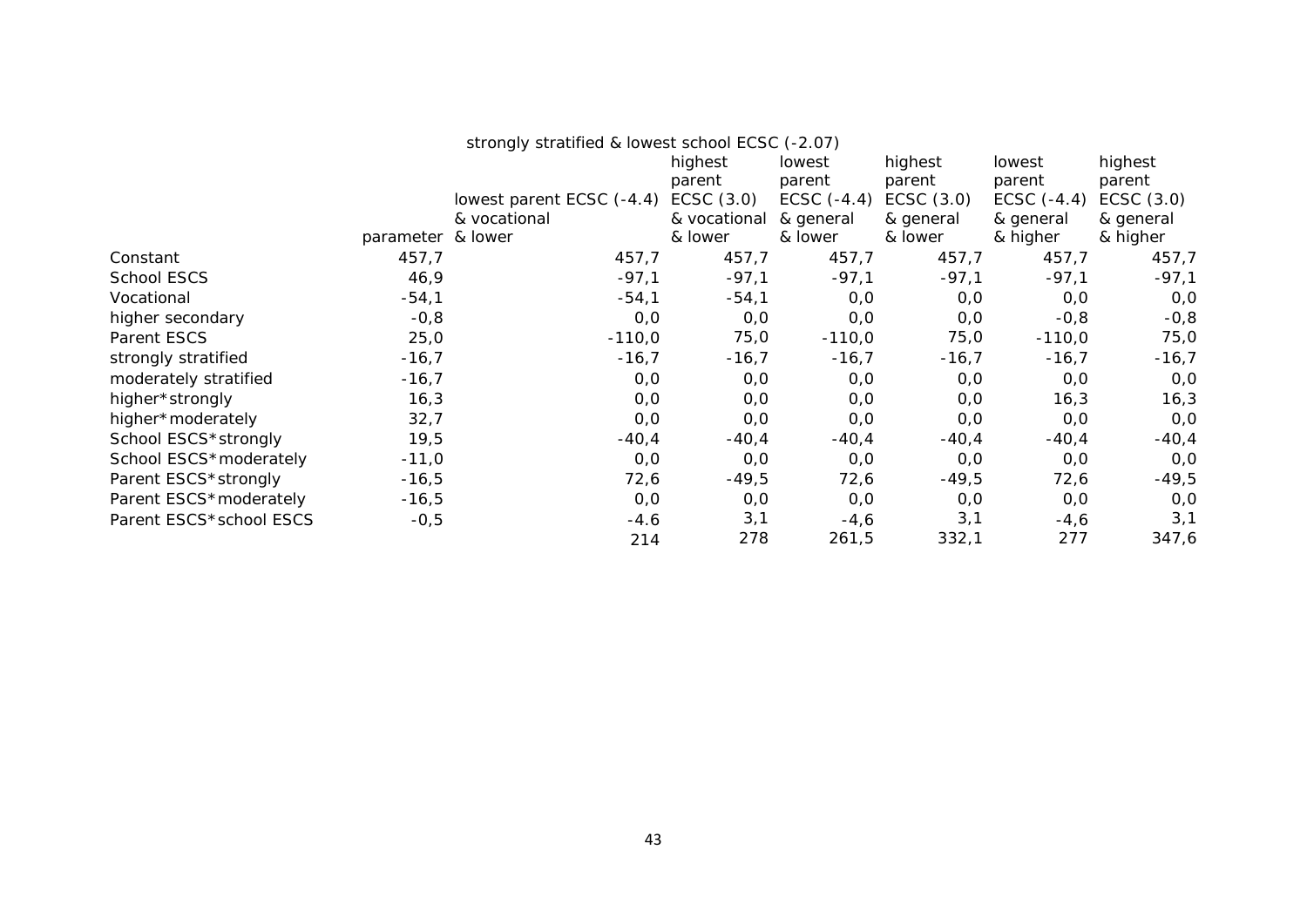| | | strongly stratified & lowest school ECSC (-2.07) | | | | | |
|---|---|---|---|---|---|---|---|
| | parameter | lowest parent ECSC (-4.4) & vocational & lower | highest parent ECSC (3.0) & vocational & lower | lowest parent ECSC (-4.4) & general & lower | highest parent ECSC (3.0) & general & lower | lowest parent ECSC (-4.4) & general & higher | highest parent ECSC (3.0) & general & higher |
| Constant | 457,7 | 457,7 | 457,7 | 457,7 | 457,7 | 457,7 | 457,7 |
| School ESCS | 46,9 | -97,1 | -97,1 | -97,1 | -97,1 | -97,1 | -97,1 |
| Vocational | -54,1 | -54,1 | -54,1 | 0,0 | 0,0 | 0,0 | 0,0 |
| higher secondary | -0,8 | 0,0 | 0,0 | 0,0 | 0,0 | -0,8 | -0,8 |
| Parent ESCS | 25,0 | -110,0 | 75,0 | -110,0 | 75,0 | -110,0 | 75,0 |
| strongly stratified | -16,7 | -16,7 | -16,7 | -16,7 | -16,7 | -16,7 | -16,7 |
| moderately stratified | -16,7 | 0,0 | 0,0 | 0,0 | 0,0 | 0,0 | 0,0 |
| higher*strongly | 16,3 | 0,0 | 0,0 | 0,0 | 0,0 | 16,3 | 16,3 |
| higher*moderately | 32,7 | 0,0 | 0,0 | 0,0 | 0,0 | 0,0 | 0,0 |
| School ESCS*strongly | 19,5 | -40,4 | -40,4 | -40,4 | -40,4 | -40,4 | -40,4 |
| School ESCS*moderately | -11,0 | 0,0 | 0,0 | 0,0 | 0,0 | 0,0 | 0,0 |
| Parent ESCS*strongly | -16,5 | 72,6 | -49,5 | 72,6 | -49,5 | 72,6 | -49,5 |
| Parent ESCS*moderately | -16,5 | 0,0 | 0,0 | 0,0 | 0,0 | 0,0 | 0,0 |
| Parent ESCS*school ESCS | -0,5 | -4.6 | 3,1 | -4,6 | 3,1 | -4,6 | 3,1 |
| | | 214 | 278 | 261,5 | 332,1 | 277 | 347,6 |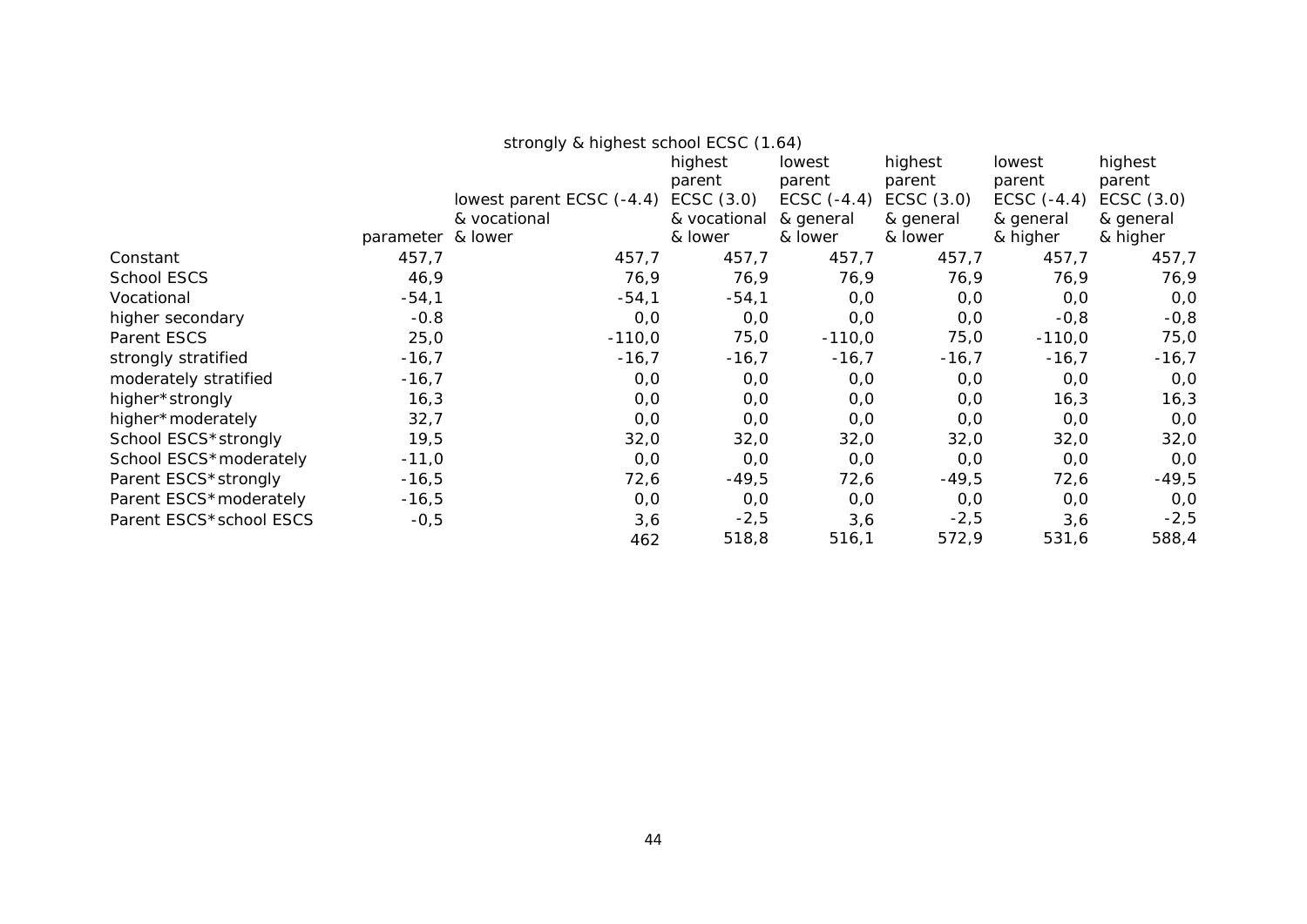| | | strongly & highest school ECSC (1.64) | | | | | |
|---|---|---|---|---|---|---|---|
| | parameter | lowest parent ECSC (-4.4) & vocational & lower | highest parent ECSC (3.0) & vocational & lower | lowest parent ECSC (-4.4) & general & lower | highest parent ECSC (3.0) & general & lower | lowest parent ECSC (-4.4) & general & higher | highest parent ECSC (3.0) & general & higher |
| Constant | 457,7 | 457,7 | 457,7 | 457,7 | 457,7 | 457,7 | 457,7 |
| School ESCS | 46,9 | 76,9 | 76,9 | 76,9 | 76,9 | 76,9 | 76,9 |
| Vocational | -54,1 | -54,1 | -54,1 | 0,0 | 0,0 | 0,0 | 0,0 |
| higher secondary | -0.8 | 0,0 | 0,0 | 0,0 | 0,0 | -0,8 | -0,8 |
| Parent ESCS | 25,0 | -110,0 | 75,0 | -110,0 | 75,0 | -110,0 | 75,0 |
| strongly stratified | -16,7 | -16,7 | -16,7 | -16,7 | -16,7 | -16,7 | -16,7 |
| moderately stratified | -16,7 | 0,0 | 0,0 | 0,0 | 0,0 | 0,0 | 0,0 |
| higher*strongly | 16,3 | 0,0 | 0,0 | 0,0 | 0,0 | 16,3 | 16,3 |
| higher*moderately | 32,7 | 0,0 | 0,0 | 0,0 | 0,0 | 0,0 | 0,0 |
| School ESCS*strongly | 19,5 | 32,0 | 32,0 | 32,0 | 32,0 | 32,0 | 32,0 |
| School ESCS*moderately | -11,0 | 0,0 | 0,0 | 0,0 | 0,0 | 0,0 | 0,0 |
| Parent ESCS*strongly | -16,5 | 72,6 | -49,5 | 72,6 | -49,5 | 72,6 | -49,5 |
| Parent ESCS*moderately | -16,5 | 0,0 | 0,0 | 0,0 | 0,0 | 0,0 | 0,0 |
| Parent ESCS*school ESCS | -0,5 | 3,6 | -2,5 | 3,6 | -2,5 | 3,6 | -2,5 |
| | | 462 | 518,8 | 516,1 | 572,9 | 531,6 | 588,4 |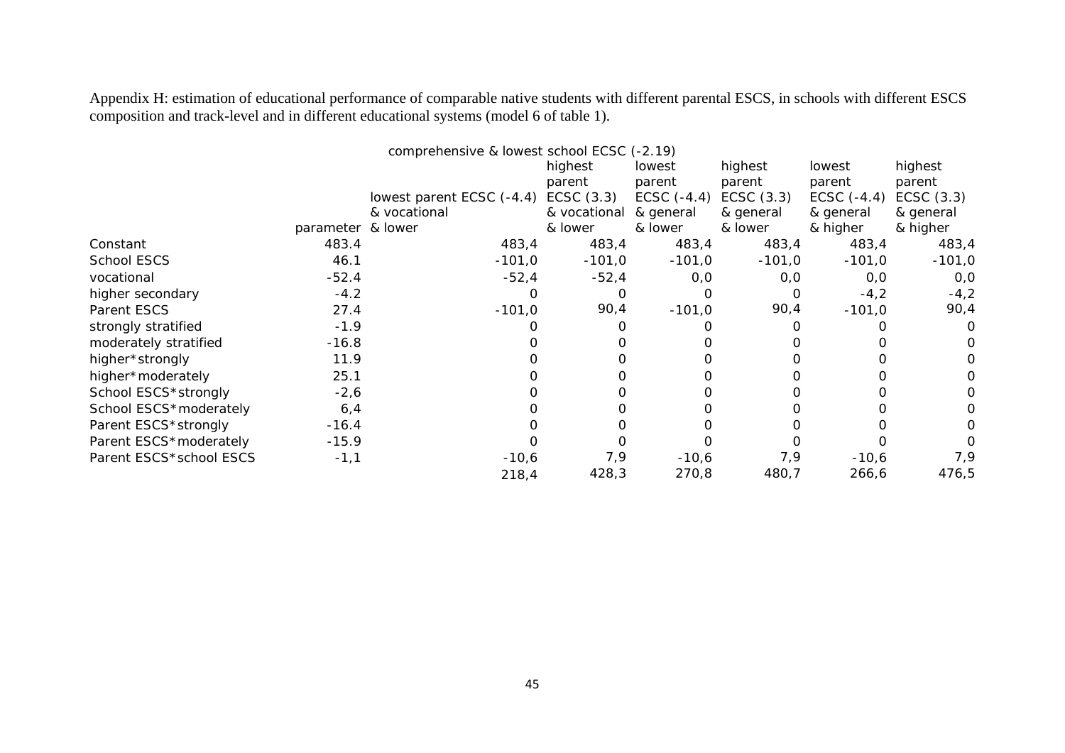Appendix H: estimation of educational performance of comparable native students with different parental ESCS, in schools with different ESCS composition and track-level and in different educational systems (model 6 of table 1).

| | | comprehensive & lowest school ECSC (-2.19) | | | | | |
|---|---|---|---|---|---|---|---|
| | parameter | lowest parent ECSC (-4.4) & vocational & lower | highest parent ECSC (3.3) & vocational & lower | lowest parent ECSC (-4.4) & general & lower | highest parent ECSC (3.3) & general & lower | lowest parent ECSC (-4.4) & general & higher | highest parent ECSC (3.3) & general & higher |
| Constant | 483.4 | 483,4 | 483,4 | 483,4 | 483,4 | 483,4 | 483,4 |
| School ESCS | 46.1 | -101,0 | -101,0 | -101,0 | -101,0 | -101,0 | -101,0 |
| vocational | -52.4 | -52,4 | -52,4 | 0,0 | 0,0 | 0,0 | 0,0 |
| higher secondary | -4.2 | 0 | 0 | 0 | 0 | -4,2 | -4,2 |
| Parent ESCS | 27.4 | -101,0 | 90,4 | -101,0 | 90,4 | -101,0 | 90,4 |
| strongly stratified | -1.9 | 0 | 0 | 0 | 0 | 0 | 0 |
| moderately stratified | -16.8 | 0 | 0 | 0 | 0 | 0 | 0 |
| higher*strongly | 11.9 | 0 | 0 | 0 | 0 | 0 | 0 |
| higher*moderately | 25.1 | 0 | 0 | 0 | 0 | 0 | 0 |
| School ESCS*strongly | -2,6 | 0 | 0 | 0 | 0 | 0 | 0 |
| School ESCS*moderately | 6,4 | 0 | 0 | 0 | 0 | 0 | 0 |
| Parent ESCS*strongly | -16.4 | 0 | 0 | 0 | 0 | 0 | 0 |
| Parent ESCS*moderately | -15.9 | 0 | 0 | 0 | 0 | 0 | 0 |
| Parent ESCS*school ESCS | -1,1 | -10,6 | 7,9 | -10,6 | 7,9 | -10,6 | 7,9 |
| | | 218,4 | 428,3 | 270,8 | 480,7 | 266,6 | 476,5 |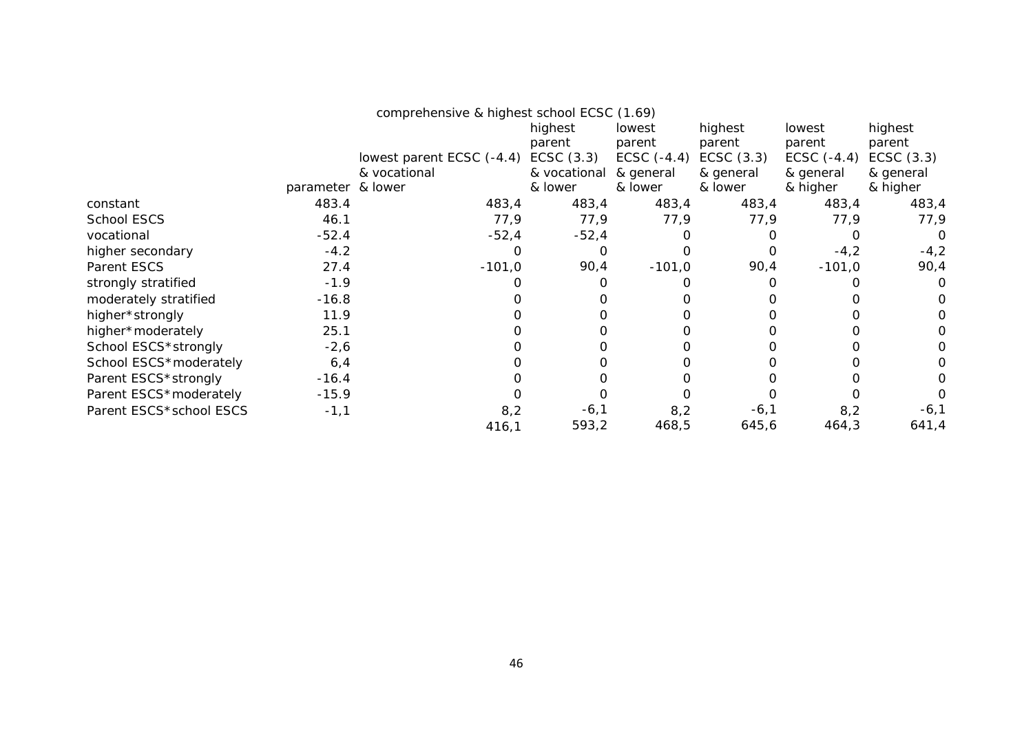| | | comprehensive & highest school ECSC (1.69) | | | | | |
|---|---|---|---|---|---|---|---|
| | parameter | lowest parent ECSC (-4.4) & vocational & lower | highest parent ECSC (3.3) & vocational & lower | lowest parent ECSC (-4.4) & general & lower | highest parent ECSC (3.3) & general & lower | lowest parent ECSC (-4.4) & general & higher | highest parent ECSC (3.3) & general & higher |
| constant | 483.4 | 483,4 | 483,4 | 483,4 | 483,4 | 483,4 | 483,4 |
| School ESCS | 46.1 | 77,9 | 77,9 | 77,9 | 77,9 | 77,9 | 77,9 |
| vocational | -52.4 | -52,4 | -52,4 | 0 | 0 | 0 | 0 |
| higher secondary | -4.2 | 0 | 0 | 0 | 0 | -4,2 | -4,2 |
| Parent ESCS | 27.4 | -101,0 | 90,4 | -101,0 | 90,4 | -101,0 | 90,4 |
| strongly stratified | -1.9 | 0 | 0 | 0 | 0 | 0 | 0 |
| moderately stratified | -16.8 | 0 | 0 | 0 | 0 | 0 | 0 |
| higher*strongly | 11.9 | 0 | 0 | 0 | 0 | 0 | 0 |
| higher*moderately | 25.1 | 0 | 0 | 0 | 0 | 0 | 0 |
| School ESCS*strongly | -2,6 | 0 | 0 | 0 | 0 | 0 | 0 |
| School ESCS*moderately | 6,4 | 0 | 0 | 0 | 0 | 0 | 0 |
| Parent ESCS*strongly | -16.4 | 0 | 0 | 0 | 0 | 0 | 0 |
| Parent ESCS*moderately | -15.9 | 0 | 0 | 0 | 0 | 0 | 0 |
| Parent ESCS*school ESCS | -1,1 | 8,2 | -6,1 | 8,2 | -6,1 | 8,2 | -6,1 |
| | | 416,1 | 593,2 | 468,5 | 645,6 | 464,3 | 641,4 |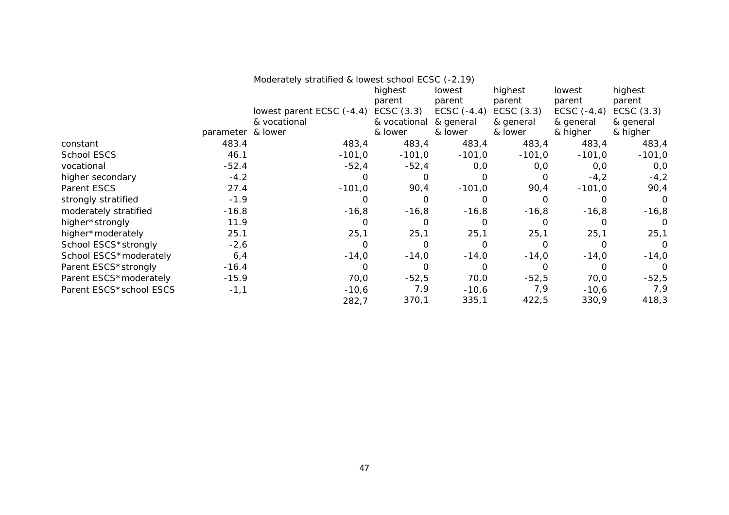| | parameter | Moderately stratified & lowest school ECSC (-2.19) | | | | | |
|---|---|---|---|---|---|---|---|
| | | lowest parent ECSC (-4.4) & vocational & lower | highest parent ECSC (3.3) & vocational & lower | lowest parent ECSC (-4.4) & general & lower | highest parent ECSC (3.3) & general & lower | lowest parent ECSC (-4.4) & general & higher | highest parent ECSC (3.3) & general & higher |
| constant | 483.4 | 483,4 | 483,4 | 483,4 | 483,4 | 483,4 | 483,4 |
| School ESCS | 46.1 | -101,0 | -101,0 | -101,0 | -101,0 | -101,0 | -101,0 |
| vocational | -52.4 | -52,4 | -52,4 | 0,0 | 0,0 | 0,0 | 0,0 |
| higher secondary | -4.2 | 0 | 0 | 0 | 0 | -4,2 | -4,2 |
| Parent ESCS | 27.4 | -101,0 | 90,4 | -101,0 | 90,4 | -101,0 | 90,4 |
| strongly stratified | -1.9 | 0 | 0 | 0 | 0 | 0 | 0 |
| moderately stratified | -16.8 | -16,8 | -16,8 | -16,8 | -16,8 | -16,8 | -16,8 |
| higher*strongly | 11.9 | 0 | 0 | 0 | 0 | 0 | 0 |
| higher*moderately | 25.1 | 25,1 | 25,1 | 25,1 | 25,1 | 25,1 | 25,1 |
| School ESCS*strongly | -2,6 | 0 | 0 | 0 | 0 | 0 | 0 |
| School ESCS*moderately | 6,4 | -14,0 | -14,0 | -14,0 | -14,0 | -14,0 | -14,0 |
| Parent ESCS*strongly | -16.4 | 0 | 0 | 0 | 0 | 0 | 0 |
| Parent ESCS*moderately | -15.9 | 70,0 | -52,5 | 70,0 | -52,5 | 70,0 | -52,5 |
| Parent ESCS*school ESCS | -1,1 | -10,6 | 7,9 | -10,6 | 7,9 | -10,6 | 7,9 |
| | | 282,7 | 370,1 | 335,1 | 422,5 | 330,9 | 418,3 |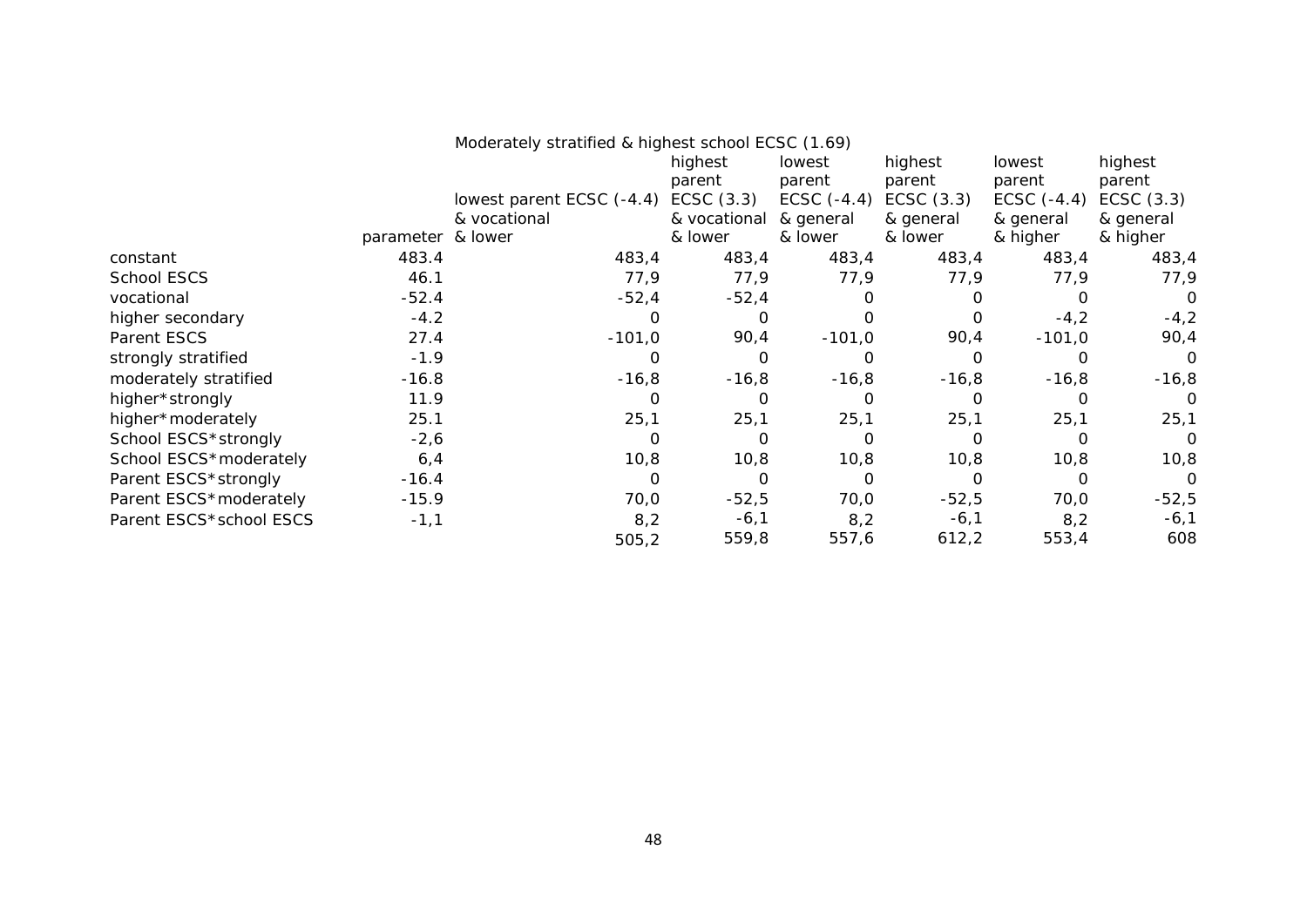| | parameter | Moderately stratified & highest school ECSC (1.69) | | | | | |
|---|---|---|---|---|---|---|---|
| | | lowest parent ECSC (-4.4) & vocational & lower | highest parent ECSC (3.3) & vocational & lower | lowest parent ECSC (-4.4) & general & lower | highest parent ECSC (3.3) & general & lower | lowest parent ECSC (-4.4) & general & higher | highest parent ECSC (3.3) & general & higher |
| constant | 483.4 | 483,4 | 483,4 | 483,4 | 483,4 | 483,4 | 483,4 |
| School ESCS | 46.1 | 77,9 | 77,9 | 77,9 | 77,9 | 77,9 | 77,9 |
| vocational | -52.4 | -52,4 | -52,4 | 0 | 0 | 0 | 0 |
| higher secondary | -4.2 | 0 | 0 | 0 | 0 | -4,2 | -4,2 |
| Parent ESCS | 27.4 | -101,0 | 90,4 | -101,0 | 90,4 | -101,0 | 90,4 |
| strongly stratified | -1.9 | 0 | 0 | 0 | 0 | 0 | 0 |
| moderately stratified | -16.8 | -16,8 | -16,8 | -16,8 | -16,8 | -16,8 | -16,8 |
| higher*strongly | 11.9 | 0 | 0 | 0 | 0 | 0 | 0 |
| higher*moderately | 25.1 | 25,1 | 25,1 | 25,1 | 25,1 | 25,1 | 25,1 |
| School ESCS*strongly | -2,6 | 0 | 0 | 0 | 0 | 0 | 0 |
| School ESCS*moderately | 6,4 | 10,8 | 10,8 | 10,8 | 10,8 | 10,8 | 10,8 |
| Parent ESCS*strongly | -16.4 | 0 | 0 | 0 | 0 | 0 | 0 |
| Parent ESCS*moderately | -15.9 | 70,0 | -52,5 | 70,0 | -52,5 | 70,0 | -52,5 |
| Parent ESCS*school ESCS | -1,1 | 8,2 | -6,1 | 8,2 | -6,1 | 8,2 | -6,1 |
| | | 505,2 | 559,8 | 557,6 | 612,2 | 553,4 | 608 |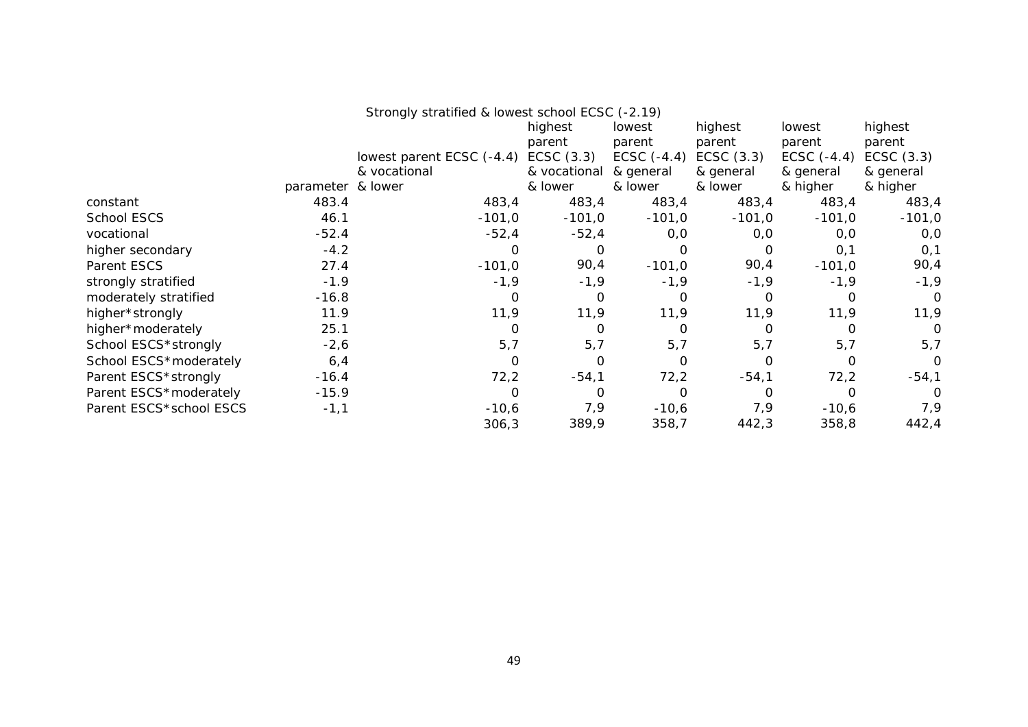| | | Strongly stratified & lowest school ECSC (-2.19) | | | | | |
|---|---|---|---|---|---|---|---|
| | parameter | lowest parent ECSC (-4.4) & vocational & lower | highest parent ECSC (3.3) & vocational & lower | lowest parent ECSC (-4.4) & general & lower | highest parent ECSC (3.3) & general & lower | lowest parent ECSC (-4.4) & general & higher | highest parent ECSC (3.3) & general & higher |
| constant | 483.4 | 483,4 | 483,4 | 483,4 | 483,4 | 483,4 | 483,4 |
| School ESCS | 46.1 | -101,0 | -101,0 | -101,0 | -101,0 | -101,0 | -101,0 |
| vocational | -52.4 | -52,4 | -52,4 | 0,0 | 0,0 | 0,0 | 0,0 |
| higher secondary | -4.2 | 0 | 0 | 0 | 0 | 0,1 | 0,1 |
| Parent ESCS | 27.4 | -101,0 | 90,4 | -101,0 | 90,4 | -101,0 | 90,4 |
| strongly stratified | -1.9 | -1,9 | -1,9 | -1,9 | -1,9 | -1,9 | -1,9 |
| moderately stratified | -16.8 | 0 | 0 | 0 | 0 | 0 | 0 |
| higher*strongly | 11.9 | 11,9 | 11,9 | 11,9 | 11,9 | 11,9 | 11,9 |
| higher*moderately | 25.1 | 0 | 0 | 0 | 0 | 0 | 0 |
| School ESCS*strongly | -2,6 | 5,7 | 5,7 | 5,7 | 5,7 | 5,7 | 5,7 |
| School ESCS*moderately | 6,4 | 0 | 0 | 0 | 0 | 0 | 0 |
| Parent ESCS*strongly | -16.4 | 72,2 | -54,1 | 72,2 | -54,1 | 72,2 | -54,1 |
| Parent ESCS*moderately | -15.9 | 0 | 0 | 0 | 0 | 0 | 0 |
| Parent ESCS*school ESCS | -1,1 | -10,6 | 7,9 | -10,6 | 7,9 | -10,6 | 7,9 |
| | | 306,3 | 389,9 | 358,7 | 442,3 | 358,8 | 442,4 |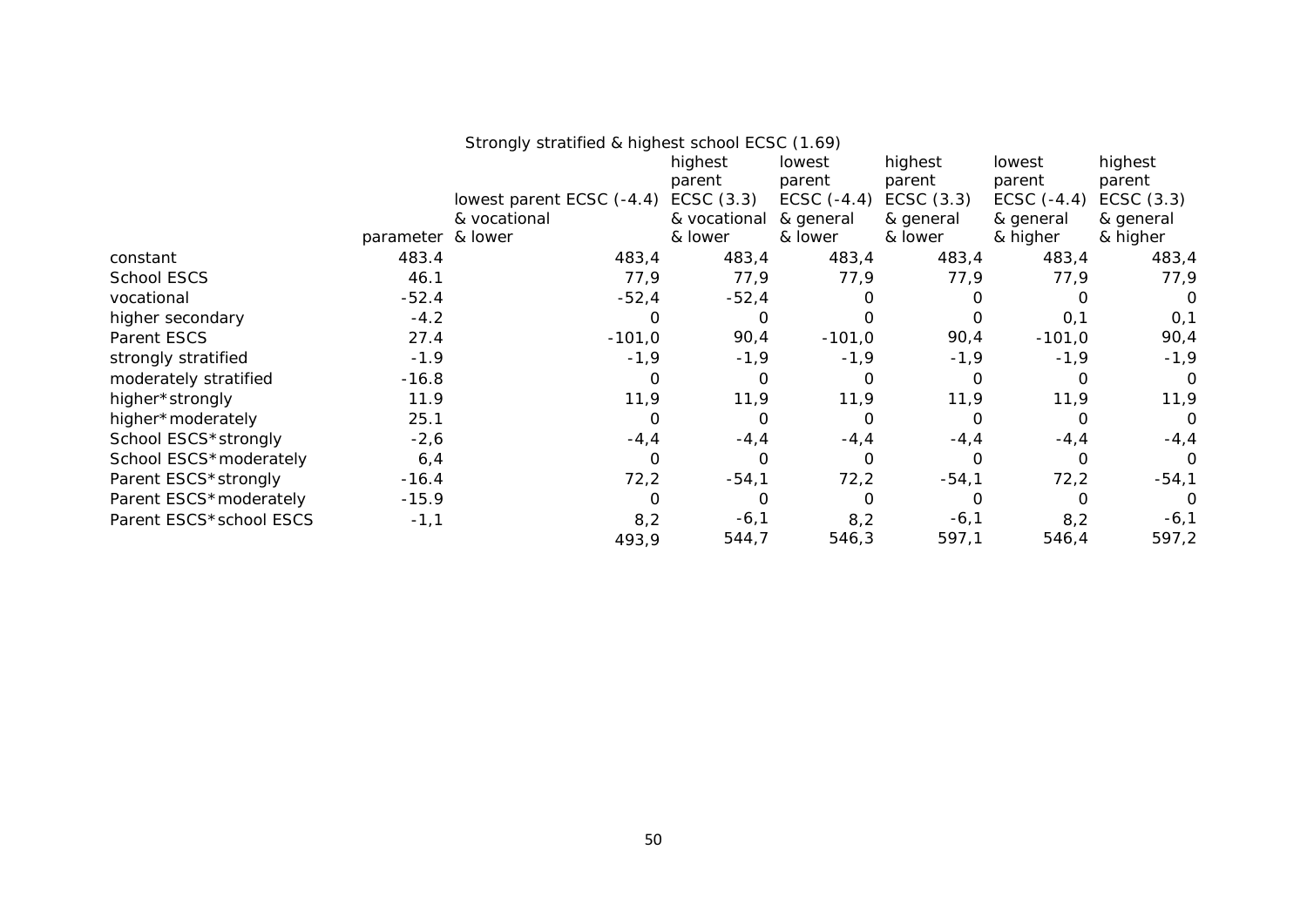| | | Strongly stratified & highest school ECSC (1.69) | | | | | |
|---|---|---|---|---|---|---|---|
| | parameter | lowest parent ECSC (-4.4) & vocational & lower | highest parent ECSC (3.3) & vocational & lower | lowest parent ECSC (-4.4) & general & lower | highest parent ECSC (3.3) & general & lower | lowest parent ECSC (-4.4) & general & higher | highest parent ECSC (3.3) & general & higher |
| constant | 483.4 | 483,4 | 483,4 | 483,4 | 483,4 | 483,4 | 483,4 |
| School ESCS | 46.1 | 77,9 | 77,9 | 77,9 | 77,9 | 77,9 | 77,9 |
| vocational | -52.4 | -52,4 | -52,4 | 0 | 0 | 0 | 0 |
| higher secondary | -4.2 | 0 | 0 | 0 | 0 | 0,1 | 0,1 |
| Parent ESCS | 27.4 | -101,0 | 90,4 | -101,0 | 90,4 | -101,0 | 90,4 |
| strongly stratified | -1.9 | -1,9 | -1,9 | -1,9 | -1,9 | -1,9 | -1,9 |
| moderately stratified | -16.8 | 0 | 0 | 0 | 0 | 0 | 0 |
| higher*strongly | 11.9 | 11,9 | 11,9 | 11,9 | 11,9 | 11,9 | 11,9 |
| higher*moderately | 25.1 | 0 | 0 | 0 | 0 | 0 | 0 |
| School ESCS*strongly | -2,6 | -4,4 | -4,4 | -4,4 | -4,4 | -4,4 | -4,4 |
| School ESCS*moderately | 6,4 | 0 | 0 | 0 | 0 | 0 | 0 |
| Parent ESCS*strongly | -16.4 | 72,2 | -54,1 | 72,2 | -54,1 | 72,2 | -54,1 |
| Parent ESCS*moderately | -15.9 | 0 | 0 | 0 | 0 | 0 | 0 |
| Parent ESCS*school ESCS | -1,1 | 8,2 | -6,1 | 8,2 | -6,1 | 8,2 | -6,1 |
| | | 493,9 | 544,7 | 546,3 | 597,1 | 546,4 | 597,2 |